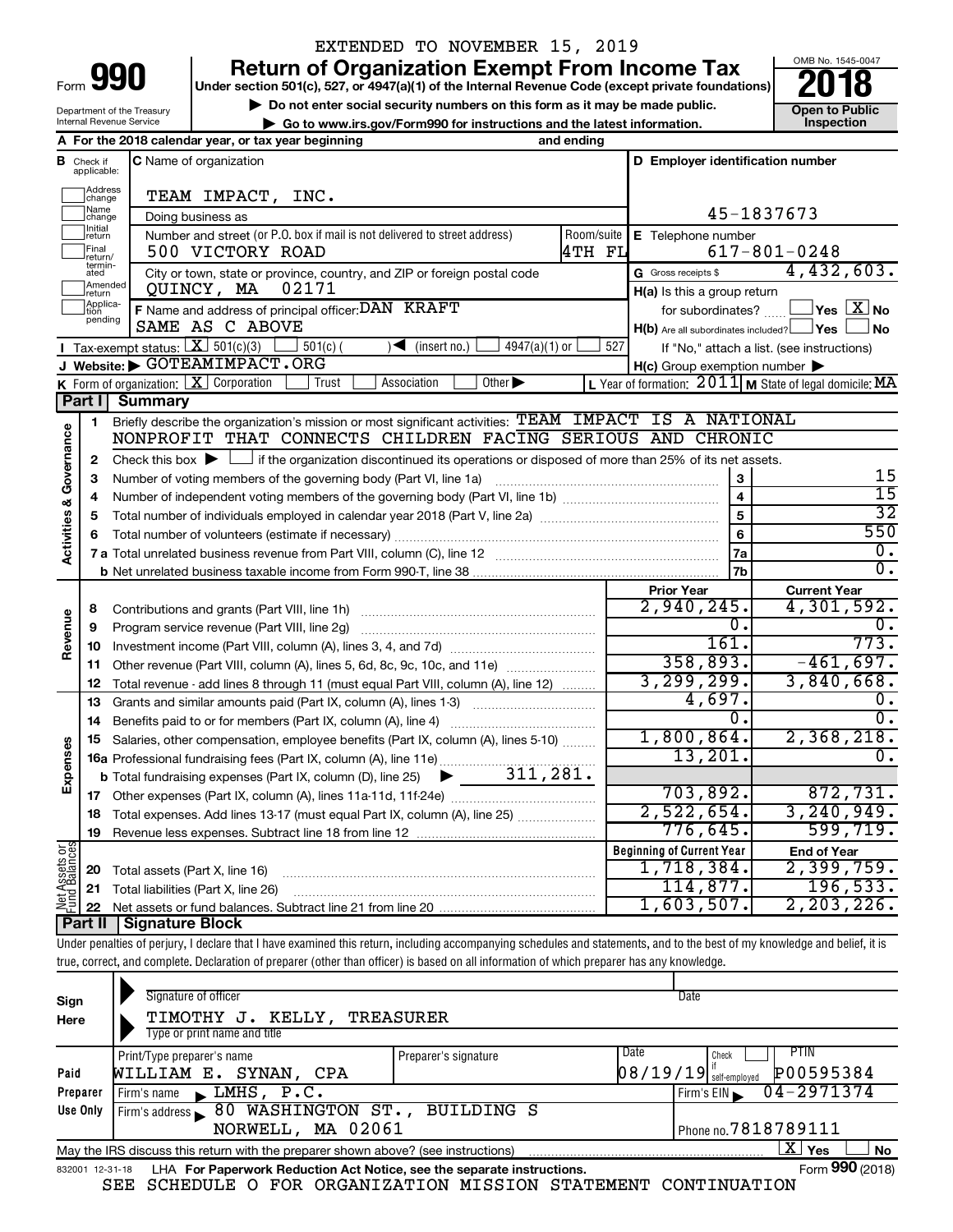EXTENDED TO NOVEMBER 15, 2019

# Form 990 Return of Organization Exempt From Income Tax 2018

Under section 501(c), 527, or 4947(a)(1) of the Internal Revenue Code (except private foundations)

▶ Do not enter social security numbers on this form as it may be made public.

▶ Go to www.irs.gov/Form990 for instructions and the latest information.

Department of the Treasury Internal Revenue Service

OMB No. 1545-0047

Open to Public Inspection

**A** For the 2018 calendar year, or tax year beginning and ending

**B** Check if applicable: Address change, Name change, Initial return, Final return/terminated, Amended return, Application pending

**C** Name of organization: TEAM IMPACT, INC.

Doing business as

Number and street (or P.O. box if mail is not delivered to street address): 500 VICTORY ROAD — Room/suite: 4TH FL

City or town, state or province, country, and ZIP or foreign postal code: QUINCY, MA 02171

**D** Employer identification number: 45-1837673

**E** Telephone number: 617-801-0248

**G** Gross receipts $ 4,432,603.

**F** Name and address of principal officer: DAN KRAFT, SAME AS C ABOVE

**H(a)** Is this a group return for subordinates? ☐ Yes ☒ No

**H(b)** Are all subordinates included? ☐ Yes ☐ No — If "No," attach a list. (see instructions)

**H(c)** Group exemption number ▶

**I** Tax-exempt status: ☒ 501(c)(3) ☐ 501(c) ( ) ◀ (insert no.) ☐ 4947(a)(1) or ☐ 527

**J** Website: ▶ GOTEAMIMPACT.ORG

**K** Form of organization: ☒ Corporation ☐ Trust ☐ Association ☐ Other ▶

**L** Year of formation: 2011 **M** State of legal domicile: MA

## Part I Summary

**Activities & Governance**

1. Briefly describe the organization's mission or most significant activities: TEAM IMPACT IS A NATIONAL NONPROFIT THAT CONNECTS CHILDREN FACING SERIOUS AND CHRONIC
2. Check this box ▶ ☐ if the organization discontinued its operations or disposed of more than 25% of its net assets.

| Line | Description | No. | Value |
|---|---|---|---|
| 3 | Number of voting members of the governing body (Part VI, line 1a) | 3 | 15 |
| 4 | Number of independent voting members of the governing body (Part VI, line 1b) | 4 | 15 |
| 5 | Total number of individuals employed in calendar year 2018 (Part V, line 2a) | 5 | 32 |
| 6 | Total number of volunteers (estimate if necessary) | 6 | 550 |
| 7a | Total unrelated business revenue from Part VIII, column (C), line 12 | 7a | 0. |
| 7b | Net unrelated business taxable income from Form 990-T, line 38 | 7b | 0. |

| | Line | Description | Prior Year | Current Year |
|---|---|---|---|---|
| Revenue | 8 | Contributions and grants (Part VIII, line 1h) | 2,940,245. | 4,301,592. |
| | 9 | Program service revenue (Part VIII, line 2g) | 0. | 0. |
| | 10 | Investment income (Part VIII, column (A), lines 3, 4, and 7d) | 161. | 773. |
| | 11 | Other revenue (Part VIII, column (A), lines 5, 6d, 8c, 9c, 10c, and 11e) | 358,893. | -461,697. |
| | 12 | Total revenue - add lines 8 through 11 (must equal Part VIII, column (A), line 12) | 3,299,299. | 3,840,668. |
| Expenses | 13 | Grants and similar amounts paid (Part IX, column (A), lines 1-3) | 4,697. | 0. |
| | 14 | Benefits paid to or for members (Part IX, column (A), line 4) | 0. | 0. |
| | 15 | Salaries, other compensation, employee benefits (Part IX, column (A), lines 5-10) | 1,800,864. | 2,368,218. |
| | 16a | Professional fundraising fees (Part IX, column (A), line 11e) | 13,201. | 0. |
| | b | Total fundraising expenses (Part IX, column (D), line 25) ▶ 311,281. | | |
| | 17 | Other expenses (Part IX, column (A), lines 11a-11d, 11f-24e) | 703,892. | 872,731. |
| | 18 | Total expenses. Add lines 13-17 (must equal Part IX, column (A), line 25) | 2,522,654. | 3,240,949. |
| | 19 | Revenue less expenses. Subtract line 18 from line 12 | 776,645. | 599,719. |

| | Line | Description | Beginning of Current Year | End of Year |
|---|---|---|---|---|
| Net Assets or Fund Balances | 20 | Total assets (Part X, line 16) | 1,718,384. | 2,399,759. |
| | 21 | Total liabilities (Part X, line 26) | 114,877. | 196,533. |
| | 22 | Net assets or fund balances. Subtract line 21 from line 20 | 1,603,507. | 2,203,226. |

## Part II Signature Block

Under penalties of perjury, I declare that I have examined this return, including accompanying schedules and statements, and to the best of my knowledge and belief, it is true, correct, and complete. Declaration of preparer (other than officer) is based on all information of which preparer has any knowledge.

**Sign Here**

Signature of officer — Date

TIMOTHY J. KELLY, TREASURER

Type or print name and title

**Paid Preparer Use Only**

| Print/Type preparer's name | Preparer's signature | Date | Check if self-employed | PTIN |
|---|---|---|---|---|
| WILLIAM E. SYNAN, CPA | | 08/19/19 | ☐ | P00595384 |

Firm's name ▶ LMHS, P.C. — Firm's EIN ▶ 04-2971374

Firm's address ▶ 80 WASHINGTON ST., BUILDING S, NORWELL, MA 02061 — Phone no. 7818789111

May the IRS discuss this return with the preparer shown above? (see instructions) ☒ Yes ☐ No

832001 12-31-18 LHA For Paperwork Reduction Act Notice, see the separate instructions. Form **990** (2018)

SEE SCHEDULE O FOR ORGANIZATION MISSION STATEMENT CONTINUATION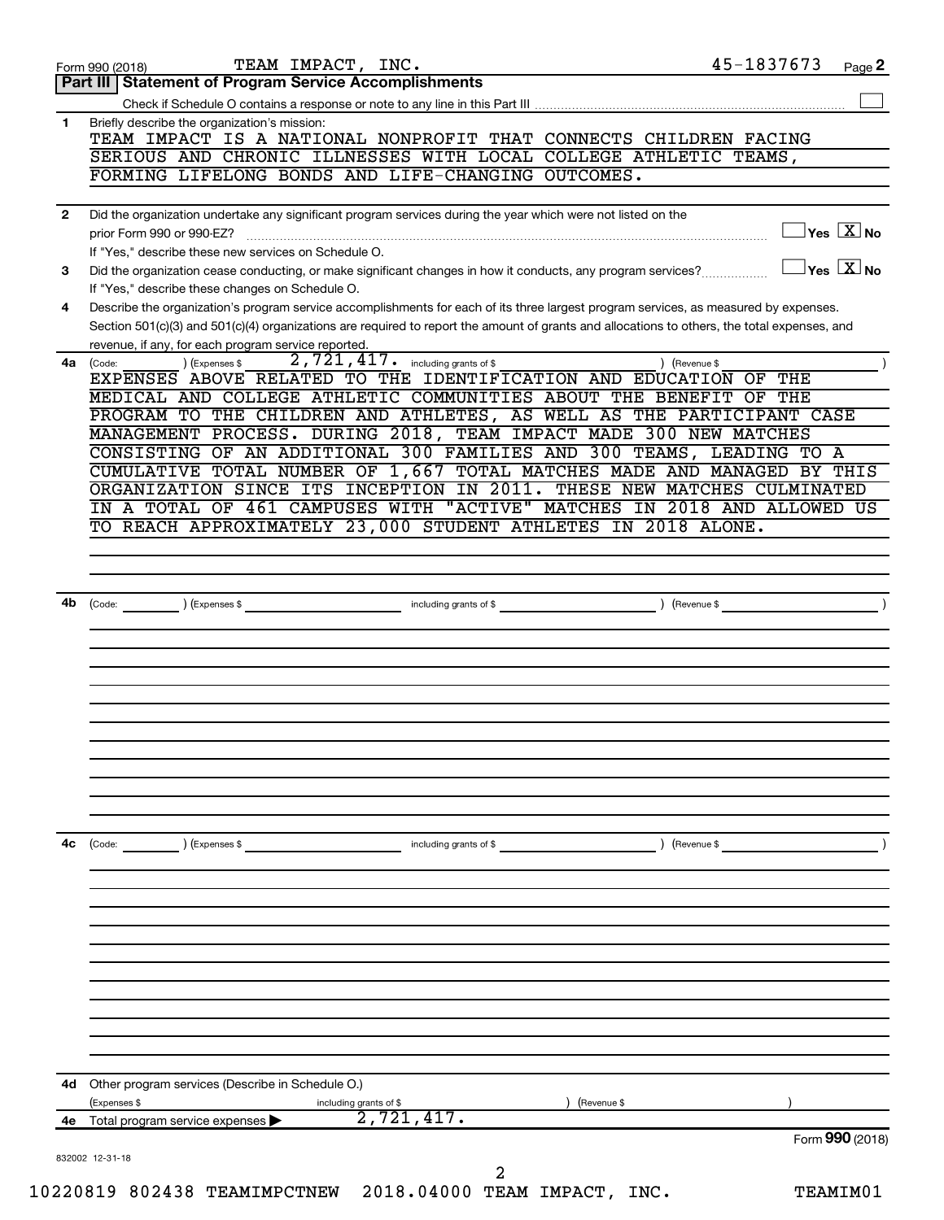Form 990 (2018) TEAM IMPACT, INC. 45-1837673 Page 2

## Part III Statement of Program Service Accomplishments

Check if Schedule O contains a response or note to any line in this Part III ☐

**1** Briefly describe the organization's mission:

TEAM IMPACT IS A NATIONAL NONPROFIT THAT CONNECTS CHILDREN FACING SERIOUS AND CHRONIC ILLNESSES WITH LOCAL COLLEGE ATHLETIC TEAMS, FORMING LIFELONG BONDS AND LIFE-CHANGING OUTCOMES.

**2** Did the organization undertake any significant program services during the year which were not listed on the prior Form 990 or 990-EZ? ☐ Yes ☒ No

If "Yes," describe these new services on Schedule O.

**3** Did the organization cease conducting, or make significant changes in how it conducts, any program services? ☐ Yes ☒ No

If "Yes," describe these changes on Schedule O.

**4** Describe the organization's program service accomplishments for each of its three largest program services, as measured by expenses. Section 501(c)(3) and 501(c)(4) organizations are required to report the amount of grants and allocations to others, the total expenses, and revenue, if any, for each program service reported.

**4a** (Code: ) (Expenses $ 2,721,417. including grants of $ ) (Revenue $ )

EXPENSES ABOVE RELATED TO THE IDENTIFICATION AND EDUCATION OF THE MEDICAL AND COLLEGE ATHLETIC COMMUNITIES ABOUT THE BENEFIT OF THE PROGRAM TO THE CHILDREN AND ATHLETES, AS WELL AS THE PARTICIPANT CASE MANAGEMENT PROCESS. DURING 2018, TEAM IMPACT MADE 300 NEW MATCHES CONSISTING OF AN ADDITIONAL 300 FAMILIES AND 300 TEAMS, LEADING TO A CUMULATIVE TOTAL NUMBER OF 1,667 TOTAL MATCHES MADE AND MANAGED BY THIS ORGANIZATION SINCE ITS INCEPTION IN 2011. THESE NEW MATCHES CULMINATED IN A TOTAL OF 461 CAMPUSES WITH "ACTIVE" MATCHES IN 2018 AND ALLOWED US TO REACH APPROXIMATELY 23,000 STUDENT ATHLETES IN 2018 ALONE.

**4b** (Code: ) (Expenses $ including grants of $ ) (Revenue $ )

**4c** (Code: ) (Expenses $ including grants of $ ) (Revenue $ )

**4d** Other program services (Describe in Schedule O.)

(Expenses $ including grants of $ ) (Revenue $ )

**4e** Total program service expenses ▶ 2,721,417.

Form **990** (2018)

832002 12-31-18

10220819 802438 TEAMIMPCTNEW 2018.04000 TEAM IMPACT, INC. TEAMIM01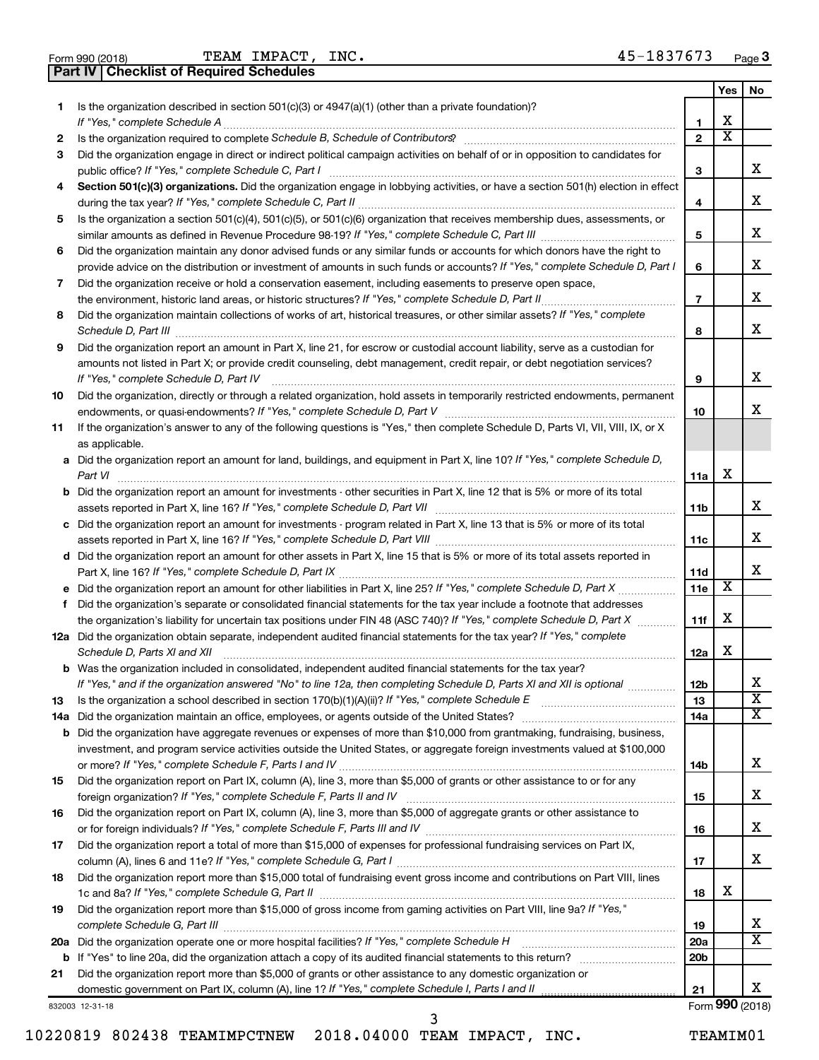Form 990 (2018) TEAM IMPACT, INC. 45-1837673 Page 3

**Part IV | Checklist of Required Schedules**

| | | | Yes | No |
|---|---|---|---|---|
| 1 | Is the organization described in section 501(c)(3) or 4947(a)(1) (other than a private foundation)? *If "Yes," complete Schedule A* | 1 | X | |
| 2 | Is the organization required to complete *Schedule B, Schedule of Contributors*? | 2 | X | |
| 3 | Did the organization engage in direct or indirect political campaign activities on behalf of or in opposition to candidates for public office? *If "Yes," complete Schedule C, Part I* | 3 | | X |
| 4 | **Section 501(c)(3) organizations.** Did the organization engage in lobbying activities, or have a section 501(h) election in effect during the tax year? *If "Yes," complete Schedule C, Part II* | 4 | | X |
| 5 | Is the organization a section 501(c)(4), 501(c)(5), or 501(c)(6) organization that receives membership dues, assessments, or similar amounts as defined in Revenue Procedure 98-19? *If "Yes," complete Schedule C, Part III* | 5 | | X |
| 6 | Did the organization maintain any donor advised funds or any similar funds or accounts for which donors have the right to provide advice on the distribution or investment of amounts in such funds or accounts? *If "Yes," complete Schedule D, Part I* | 6 | | X |
| 7 | Did the organization receive or hold a conservation easement, including easements to preserve open space, the environment, historic land areas, or historic structures? *If "Yes," complete Schedule D, Part II* | 7 | | X |
| 8 | Did the organization maintain collections of works of art, historical treasures, or other similar assets? *If "Yes," complete Schedule D, Part III* | 8 | | X |
| 9 | Did the organization report an amount in Part X, line 21, for escrow or custodial account liability, serve as a custodian for amounts not listed in Part X; or provide credit counseling, debt management, credit repair, or debt negotiation services? *If "Yes," complete Schedule D, Part IV* | 9 | | X |
| 10 | Did the organization, directly or through a related organization, hold assets in temporarily restricted endowments, permanent endowments, or quasi-endowments? *If "Yes," complete Schedule D, Part V* | 10 | | X |
| 11 | If the organization's answer to any of the following questions is "Yes," then complete Schedule D, Parts VI, VII, VIII, IX, or X as applicable. | | | |
| a | Did the organization report an amount for land, buildings, and equipment in Part X, line 10? *If "Yes," complete Schedule D, Part VI* | 11a | X | |
| b | Did the organization report an amount for investments - other securities in Part X, line 12 that is 5% or more of its total assets reported in Part X, line 16? *If "Yes," complete Schedule D, Part VII* | 11b | | X |
| c | Did the organization report an amount for investments - program related in Part X, line 13 that is 5% or more of its total assets reported in Part X, line 16? *If "Yes," complete Schedule D, Part VIII* | 11c | | X |
| d | Did the organization report an amount for other assets in Part X, line 15 that is 5% or more of its total assets reported in Part X, line 16? *If "Yes," complete Schedule D, Part IX* | 11d | | X |
| e | Did the organization report an amount for other liabilities in Part X, line 25? *If "Yes," complete Schedule D, Part X* | 11e | X | |
| f | Did the organization's separate or consolidated financial statements for the tax year include a footnote that addresses the organization's liability for uncertain tax positions under FIN 48 (ASC 740)? *If "Yes," complete Schedule D, Part X* | 11f | X | |
| 12a | Did the organization obtain separate, independent audited financial statements for the tax year? *If "Yes," complete Schedule D, Parts XI and XII* | 12a | X | |
| b | Was the organization included in consolidated, independent audited financial statements for the tax year? *If "Yes," and if the organization answered "No" to line 12a, then completing Schedule D, Parts XI and XII is optional* | 12b | | X |
| 13 | Is the organization a school described in section 170(b)(1)(A)(ii)? *If "Yes," complete Schedule E* | 13 | | X |
| 14a | Did the organization maintain an office, employees, or agents outside of the United States? | 14a | | X |
| b | Did the organization have aggregate revenues or expenses of more than $10,000 from grantmaking, fundraising, business, investment, and program service activities outside the United States, or aggregate foreign investments valued at $100,000 or more? *If "Yes," complete Schedule F, Parts I and IV* | 14b | | X |
| 15 | Did the organization report on Part IX, column (A), line 3, more than $5,000 of grants or other assistance to or for any foreign organization? *If "Yes," complete Schedule F, Parts II and IV* | 15 | | X |
| 16 | Did the organization report on Part IX, column (A), line 3, more than $5,000 of aggregate grants or other assistance to or for foreign individuals? *If "Yes," complete Schedule F, Parts III and IV* | 16 | | X |
| 17 | Did the organization report a total of more than $15,000 of expenses for professional fundraising services on Part IX, column (A), lines 6 and 11e? *If "Yes," complete Schedule G, Part I* | 17 | | X |
| 18 | Did the organization report more than $15,000 total of fundraising event gross income and contributions on Part VIII, lines 1c and 8a? *If "Yes," complete Schedule G, Part II* | 18 | X | |
| 19 | Did the organization report more than $15,000 of gross income from gaming activities on Part VIII, line 9a? *If "Yes," complete Schedule G, Part III* | 19 | | X |
| 20a | Did the organization operate one or more hospital facilities? *If "Yes," complete Schedule H* | 20a | | X |
| b | If "Yes" to line 20a, did the organization attach a copy of its audited financial statements to this return? | 20b | | |
| 21 | Did the organization report more than $5,000 of grants or other assistance to any domestic organization or domestic government on Part IX, column (A), line 1? *If "Yes," complete Schedule I, Parts I and II* | 21 | | X |

832003 12-31-18 Form **990** (2018)

10220819 802438 TEAMIMPCTNEW 2018.04000 TEAM IMPACT, INC. TEAMIM01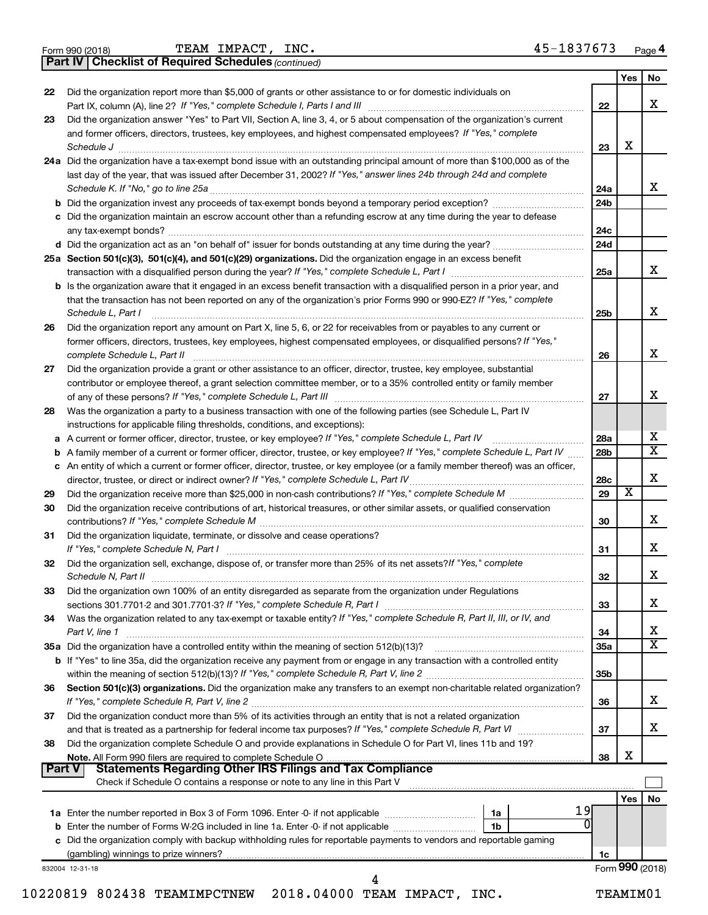Form 990 (2018) TEAM IMPACT, INC. 45-1837673 Page 4

**Part IV | Checklist of Required Schedules** *(continued)*

| | | | Yes | No |
|---|---|---|---|---|
| 22 | Did the organization report more than $5,000 of grants or other assistance to or for domestic individuals on Part IX, column (A), line 2? *If "Yes," complete Schedule I, Parts I and III* | 22 | | X |
| 23 | Did the organization answer "Yes" to Part VII, Section A, line 3, 4, or 5 about compensation of the organization's current and former officers, directors, trustees, key employees, and highest compensated employees? *If "Yes," complete Schedule J* | 23 | X | |
| 24a | Did the organization have a tax-exempt bond issue with an outstanding principal amount of more than $100,000 as of the last day of the year, that was issued after December 31, 2002? *If "Yes," answer lines 24b through 24d and complete Schedule K. If "No," go to line 25a* | 24a | | X |
| b | Did the organization invest any proceeds of tax-exempt bonds beyond a temporary period exception? | 24b | | |
| c | Did the organization maintain an escrow account other than a refunding escrow at any time during the year to defease any tax-exempt bonds? | 24c | | |
| d | Did the organization act as an "on behalf of" issuer for bonds outstanding at any time during the year? | 24d | | |
| 25a | **Section 501(c)(3), 501(c)(4), and 501(c)(29) organizations.** Did the organization engage in an excess benefit transaction with a disqualified person during the year? *If "Yes," complete Schedule L, Part I* | 25a | | X |
| b | Is the organization aware that it engaged in an excess benefit transaction with a disqualified person in a prior year, and that the transaction has not been reported on any of the organization's prior Forms 990 or 990-EZ? *If "Yes," complete Schedule L, Part I* | 25b | | X |
| 26 | Did the organization report any amount on Part X, line 5, 6, or 22 for receivables from or payables to any current or former officers, directors, trustees, key employees, highest compensated employees, or disqualified persons? *If "Yes," complete Schedule L, Part II* | 26 | | X |
| 27 | Did the organization provide a grant or other assistance to an officer, director, trustee, key employee, substantial contributor or employee thereof, a grant selection committee member, or to a 35% controlled entity or family member of any of these persons? *If "Yes," complete Schedule L, Part III* | 27 | | X |
| 28 | Was the organization a party to a business transaction with one of the following parties (see Schedule L, Part IV instructions for applicable filing thresholds, conditions, and exceptions): | | | |
| a | A current or former officer, director, trustee, or key employee? *If "Yes," complete Schedule L, Part IV* | 28a | | X |
| b | A family member of a current or former officer, director, trustee, or key employee? *If "Yes," complete Schedule L, Part IV* | 28b | | X |
| c | An entity of which a current or former officer, director, trustee, or key employee (or a family member thereof) was an officer, director, trustee, or direct or indirect owner? *If "Yes," complete Schedule L, Part IV* | 28c | | X |
| 29 | Did the organization receive more than $25,000 in non-cash contributions? *If "Yes," complete Schedule M* | 29 | X | |
| 30 | Did the organization receive contributions of art, historical treasures, or other similar assets, or qualified conservation contributions? *If "Yes," complete Schedule M* | 30 | | X |
| 31 | Did the organization liquidate, terminate, or dissolve and cease operations? *If "Yes," complete Schedule N, Part I* | 31 | | X |
| 32 | Did the organization sell, exchange, dispose of, or transfer more than 25% of its net assets? *If "Yes," complete Schedule N, Part II* | 32 | | X |
| 33 | Did the organization own 100% of an entity disregarded as separate from the organization under Regulations sections 301.7701-2 and 301.7701-3? *If "Yes," complete Schedule R, Part I* | 33 | | X |
| 34 | Was the organization related to any tax-exempt or taxable entity? *If "Yes," complete Schedule R, Part II, III, or IV, and Part V, line 1* | 34 | | X |
| 35a | Did the organization have a controlled entity within the meaning of section 512(b)(13)? | 35a | | X |
| b | If "Yes" to line 35a, did the organization receive any payment from or engage in any transaction with a controlled entity within the meaning of section 512(b)(13)? *If "Yes," complete Schedule R, Part V, line 2* | 35b | | |
| 36 | **Section 501(c)(3) organizations.** Did the organization make any transfers to an exempt non-charitable related organization? *If "Yes," complete Schedule R, Part V, line 2* | 36 | | X |
| 37 | Did the organization conduct more than 5% of its activities through an entity that is not a related organization and that is treated as a partnership for federal income tax purposes? *If "Yes," complete Schedule R, Part VI* | 37 | | X |
| 38 | Did the organization complete Schedule O and provide explanations in Schedule O for Part VI, lines 11b and 19? **Note.** All Form 990 filers are required to complete Schedule O | 38 | X | |

**Part V | Statements Regarding Other IRS Filings and Tax Compliance**

Check if Schedule O contains a response or note to any line in this Part V ☐

| | | | | | Yes | No |
|---|---|---|---|---|---|---|
| 1a | Enter the number reported in Box 3 of Form 1096. Enter -0- if not applicable | 1a | 19 | | | |
| b | Enter the number of Forms W-2G included in line 1a. Enter -0- if not applicable | 1b | 0 | | | |
| c | Did the organization comply with backup withholding rules for reportable payments to vendors and reportable gaming (gambling) winnings to prize winners? | | | 1c | | |

832004 12-31-18 Form **990** (2018)

10220819 802438 TEAMIMPCTNEW 2018.04000 TEAM IMPACT, INC. TEAMIM01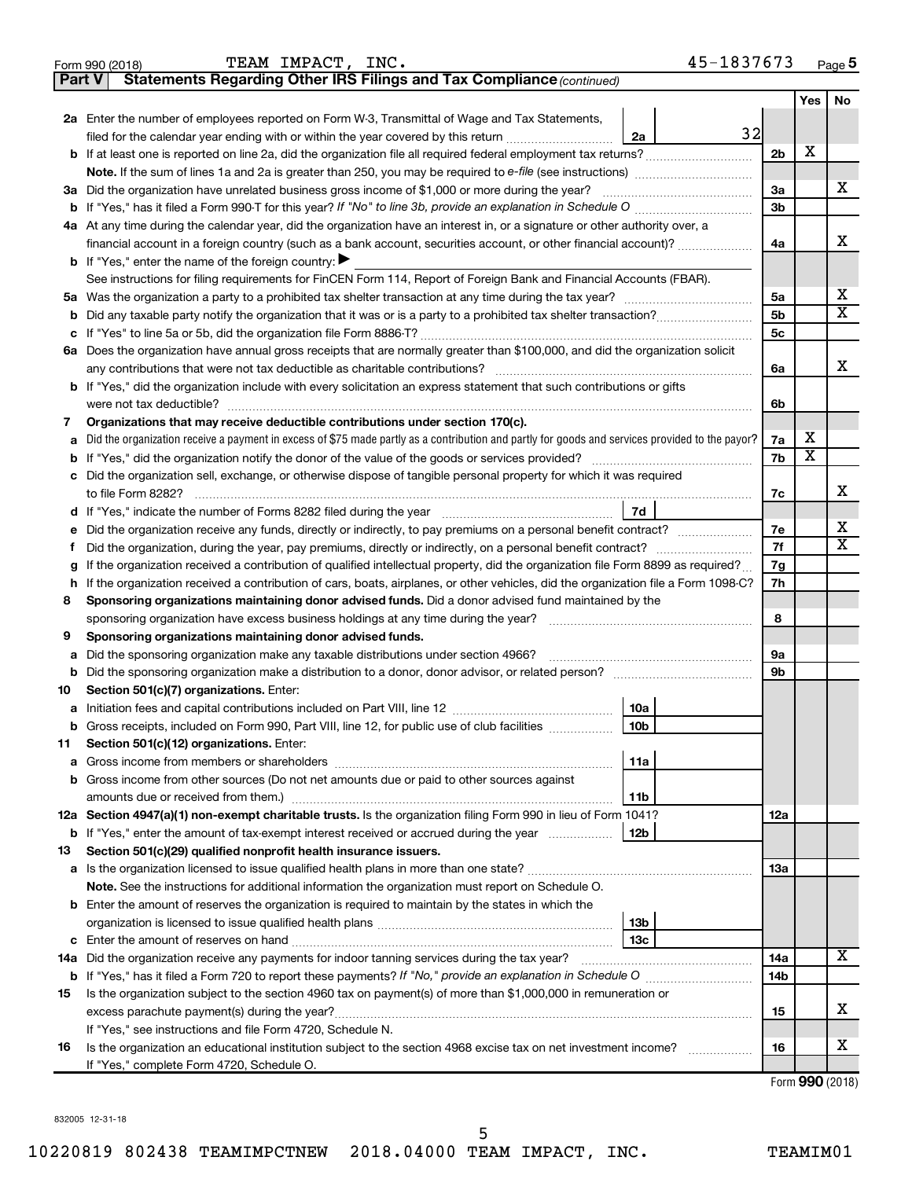Form 990 (2018) TEAM IMPACT, INC. 45-1837673 Page 5

**Part V | Statements Regarding Other IRS Filings and Tax Compliance** *(continued)*

| | | | | | Yes | No |
|---|---|---|---|---|---|---|
| **2a** | Enter the number of employees reported on Form W-3, Transmittal of Wage and Tax Statements, filed for the calendar year ending with or within the year covered by this return | 2a | 32 | | | |
| **b** | If at least one is reported on line 2a, did the organization file all required federal employment tax returns? | | | 2b | X | |
| | **Note.** If the sum of lines 1a and 2a is greater than 250, you may be required to *e-file* (see instructions) | | | | | |
| **3a** | Did the organization have unrelated business gross income of $1,000 or more during the year? | | | 3a | | X |
| **b** | If "Yes," has it filed a Form 990-T for this year? *If "No" to line 3b, provide an explanation in Schedule O* | | | 3b | | |
| **4a** | At any time during the calendar year, did the organization have an interest in, or a signature or other authority over, a financial account in a foreign country (such as a bank account, securities account, or other financial account)? | | | 4a | | X |
| **b** | If "Yes," enter the name of the foreign country: ▶ | | | | | |
| | See instructions for filing requirements for FinCEN Form 114, Report of Foreign Bank and Financial Accounts (FBAR). | | | | | |
| **5a** | Was the organization a party to a prohibited tax shelter transaction at any time during the tax year? | | | 5a | | X |
| **b** | Did any taxable party notify the organization that it was or is a party to a prohibited tax shelter transaction? | | | 5b | | X |
| **c** | If "Yes" to line 5a or 5b, did the organization file Form 8886-T? | | | 5c | | |
| **6a** | Does the organization have annual gross receipts that are normally greater than $100,000, and did the organization solicit any contributions that were not tax deductible as charitable contributions? | | | 6a | | X |
| **b** | If "Yes," did the organization include with every solicitation an express statement that such contributions or gifts were not tax deductible? | | | 6b | | |
| **7** | **Organizations that may receive deductible contributions under section 170(c).** | | | | | |
| **a** | Did the organization receive a payment in excess of $75 made partly as a contribution and partly for goods and services provided to the payor? | | | 7a | X | |
| **b** | If "Yes," did the organization notify the donor of the value of the goods or services provided? | | | 7b | X | |
| **c** | Did the organization sell, exchange, or otherwise dispose of tangible personal property for which it was required to file Form 8282? | | | 7c | | X |
| **d** | If "Yes," indicate the number of Forms 8282 filed during the year | 7d | | | | |
| **e** | Did the organization receive any funds, directly or indirectly, to pay premiums on a personal benefit contract? | | | 7e | | X |
| **f** | Did the organization, during the year, pay premiums, directly or indirectly, on a personal benefit contract? | | | 7f | | X |
| **g** | If the organization received a contribution of qualified intellectual property, did the organization file Form 8899 as required? | | | 7g | | |
| **h** | If the organization received a contribution of cars, boats, airplanes, or other vehicles, did the organization file a Form 1098-C? | | | 7h | | |
| **8** | **Sponsoring organizations maintaining donor advised funds.** Did a donor advised fund maintained by the sponsoring organization have excess business holdings at any time during the year? | | | 8 | | |
| **9** | **Sponsoring organizations maintaining donor advised funds.** | | | | | |
| **a** | Did the sponsoring organization make any taxable distributions under section 4966? | | | 9a | | |
| **b** | Did the sponsoring organization make a distribution to a donor, donor advisor, or related person? | | | 9b | | |
| **10** | **Section 501(c)(7) organizations.** Enter: | | | | | |
| **a** | Initiation fees and capital contributions included on Part VIII, line 12 | 10a | | | | |
| **b** | Gross receipts, included on Form 990, Part VIII, line 12, for public use of club facilities | 10b | | | | |
| **11** | **Section 501(c)(12) organizations.** Enter: | | | | | |
| **a** | Gross income from members or shareholders | 11a | | | | |
| **b** | Gross income from other sources (Do not net amounts due or paid to other sources against amounts due or received from them.) | 11b | | | | |
| **12a** | **Section 4947(a)(1) non-exempt charitable trusts.** Is the organization filing Form 990 in lieu of Form 1041? | | | 12a | | |
| **b** | If "Yes," enter the amount of tax-exempt interest received or accrued during the year | 12b | | | | |
| **13** | **Section 501(c)(29) qualified nonprofit health insurance issuers.** | | | | | |
| **a** | Is the organization licensed to issue qualified health plans in more than one state? | | | 13a | | |
| | **Note.** See the instructions for additional information the organization must report on Schedule O. | | | | | |
| **b** | Enter the amount of reserves the organization is required to maintain by the states in which the organization is licensed to issue qualified health plans | 13b | | | | |
| **c** | Enter the amount of reserves on hand | 13c | | | | |
| **14a** | Did the organization receive any payments for indoor tanning services during the tax year? | | | 14a | | X |
| **b** | If "Yes," has it filed a Form 720 to report these payments? *If "No," provide an explanation in Schedule O* | | | 14b | | |
| **15** | Is the organization subject to the section 4960 tax on payment(s) of more than $1,000,000 in remuneration or excess parachute payment(s) during the year? | | | 15 | | X |
| | If "Yes," see instructions and file Form 4720, Schedule N. | | | | | |
| **16** | Is the organization an educational institution subject to the section 4968 excise tax on net investment income? | | | 16 | | X |
| | If "Yes," complete Form 4720, Schedule O. | | | | | |

Form **990** (2018)

832005 12-31-18

10220819 802438 TEAMIMPCTNEW 2018.04000 TEAM IMPACT, INC. TEAMIM01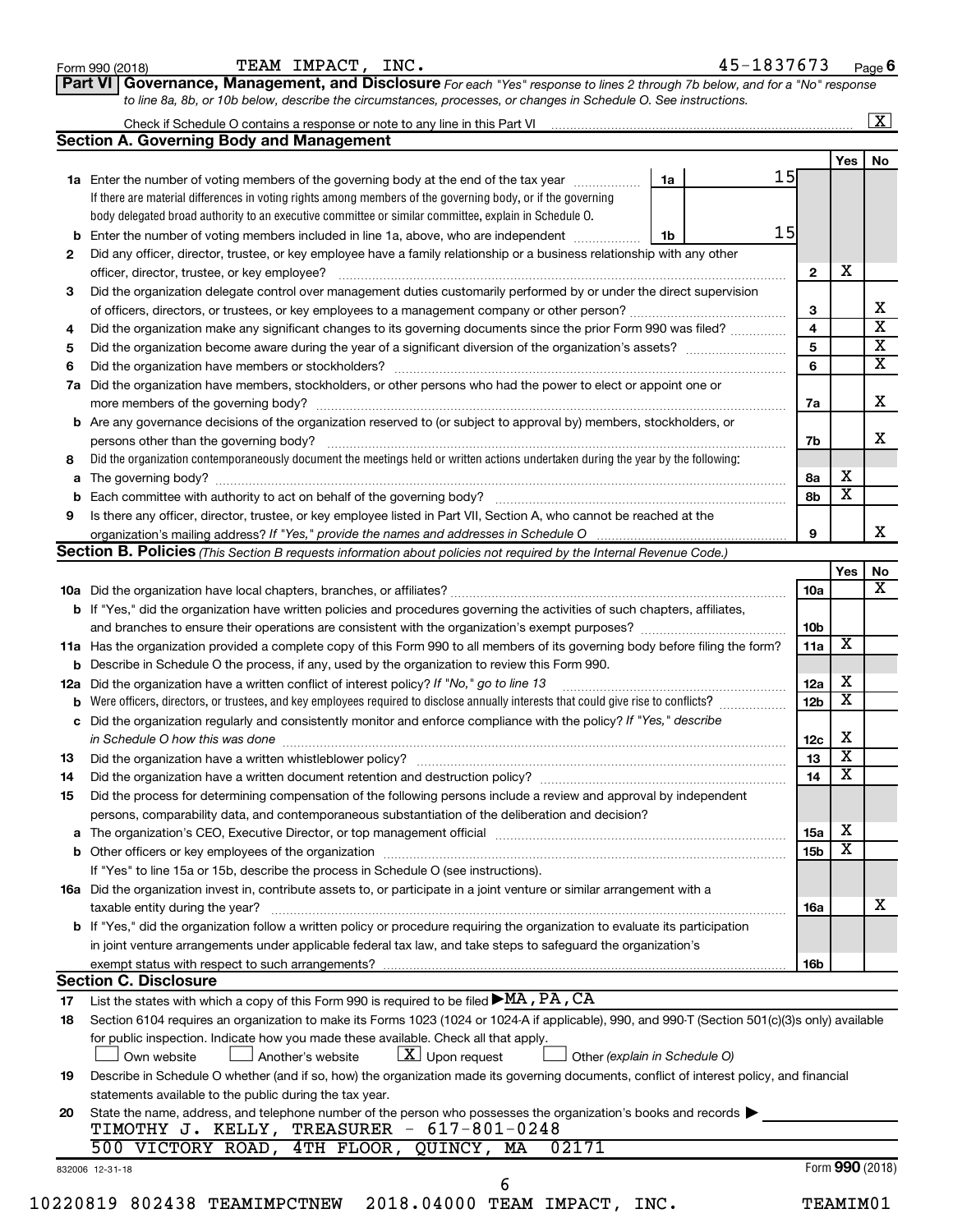Form 990 (2018) TEAM IMPACT, INC. 45-1837673 Page 6

**Part VI Governance, Management, and Disclosure** *For each "Yes" response to lines 2 through 7b below, and for a "No" response to line 8a, 8b, or 10b below, describe the circumstances, processes, or changes in Schedule O. See instructions.*

Check if Schedule O contains a response or note to any line in this Part VI .......... [X]

## Section A. Governing Body and Management

| | | | | Yes | No |
|---|---|---|---|---|---|
| **1a** | Enter the number of voting members of the governing body at the end of the tax year. If there are material differences in voting rights among members of the governing body, or if the governing body delegated broad authority to an executive committee or similar committee, explain in Schedule O. | 1a: 15 | | | |
| **b** | Enter the number of voting members included in line 1a, above, who are independent | 1b: 15 | | | |
| **2** | Did any officer, director, trustee, or key employee have a family relationship or a business relationship with any other officer, director, trustee, or key employee? | | 2 | X | |
| **3** | Did the organization delegate control over management duties customarily performed by or under the direct supervision of officers, directors, or trustees, or key employees to a management company or other person? | | 3 | | X |
| **4** | Did the organization make any significant changes to its governing documents since the prior Form 990 was filed? | | 4 | | X |
| **5** | Did the organization become aware during the year of a significant diversion of the organization's assets? | | 5 | | X |
| **6** | Did the organization have members or stockholders? | | 6 | | X |
| **7a** | Did the organization have members, stockholders, or other persons who had the power to elect or appoint one or more members of the governing body? | | 7a | | X |
| **b** | Are any governance decisions of the organization reserved to (or subject to approval by) members, stockholders, or persons other than the governing body? | | 7b | | X |
| **8** | Did the organization contemporaneously document the meetings held or written actions undertaken during the year by the following: | | | | |
| **a** | The governing body? | | 8a | X | |
| **b** | Each committee with authority to act on behalf of the governing body? | | 8b | X | |
| **9** | Is there any officer, director, trustee, or key employee listed in Part VII, Section A, who cannot be reached at the organization's mailing address? *If "Yes," provide the names and addresses in Schedule O* | | 9 | | X |

## Section B. Policies *(This Section B requests information about policies not required by the Internal Revenue Code.)*

| | | | Yes | No |
|---|---|---|---|---|
| **10a** | Did the organization have local chapters, branches, or affiliates? | 10a | | X |
| **b** | If "Yes," did the organization have written policies and procedures governing the activities of such chapters, affiliates, and branches to ensure their operations are consistent with the organization's exempt purposes? | 10b | | |
| **11a** | Has the organization provided a complete copy of this Form 990 to all members of its governing body before filing the form? | 11a | X | |
| **b** | Describe in Schedule O the process, if any, used by the organization to review this Form 990. | | | |
| **12a** | Did the organization have a written conflict of interest policy? *If "No," go to line 13* | 12a | X | |
| **b** | Were officers, directors, or trustees, and key employees required to disclose annually interests that could give rise to conflicts? | 12b | X | |
| **c** | Did the organization regularly and consistently monitor and enforce compliance with the policy? *If "Yes," describe in Schedule O how this was done* | 12c | X | |
| **13** | Did the organization have a written whistleblower policy? | 13 | X | |
| **14** | Did the organization have a written document retention and destruction policy? | 14 | X | |
| **15** | Did the process for determining compensation of the following persons include a review and approval by independent persons, comparability data, and contemporaneous substantiation of the deliberation and decision? | | | |
| **a** | The organization's CEO, Executive Director, or top management official | 15a | X | |
| **b** | Other officers or key employees of the organization | 15b | X | |
| | If "Yes" to line 15a or 15b, describe the process in Schedule O (see instructions). | | | |
| **16a** | Did the organization invest in, contribute assets to, or participate in a joint venture or similar arrangement with a taxable entity during the year? | 16a | | X |
| **b** | If "Yes," did the organization follow a written policy or procedure requiring the organization to evaluate its participation in joint venture arrangements under applicable federal tax law, and take steps to safeguard the organization's exempt status with respect to such arrangements? | 16b | | |

## Section C. Disclosure

**17** List the states with which a copy of this Form 990 is required to be filed ▶ MA, PA, CA

**18** Section 6104 requires an organization to make its Forms 1023 (1024 or 1024-A if applicable), 990, and 990-T (Section 501(c)(3)s only) available for public inspection. Indicate how you made these available. Check all that apply.

[ ] Own website [ ] Another's website [X] Upon request [ ] Other *(explain in Schedule O)*

**19** Describe in Schedule O whether (and if so, how) the organization made its governing documents, conflict of interest policy, and financial statements available to the public during the tax year.

**20** State the name, address, and telephone number of the person who possesses the organization's books and records ▶

TIMOTHY J. KELLY, TREASURER - 617-801-0248
500 VICTORY ROAD, 4TH FLOOR, QUINCY, MA 02171

832006 12-31-18 Form **990** (2018)

10220819 802438 TEAMIMPCTNEW 2018.04000 TEAM IMPACT, INC. TEAMIM01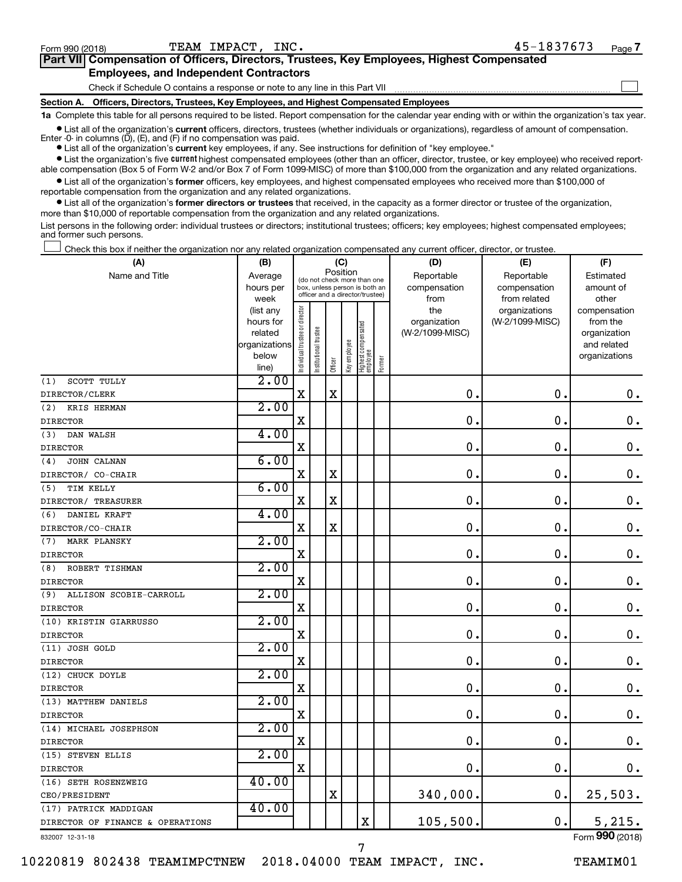Form 990 (2018) TEAM IMPACT, INC. 45-1837673 Page 7

## Part VII Compensation of Officers, Directors, Trustees, Key Employees, Highest Compensated Employees, and Independent Contractors

Check if Schedule O contains a response or note to any line in this Part VII ☐

### Section A. Officers, Directors, Trustees, Key Employees, and Highest Compensated Employees

**1a** Complete this table for all persons required to be listed. Report compensation for the calendar year ending with or within the organization's tax year.

- List all of the organization's **current** officers, directors, trustees (whether individuals or organizations), regardless of amount of compensation. Enter -0- in columns (D), (E), and (F) if no compensation was paid.
- List all of the organization's **current** key employees, if any. See instructions for definition of "key employee."
- List the organization's five **current** highest compensated employees (other than an officer, director, trustee, or key employee) who received reportable compensation (Box 5 of Form W-2 and/or Box 7 of Form 1099-MISC) of more than $100,000 from the organization and any related organizations.
- List all of the organization's **former** officers, key employees, and highest compensated employees who received more than $100,000 of reportable compensation from the organization and any related organizations.
- List all of the organization's **former directors or trustees** that received, in the capacity as a former director or trustee of the organization, more than $10,000 of reportable compensation from the organization and any related organizations.

List persons in the following order: individual trustees or directors; institutional trustees; officers; key employees; highest compensated employees; and former such persons.

☐ Check this box if neither the organization nor any related organization compensated any current officer, director, or trustee.

| (A) Name and Title | (B) Average hours per week (list any hours for related organizations below line) | (C) Position: Individual trustee or director | Institutional trustee | Officer | Key employee | Highest compensated employee | Former | (D) Reportable compensation from the organization (W-2/1099-MISC) | (E) Reportable compensation from related organizations (W-2/1099-MISC) | (F) Estimated amount of other compensation from the organization and related organizations |
|---|---|---|---|---|---|---|---|---|---|---|
| (1) SCOTT TULLY DIRECTOR/CLERK | 2.00 | X | | X | | | | 0. | 0. | 0. |
| (2) KRIS HERMAN DIRECTOR | 2.00 | X | | | | | | 0. | 0. | 0. |
| (3) DAN WALSH DIRECTOR | 4.00 | X | | | | | | 0. | 0. | 0. |
| (4) JOHN CALNAN DIRECTOR/ CO-CHAIR | 6.00 | X | | X | | | | 0. | 0. | 0. |
| (5) TIM KELLY DIRECTOR/ TREASURER | 6.00 | X | | X | | | | 0. | 0. | 0. |
| (6) DANIEL KRAFT DIRECTOR/CO-CHAIR | 4.00 | X | | X | | | | 0. | 0. | 0. |
| (7) MARK PLANSKY DIRECTOR | 2.00 | X | | | | | | 0. | 0. | 0. |
| (8) ROBERT TISHMAN DIRECTOR | 2.00 | X | | | | | | 0. | 0. | 0. |
| (9) ALLISON SCOBIE-CARROLL DIRECTOR | 2.00 | X | | | | | | 0. | 0. | 0. |
| (10) KRISTIN GIARRUSSO DIRECTOR | 2.00 | X | | | | | | 0. | 0. | 0. |
| (11) JOSH GOLD DIRECTOR | 2.00 | X | | | | | | 0. | 0. | 0. |
| (12) CHUCK DOYLE DIRECTOR | 2.00 | X | | | | | | 0. | 0. | 0. |
| (13) MATTHEW DANIELS DIRECTOR | 2.00 | X | | | | | | 0. | 0. | 0. |
| (14) MICHAEL JOSEPHSON DIRECTOR | 2.00 | X | | | | | | 0. | 0. | 0. |
| (15) STEVEN ELLIS DIRECTOR | 2.00 | X | | | | | | 0. | 0. | 0. |
| (16) SETH ROSENZWEIG CEO/PRESIDENT | 40.00 | | | X | | | | 340,000. | 0. | 25,503. |
| (17) PATRICK MADDIGAN DIRECTOR OF FINANCE & OPERATIONS | 40.00 | | | | | X | | 105,500. | 0. | 5,215. |

832007 12-31-18 Form **990** (2018)

10220819 802438 TEAMIMPCTNEW 2018.04000 TEAM IMPACT, INC. TEAMIM01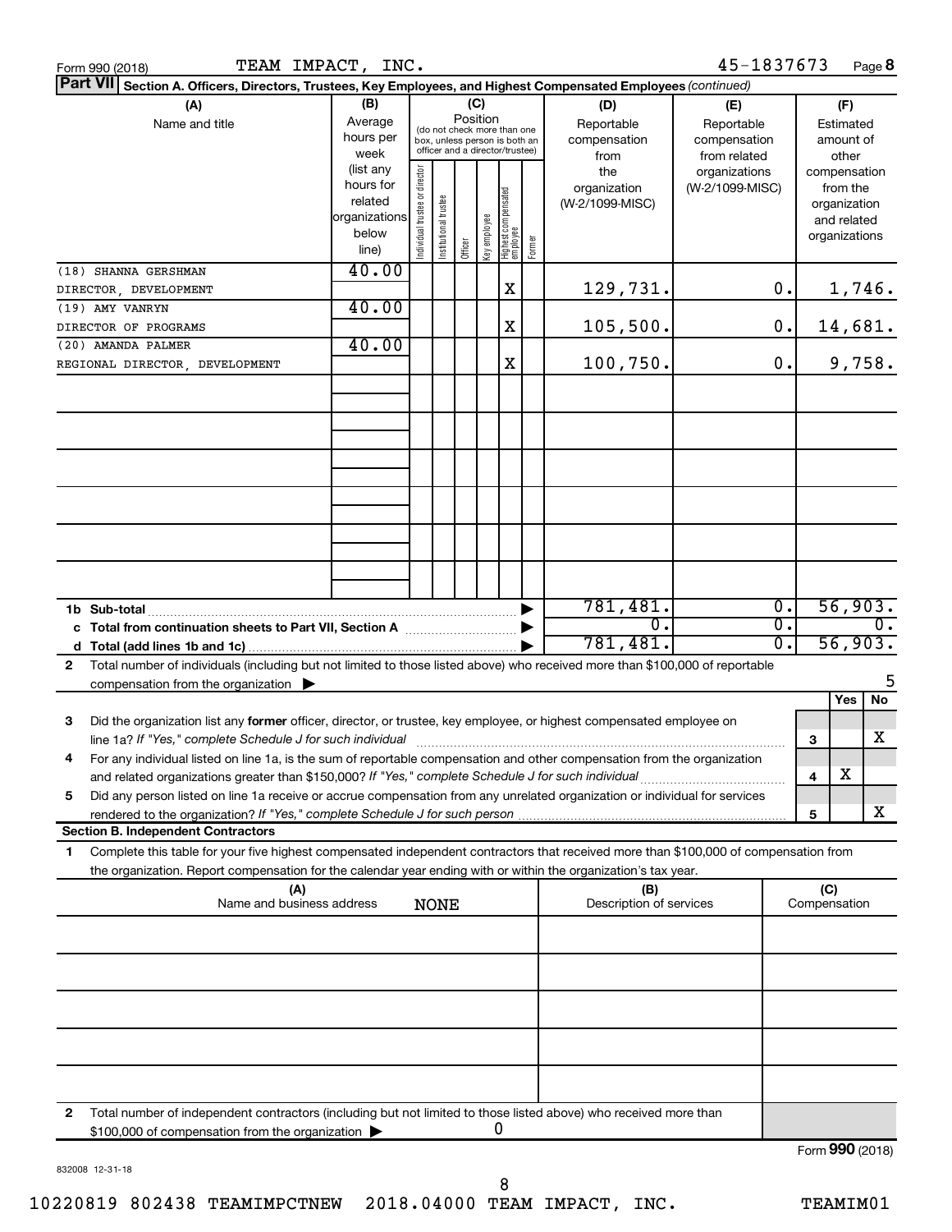Form 990 (2018) TEAM IMPACT, INC. 45-1837673 Page **8**

**Part VII** **Section A. Officers, Directors, Trustees, Key Employees, and Highest Compensated Employees** *(continued)*

| (A) Name and title | (B) Average hours per week (list any hours for related organizations below line) | (C) Position: Individual trustee or director | Institutional trustee | Officer | Key employee | Highest compensated employee | Former | (D) Reportable compensation from the organization (W-2/1099-MISC) | (E) Reportable compensation from related organizations (W-2/1099-MISC) | (F) Estimated amount of other compensation from the organization and related organizations |
|---|---|---|---|---|---|---|---|---|---|---|
| (18) SHANNA GERSHMAN<br>DIRECTOR, DEVELOPMENT | 40.00 | | | | | X | | 129,731. | 0. | 1,746. |
| (19) AMY VANRYN<br>DIRECTOR OF PROGRAMS | 40.00 | | | | | X | | 105,500. | 0. | 14,681. |
| (20) AMANDA PALMER<br>REGIONAL DIRECTOR, DEVELOPMENT | 40.00 | | | | | X | | 100,750. | 0. | 9,758. |
| | | | | | | | | | | |
| | | | | | | | | | | |
| | | | | | | | | | | |
| | | | | | | | | | | |
| | | | | | | | | | | |
| | | | | | | | | | | |
| **1b Sub-total** | | | | | | | | 781,481. | 0. | 56,903. |
| **c Total from continuation sheets to Part VII, Section A** | | | | | | | | 0. | 0. | 0. |
| **d Total (add lines 1b and 1c)** | | | | | | | | 781,481. | 0. | 56,903. |

**2** Total number of individuals (including but not limited to those listed above) who received more than $100,000 of reportable compensation from the organization ▶ 5

| | | | Yes | No |
|---|---|---|---|---|
| **3** | Did the organization list any **former** officer, director, or trustee, key employee, or highest compensated employee on line 1a? *If "Yes," complete Schedule J for such individual* | 3 | | X |
| **4** | For any individual listed on line 1a, is the sum of reportable compensation and other compensation from the organization and related organizations greater than $150,000? *If "Yes," complete Schedule J for such individual* | 4 | X | |
| **5** | Did any person listed on line 1a receive or accrue compensation from any unrelated organization or individual for services rendered to the organization? *If "Yes," complete Schedule J for such person* | 5 | | X |

**Section B. Independent Contractors**

**1** Complete this table for your five highest compensated independent contractors that received more than $100,000 of compensation from the organization. Report compensation for the calendar year ending with or within the organization's tax year.

| (A) Name and business address | (B) Description of services | (C) Compensation |
|---|---|---|
| NONE | | |
| | | |
| | | |
| | | |
| | | |

**2** Total number of independent contractors (including but not limited to those listed above) who received more than $100,000 of compensation from the organization ▶ 0

Form **990** (2018)

832008 12-31-18

10220819 802438 TEAMIMPCTNEW 2018.04000 TEAM IMPACT, INC. TEAMIM01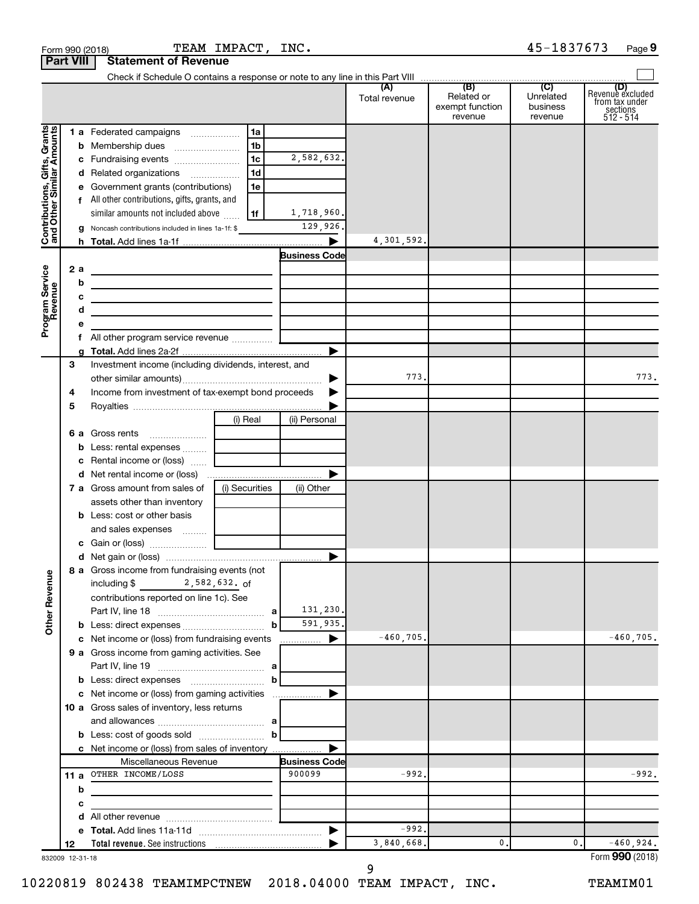Form 990 (2018) TEAM IMPACT, INC. 45-1837673 Page **9**

**Part VIII Statement of Revenue**

Check if Schedule O contains a response or note to any line in this Part VIII

| | | | | (A) Total revenue | (B) Related or exempt function revenue | (C) Unrelated business revenue | (D) Revenue excluded from tax under sections 512 - 514 |
|---|---|---|---|---|---|---|---|
| **Contributions, Gifts, Grants and Other Similar Amounts** | 1a Federated campaigns | 1a | | | | | |
| | b Membership dues | 1b | | | | | |
| | c Fundraising events | 1c | 2,582,632. | | | | |
| | d Related organizations | 1d | | | | | |
| | e Government grants (contributions) | 1e | | | | | |
| | f All other contributions, gifts, grants, and similar amounts not included above | 1f | 1,718,960. | | | | |
| | g Noncash contributions included in lines 1a-1f: $ | | 129,926. | | | | |
| | h **Total.** Add lines 1a-1f | | | 4,301,592. | | | |
| **Program Service Revenue** | | | **Business Code** | | | | |
| | 2a | | | | | | |
| | b | | | | | | |
| | c | | | | | | |
| | d | | | | | | |
| | e | | | | | | |
| | f All other program service revenue | | | | | | |
| | g **Total.** Add lines 2a-2f | | | | | | |
| | 3 Investment income (including dividends, interest, and other similar amounts) | | | 773. | | | 773. |
| | 4 Income from investment of tax-exempt bond proceeds | | | | | | |
| | 5 Royalties | | | | | | |
| | | (i) Real | (ii) Personal | | | | |
| | 6a Gross rents | | | | | | |
| | b Less: rental expenses | | | | | | |
| | c Rental income or (loss) | | | | | | |
| | d Net rental income or (loss) | | | | | | |
| | 7a Gross amount from sales of assets other than inventory | (i) Securities | (ii) Other | | | | |
| | b Less: cost or other basis and sales expenses | | | | | | |
| | c Gain or (loss) | | | | | | |
| | d Net gain or (loss) | | | | | | |
| **Other Revenue** | 8a Gross income from fundraising events (not including $ 2,582,632. of contributions reported on line 1c). See Part IV, line 18 | a | 131,230. | | | | |
| | b Less: direct expenses | b | 591,935. | | | | |
| | c Net income or (loss) from fundraising events | | | -460,705. | | | -460,705. |
| | 9a Gross income from gaming activities. See Part IV, line 19 | a | | | | | |
| | b Less: direct expenses | b | | | | | |
| | c Net income or (loss) from gaming activities | | | | | | |
| | 10a Gross sales of inventory, less returns and allowances | a | | | | | |
| | b Less: cost of goods sold | b | | | | | |
| | c Net income or (loss) from sales of inventory | | | | | | |
| | Miscellaneous Revenue | | **Business Code** | | | | |
| | 11a OTHER INCOME/LOSS | | 900099 | -992. | | | -992. |
| | b | | | | | | |
| | c | | | | | | |
| | d All other revenue | | | | | | |
| | e **Total.** Add lines 11a-11d | | | -992. | | | |
| | 12 **Total revenue.** See instructions | | | 3,840,668. | 0. | 0. | -460,924. |

832009 12-31-18

Form **990** (2018)

10220819 802438 TEAMIMPCTNEW 2018.04000 TEAM IMPACT, INC. TEAMIM01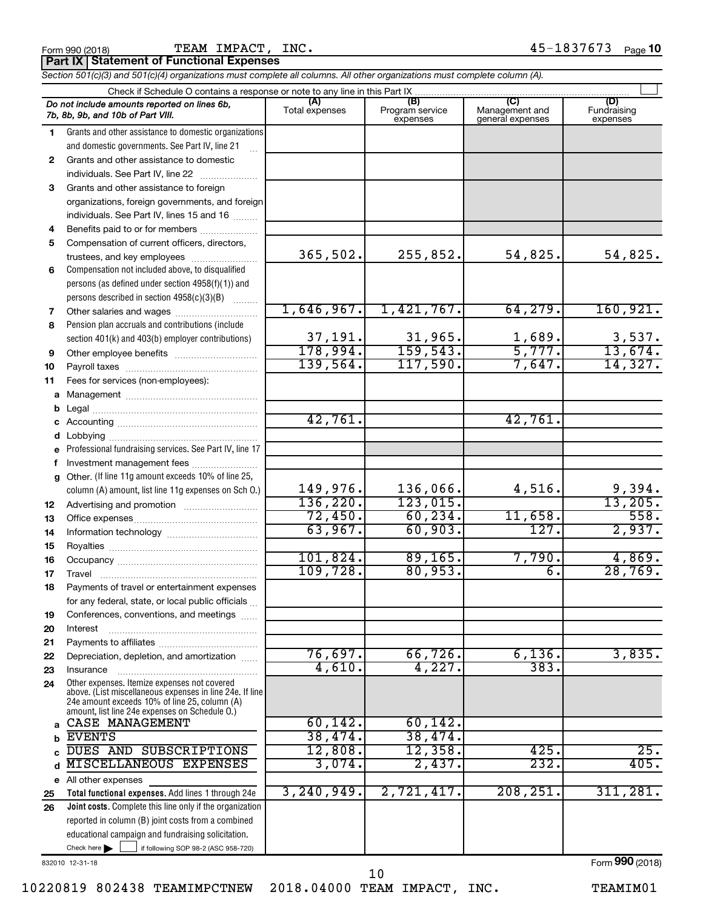Form 990 (2018) TEAM IMPACT, INC. 45-1837673 Page 10

**Part IX | Statement of Functional Expenses**

*Section 501(c)(3) and 501(c)(4) organizations must complete all columns. All other organizations must complete column (A).*

Check if Schedule O contains a response or note to any line in this Part IX ☐

| *Do not include amounts reported on lines 6b, 7b, 8b, 9b, and 10b of Part VIII.* | (A) Total expenses | (B) Program service expenses | (C) Management and general expenses | (D) Fundraising expenses |
|---|---|---|---|---|
| **1** Grants and other assistance to domestic organizations and domestic governments. See Part IV, line 21 | | | | |
| **2** Grants and other assistance to domestic individuals. See Part IV, line 22 | | | | |
| **3** Grants and other assistance to foreign organizations, foreign governments, and foreign individuals. See Part IV, lines 15 and 16 | | | | |
| **4** Benefits paid to or for members | | | | |
| **5** Compensation of current officers, directors, trustees, and key employees | 365,502. | 255,852. | 54,825. | 54,825. |
| **6** Compensation not included above, to disqualified persons (as defined under section 4958(f)(1)) and persons described in section 4958(c)(3)(B) | | | | |
| **7** Other salaries and wages | 1,646,967. | 1,421,767. | 64,279. | 160,921. |
| **8** Pension plan accruals and contributions (include section 401(k) and 403(b) employer contributions) | 37,191. | 31,965. | 1,689. | 3,537. |
| **9** Other employee benefits | 178,994. | 159,543. | 5,777. | 13,674. |
| **10** Payroll taxes | 139,564. | 117,590. | 7,647. | 14,327. |
| **11** Fees for services (non-employees): | | | | |
| **a** Management | | | | |
| **b** Legal | | | | |
| **c** Accounting | 42,761. | | 42,761. | |
| **d** Lobbying | | | | |
| **e** Professional fundraising services. See Part IV, line 17 | | | | |
| **f** Investment management fees | | | | |
| **g** Other. (If line 11g amount exceeds 10% of line 25, column (A) amount, list line 11g expenses on Sch O.) | 149,976. | 136,066. | 4,516. | 9,394. |
| **12** Advertising and promotion | 136,220. | 123,015. | | 13,205. |
| **13** Office expenses | 72,450. | 60,234. | 11,658. | 558. |
| **14** Information technology | 63,967. | 60,903. | 127. | 2,937. |
| **15** Royalties | | | | |
| **16** Occupancy | 101,824. | 89,165. | 7,790. | 4,869. |
| **17** Travel | 109,728. | 80,953. | 6. | 28,769. |
| **18** Payments of travel or entertainment expenses for any federal, state, or local public officials | | | | |
| **19** Conferences, conventions, and meetings | | | | |
| **20** Interest | | | | |
| **21** Payments to affiliates | | | | |
| **22** Depreciation, depletion, and amortization | 76,697. | 66,726. | 6,136. | 3,835. |
| **23** Insurance | 4,610. | 4,227. | 383. | |
| **24** Other expenses. Itemize expenses not covered above. (List miscellaneous expenses in line 24e. If line 24e amount exceeds 10% of line 25, column (A) amount, list line 24e expenses on Schedule O.) | | | | |
| **a** CASE MANAGEMENT | 60,142. | 60,142. | | |
| **b** EVENTS | 38,474. | 38,474. | | |
| **c** DUES AND SUBSCRIPTIONS | 12,808. | 12,358. | 425. | 25. |
| **d** MISCELLANEOUS EXPENSES | 3,074. | 2,437. | 232. | 405. |
| **e** All other expenses | | | | |
| **25 Total functional expenses.** Add lines 1 through 24e | 3,240,949. | 2,721,417. | 208,251. | 311,281. |
| **26 Joint costs.** Complete this line only if the organization reported in column (B) joint costs from a combined educational campaign and fundraising solicitation. Check here ☐ if following SOP 98-2 (ASC 958-720) | | | | |

832010 12-31-18 Form **990** (2018)

10220819 802438 TEAMIMPCTNEW 2018.04000 TEAM IMPACT, INC. TEAMIM01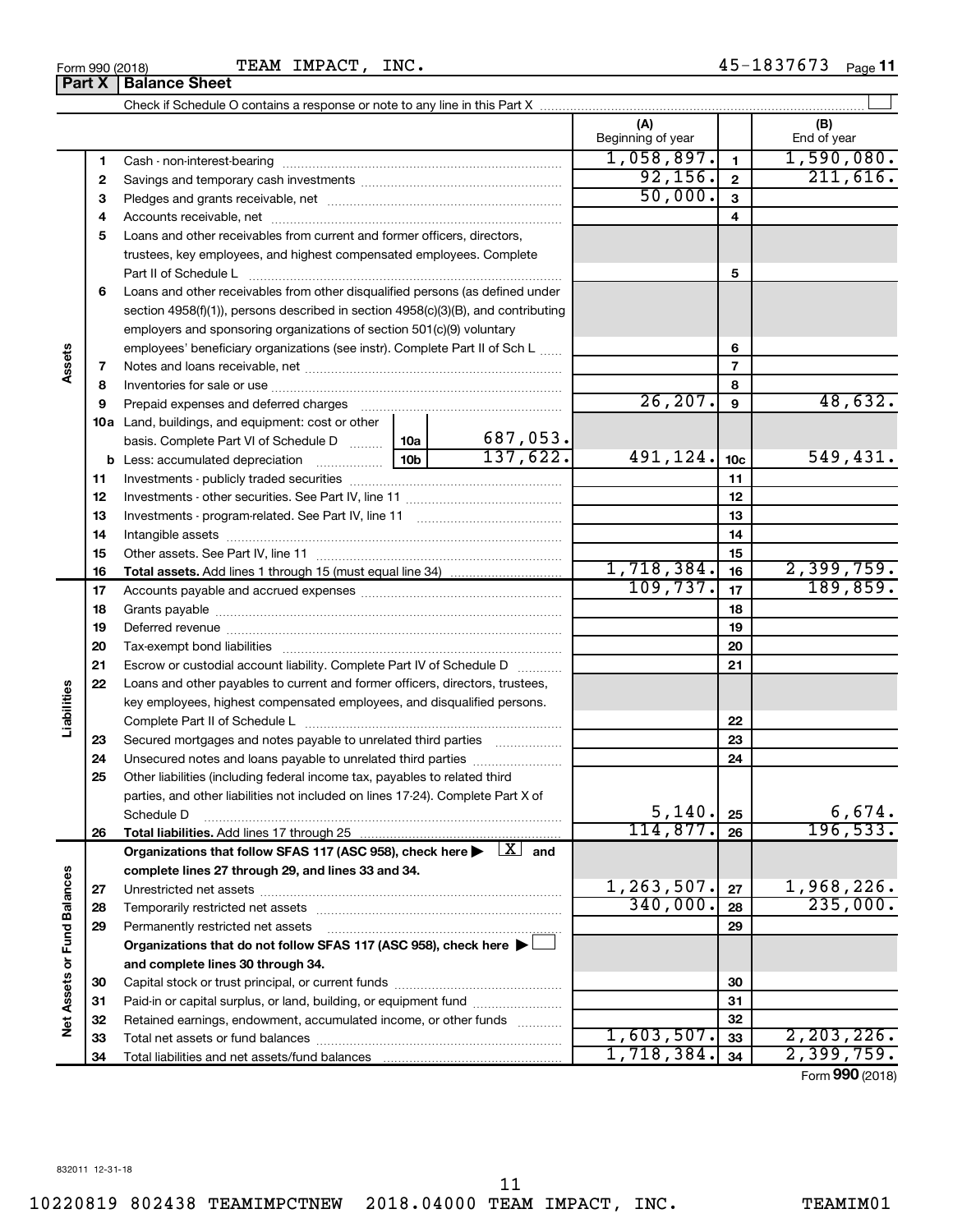Form 990 (2018) TEAM IMPACT, INC. 45-1837673

## Part X | Balance Sheet

Check if Schedule O contains a response or note to any line in this Part X

| | | | | (A) Beginning of year | | (B) End of year |
|---|---|---|---|---|---|---|
| **Assets** | 1 | Cash - non-interest-bearing | | 1,058,897. | 1 | 1,590,080. |
| | 2 | Savings and temporary cash investments | | 92,156. | 2 | 211,616. |
| | 3 | Pledges and grants receivable, net | | 50,000. | 3 | |
| | 4 | Accounts receivable, net | | | 4 | |
| | 5 | Loans and other receivables from current and former officers, directors, trustees, key employees, and highest compensated employees. Complete Part II of Schedule L | | | 5 | |
| | 6 | Loans and other receivables from other disqualified persons (as defined under section 4958(f)(1)), persons described in section 4958(c)(3)(B), and contributing employers and sponsoring organizations of section 501(c)(9) voluntary employees' beneficiary organizations (see instr). Complete Part II of Sch L | | | 6 | |
| | 7 | Notes and loans receivable, net | | | 7 | |
| | 8 | Inventories for sale or use | | | 8 | |
| | 9 | Prepaid expenses and deferred charges | | 26,207. | 9 | 48,632. |
| | 10a | Land, buildings, and equipment: cost or other basis. Complete Part VI of Schedule D | 10a 687,053. | | | |
| | b | Less: accumulated depreciation | 10b 137,622. | 491,124. | 10c | 549,431. |
| | 11 | Investments - publicly traded securities | | | 11 | |
| | 12 | Investments - other securities. See Part IV, line 11 | | | 12 | |
| | 13 | Investments - program-related. See Part IV, line 11 | | | 13 | |
| | 14 | Intangible assets | | | 14 | |
| | 15 | Other assets. See Part IV, line 11 | | | 15 | |
| | 16 | **Total assets.** Add lines 1 through 15 (must equal line 34) | | 1,718,384. | 16 | 2,399,759. |
| **Liabilities** | 17 | Accounts payable and accrued expenses | | 109,737. | 17 | 189,859. |
| | 18 | Grants payable | | | 18 | |
| | 19 | Deferred revenue | | | 19 | |
| | 20 | Tax-exempt bond liabilities | | | 20 | |
| | 21 | Escrow or custodial account liability. Complete Part IV of Schedule D | | | 21 | |
| | 22 | Loans and other payables to current and former officers, directors, trustees, key employees, highest compensated employees, and disqualified persons. Complete Part II of Schedule L | | | 22 | |
| | 23 | Secured mortgages and notes payable to unrelated third parties | | | 23 | |
| | 24 | Unsecured notes and loans payable to unrelated third parties | | | 24 | |
| | 25 | Other liabilities (including federal income tax, payables to related third parties, and other liabilities not included on lines 17-24). Complete Part X of Schedule D | | 5,140. | 25 | 6,674. |
| | 26 | **Total liabilities.** Add lines 17 through 25 | | 114,877. | 26 | 196,533. |
| **Net Assets or Fund Balances** | | **Organizations that follow SFAS 117 (ASC 958), check here ▶ [X] and complete lines 27 through 29, and lines 33 and 34.** | | | | |
| | 27 | Unrestricted net assets | | 1,263,507. | 27 | 1,968,226. |
| | 28 | Temporarily restricted net assets | | 340,000. | 28 | 235,000. |
| | 29 | Permanently restricted net assets | | | 29 | |
| | | **Organizations that do not follow SFAS 117 (ASC 958), check here ▶ [ ] and complete lines 30 through 34.** | | | | |
| | 30 | Capital stock or trust principal, or current funds | | | 30 | |
| | 31 | Paid-in or capital surplus, or land, building, or equipment fund | | | 31 | |
| | 32 | Retained earnings, endowment, accumulated income, or other funds | | | 32 | |
| | 33 | Total net assets or fund balances | | 1,603,507. | 33 | 2,203,226. |
| | 34 | Total liabilities and net assets/fund balances | | 1,718,384. | 34 | 2,399,759. |

Form **990** (2018)

832011 12-31-18

10220819 802438 TEAMIMPCTNEW 2018.04000 TEAM IMPACT, INC. TEAMIM01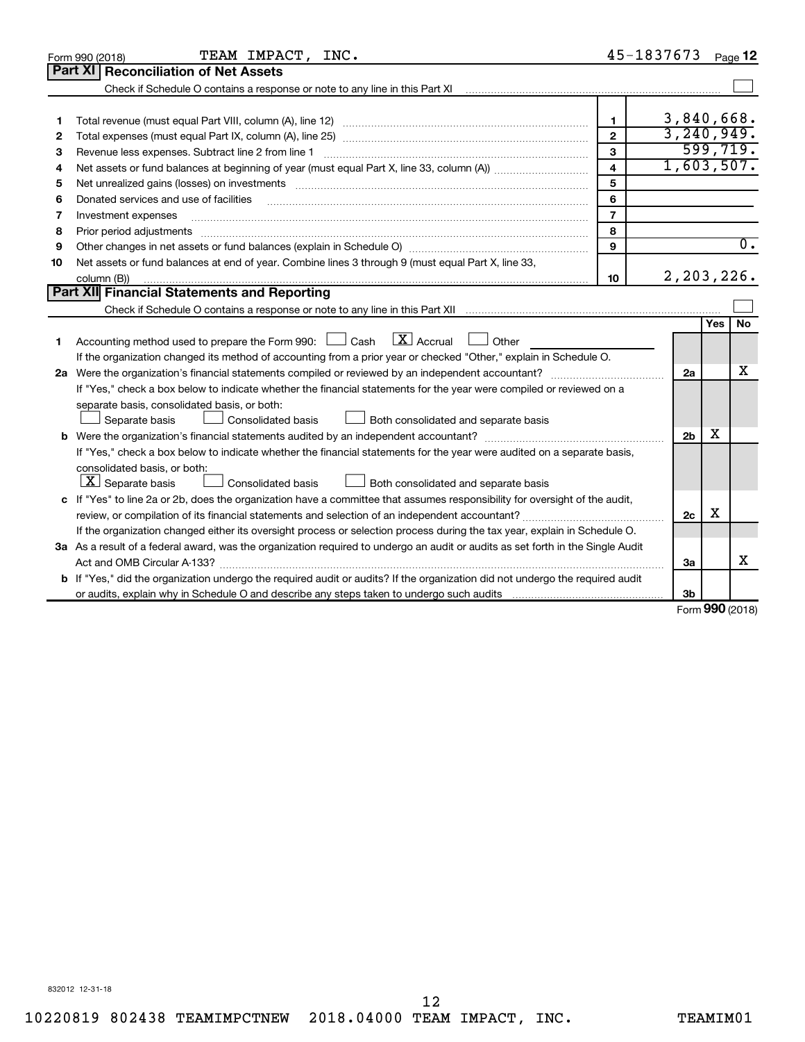Form 990 (2018) TEAM IMPACT, INC. 45-1837673 Page 12

## Part XI Reconciliation of Net Assets

Check if Schedule O contains a response or note to any line in this Part XI ☐

| | | | |
|---|---|---|---|
| 1 | Total revenue (must equal Part VIII, column (A), line 12) | 1 | 3,840,668. |
| 2 | Total expenses (must equal Part IX, column (A), line 25) | 2 | 3,240,949. |
| 3 | Revenue less expenses. Subtract line 2 from line 1 | 3 | 599,719. |
| 4 | Net assets or fund balances at beginning of year (must equal Part X, line 33, column (A)) | 4 | 1,603,507. |
| 5 | Net unrealized gains (losses) on investments | 5 | |
| 6 | Donated services and use of facilities | 6 | |
| 7 | Investment expenses | 7 | |
| 8 | Prior period adjustments | 8 | |
| 9 | Other changes in net assets or fund balances (explain in Schedule O) | 9 | 0. |
| 10 | Net assets or fund balances at end of year. Combine lines 3 through 9 (must equal Part X, line 33, column (B)) | 10 | 2,203,226. |

## Part XII Financial Statements and Reporting

Check if Schedule O contains a response or note to any line in this Part XII ☐

| | | | Yes | No |
|---|---|---|---|---|
| 1 | Accounting method used to prepare the Form 990: ☐ Cash ☒ Accrual ☐ Other<br>If the organization changed its method of accounting from a prior year or checked "Other," explain in Schedule O. | | | |
| 2a | Were the organization's financial statements compiled or reviewed by an independent accountant? | 2a | | X |
| | If "Yes," check a box below to indicate whether the financial statements for the year were compiled or reviewed on a separate basis, consolidated basis, or both:<br>☐ Separate basis ☐ Consolidated basis ☐ Both consolidated and separate basis | | | |
| b | Were the organization's financial statements audited by an independent accountant? | 2b | X | |
| | If "Yes," check a box below to indicate whether the financial statements for the year were audited on a separate basis, consolidated basis, or both:<br>☒ Separate basis ☐ Consolidated basis ☐ Both consolidated and separate basis | | | |
| c | If "Yes" to line 2a or 2b, does the organization have a committee that assumes responsibility for oversight of the audit, review, or compilation of its financial statements and selection of an independent accountant? | 2c | X | |
| | If the organization changed either its oversight process or selection process during the tax year, explain in Schedule O. | | | |
| 3a | As a result of a federal award, was the organization required to undergo an audit or audits as set forth in the Single Audit Act and OMB Circular A-133? | 3a | | X |
| b | If "Yes," did the organization undergo the required audit or audits? If the organization did not undergo the required audit or audits, explain why in Schedule O and describe any steps taken to undergo such audits | 3b | | |

Form **990** (2018)

832012 12-31-18

10220819 802438 TEAMIMPCTNEW 2018.04000 TEAM IMPACT, INC. TEAMIM01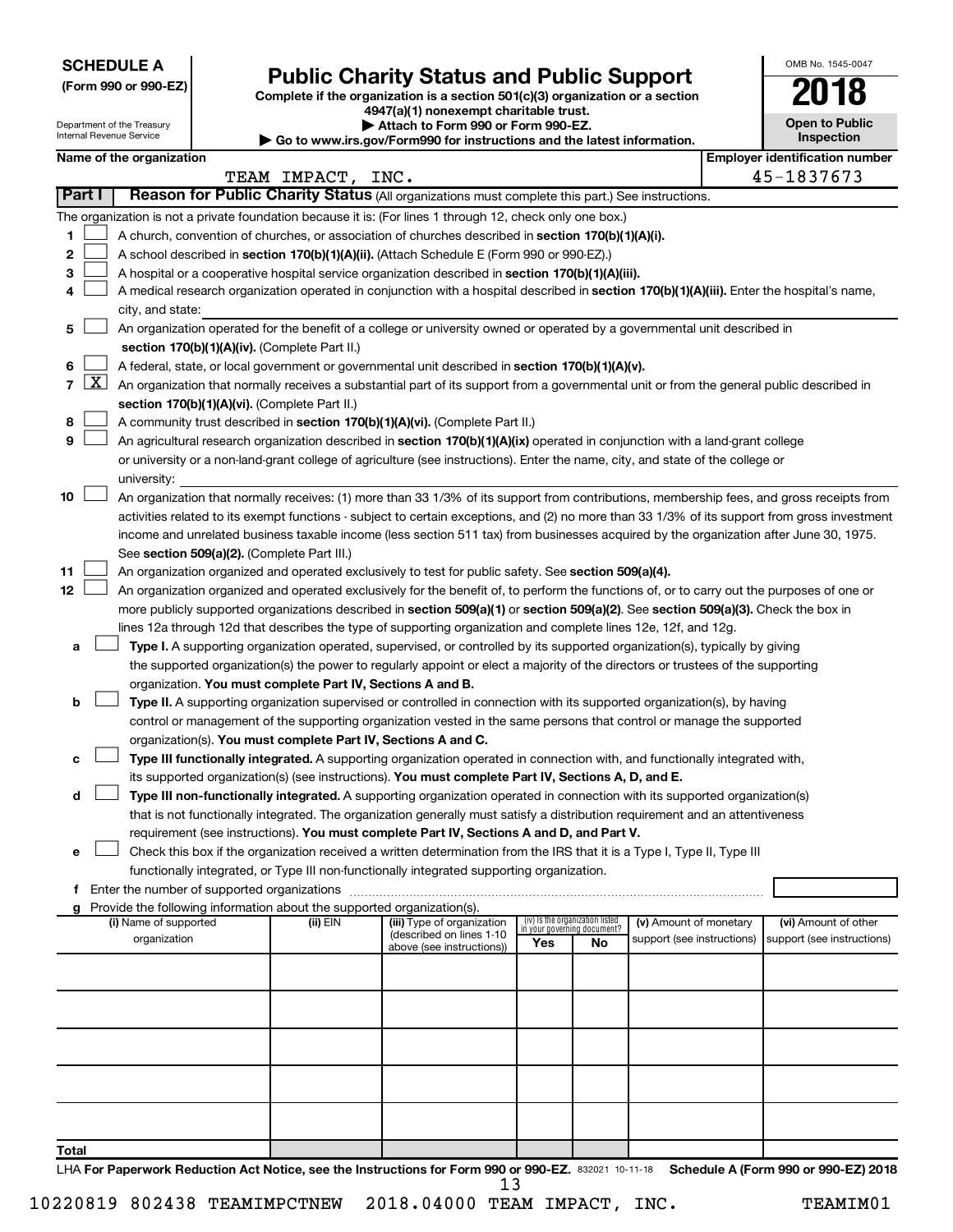**SCHEDULE A**
**(Form 990 or 990-EZ)**

Department of the Treasury
Internal Revenue Service

# Public Charity Status and Public Support

**Complete if the organization is a section 501(c)(3) organization or a section 4947(a)(1) nonexempt charitable trust.**
**▶ Attach to Form 990 or Form 990-EZ.**
**▶ Go to www.irs.gov/Form990 for instructions and the latest information.**

OMB No. 1545-0047

**2018**

**Open to Public Inspection**

**Name of the organization:** TEAM IMPACT, INC.
**Employer identification number:** 45-1837673

## Part I Reason for Public Charity Status (All organizations must complete this part.) See instructions.

The organization is not a private foundation because it is: (For lines 1 through 12, check only one box.)

1. [ ] A church, convention of churches, or association of churches described in **section 170(b)(1)(A)(i).**
2. [ ] A school described in **section 170(b)(1)(A)(ii).** (Attach Schedule E (Form 990 or 990-EZ).)
3. [ ] A hospital or a cooperative hospital service organization described in **section 170(b)(1)(A)(iii).**
4. [ ] A medical research organization operated in conjunction with a hospital described in **section 170(b)(1)(A)(iii).** Enter the hospital's name, city, and state: ______
5. [ ] An organization operated for the benefit of a college or university owned or operated by a governmental unit described in **section 170(b)(1)(A)(iv).** (Complete Part II.)
6. [ ] A federal, state, or local government or governmental unit described in **section 170(b)(1)(A)(v).**
7. [X] An organization that normally receives a substantial part of its support from a governmental unit or from the general public described in **section 170(b)(1)(A)(vi).** (Complete Part II.)
8. [ ] A community trust described in **section 170(b)(1)(A)(vi).** (Complete Part II.)
9. [ ] An agricultural research organization described in **section 170(b)(1)(A)(ix)** operated in conjunction with a land-grant college or university or a non-land-grant college of agriculture (see instructions). Enter the name, city, and state of the college or university: ______
10. [ ] An organization that normally receives: (1) more than 33 1/3% of its support from contributions, membership fees, and gross receipts from activities related to its exempt functions - subject to certain exceptions, and (2) no more than 33 1/3% of its support from gross investment income and unrelated business taxable income (less section 511 tax) from businesses acquired by the organization after June 30, 1975. See **section 509(a)(2).** (Complete Part III.)
11. [ ] An organization organized and operated exclusively to test for public safety. See **section 509(a)(4).**
12. [ ] An organization organized and operated exclusively for the benefit of, to perform the functions of, or to carry out the purposes of one or more publicly supported organizations described in **section 509(a)(1)** or **section 509(a)(2).** See **section 509(a)(3).** Check the box in lines 12a through 12d that describes the type of supporting organization and complete lines 12e, 12f, and 12g.
   - **a** [ ] **Type I.** A supporting organization operated, supervised, or controlled by its supported organization(s), typically by giving the supported organization(s) the power to regularly appoint or elect a majority of the directors or trustees of the supporting organization. **You must complete Part IV, Sections A and B.**
   - **b** [ ] **Type II.** A supporting organization supervised or controlled in connection with its supported organization(s), by having control or management of the supporting organization vested in the same persons that control or manage the supported organization(s). **You must complete Part IV, Sections A and C.**
   - **c** [ ] **Type III functionally integrated.** A supporting organization operated in connection with, and functionally integrated with, its supported organization(s) (see instructions). **You must complete Part IV, Sections A, D, and E.**
   - **d** [ ] **Type III non-functionally integrated.** A supporting organization operated in connection with its supported organization(s) that is not functionally integrated. The organization generally must satisfy a distribution requirement and an attentiveness requirement (see instructions). **You must complete Part IV, Sections A and D, and Part V.**
   - **e** [ ] Check this box if the organization received a written determination from the IRS that it is a Type I, Type II, Type III functionally integrated, or Type III non-functionally integrated supporting organization.
   - **f** Enter the number of supported organizations ______
   - **g** Provide the following information about the supported organization(s).

| (i) Name of supported organization | (ii) EIN | (iii) Type of organization (described on lines 1-10 above (see instructions)) | (iv) Is the organization listed in your governing document? Yes | No | (v) Amount of monetary support (see instructions) | (vi) Amount of other support (see instructions) |
|---|---|---|---|---|---|---|
| | | | | | | |
| | | | | | | |
| | | | | | | |
| | | | | | | |
| | | | | | | |
| **Total** | | | | | | |

LHA **For Paperwork Reduction Act Notice, see the Instructions for Form 990 or 990-EZ.** 832021 10-11-18 **Schedule A (Form 990 or 990-EZ) 2018**

10220819 802438 TEAMIMPCTNEW 2018.04000 TEAM IMPACT, INC. TEAMIM01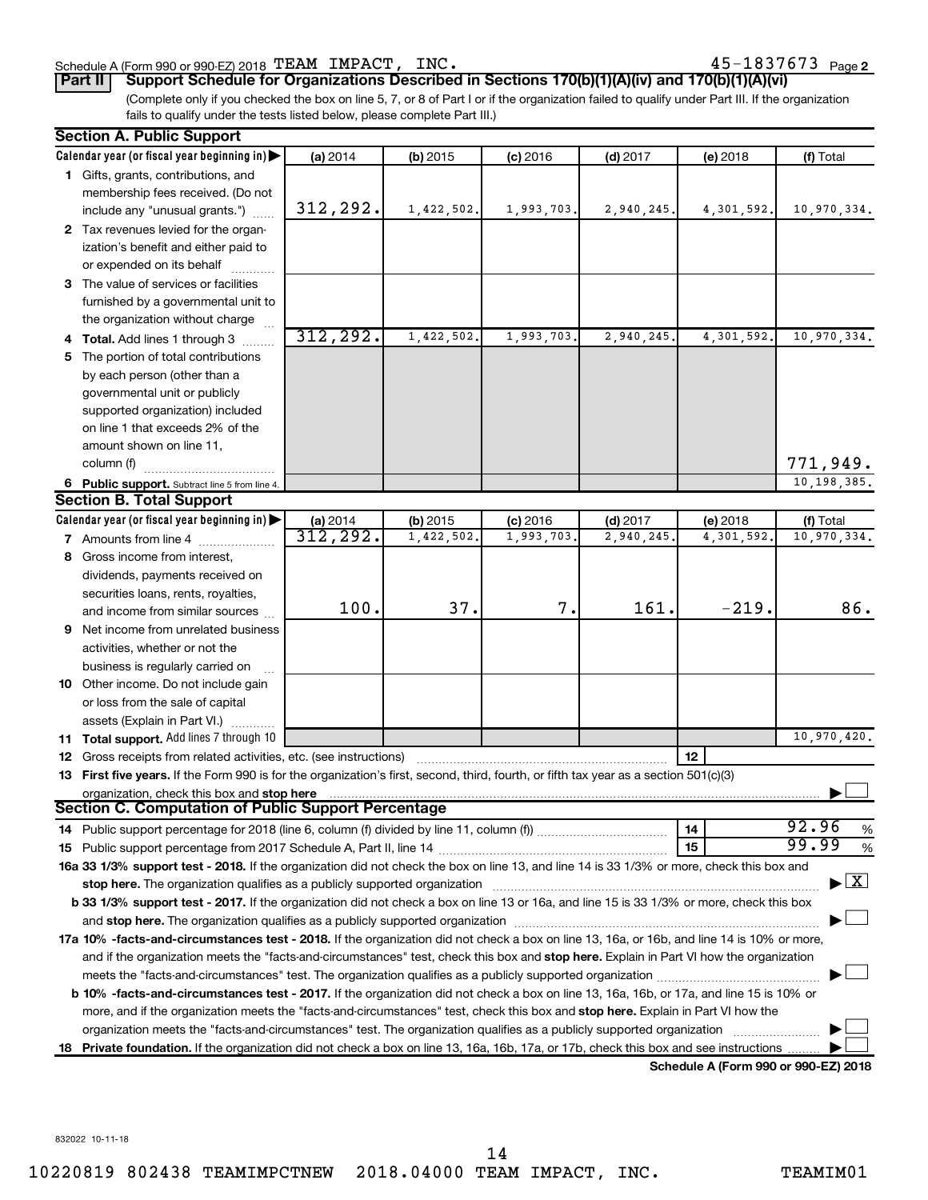Schedule A (Form 990 or 990-EZ) 2018 TEAM IMPACT, INC. 45-1837673 Page 2

**Part II Support Schedule for Organizations Described in Sections 170(b)(1)(A)(iv) and 170(b)(1)(A)(vi)**

(Complete only if you checked the box on line 5, 7, or 8 of Part I or if the organization failed to qualify under Part III. If the organization fails to qualify under the tests listed below, please complete Part III.)

**Section A. Public Support**

| Calendar year (or fiscal year beginning in) | (a) 2014 | (b) 2015 | (c) 2016 | (d) 2017 | (e) 2018 | (f) Total |
|---|---|---|---|---|---|---|
| 1 Gifts, grants, contributions, and membership fees received. (Do not include any "unusual grants.") | 312,292. | 1,422,502. | 1,993,703. | 2,940,245. | 4,301,592. | 10,970,334. |
| 2 Tax revenues levied for the organization's benefit and either paid to or expended on its behalf | | | | | | |
| 3 The value of services or facilities furnished by a governmental unit to the organization without charge | | | | | | |
| 4 **Total.** Add lines 1 through 3 | 312,292. | 1,422,502. | 1,993,703. | 2,940,245. | 4,301,592. | 10,970,334. |
| 5 The portion of total contributions by each person (other than a governmental unit or publicly supported organization) included on line 1 that exceeds 2% of the amount shown on line 11, column (f) | | | | | | 771,949. |
| 6 **Public support.** Subtract line 5 from line 4. | | | | | | 10,198,385. |

**Section B. Total Support**

| Calendar year (or fiscal year beginning in) | (a) 2014 | (b) 2015 | (c) 2016 | (d) 2017 | (e) 2018 | (f) Total |
|---|---|---|---|---|---|---|
| 7 Amounts from line 4 | 312,292. | 1,422,502. | 1,993,703. | 2,940,245. | 4,301,592. | 10,970,334. |
| 8 Gross income from interest, dividends, payments received on securities loans, rents, royalties, and income from similar sources | 100. | 37. | 7. | 161. | -219. | 86. |
| 9 Net income from unrelated business activities, whether or not the business is regularly carried on | | | | | | |
| 10 Other income. Do not include gain or loss from the sale of capital assets (Explain in Part VI.) | | | | | | |
| 11 **Total support.** Add lines 7 through 10 | | | | | | 10,970,420. |

12 Gross receipts from related activities, etc. (see instructions) | 12 |

13 **First five years.** If the Form 990 is for the organization's first, second, third, fourth, or fifth tax year as a section 501(c)(3) organization, check this box and **stop here** ☐

**Section C. Computation of Public Support Percentage**

14 Public support percentage for 2018 (line 6, column (f) divided by line 11, column (f)) | 14 | 92.96 %

15 Public support percentage from 2017 Schedule A, Part II, line 14 | 15 | 99.99 %

**16a 33 1/3% support test - 2018.** If the organization did not check the box on line 13, and line 14 is 33 1/3% or more, check this box and **stop here.** The organization qualifies as a publicly supported organization ☒

**b 33 1/3% support test - 2017.** If the organization did not check a box on line 13 or 16a, and line 15 is 33 1/3% or more, check this box and **stop here.** The organization qualifies as a publicly supported organization ☐

**17a 10% -facts-and-circumstances test - 2018.** If the organization did not check a box on line 13, 16a, or 16b, and line 14 is 10% or more, and if the organization meets the "facts-and-circumstances" test, check this box and **stop here.** Explain in Part VI how the organization meets the "facts-and-circumstances" test. The organization qualifies as a publicly supported organization ☐

**b 10% -facts-and-circumstances test - 2017.** If the organization did not check a box on line 13, 16a, 16b, or 17a, and line 15 is 10% or more, and if the organization meets the "facts-and-circumstances" test, check this box and **stop here.** Explain in Part VI how the organization meets the "facts-and-circumstances" test. The organization qualifies as a publicly supported organization ☐

**18 Private foundation.** If the organization did not check a box on line 13, 16a, 16b, 17a, or 17b, check this box and see instructions ☐

**Schedule A (Form 990 or 990-EZ) 2018**

832022 10-11-18

10220819 802438 TEAMIMPCTNEW 2018.04000 TEAM IMPACT, INC. TEAMIM01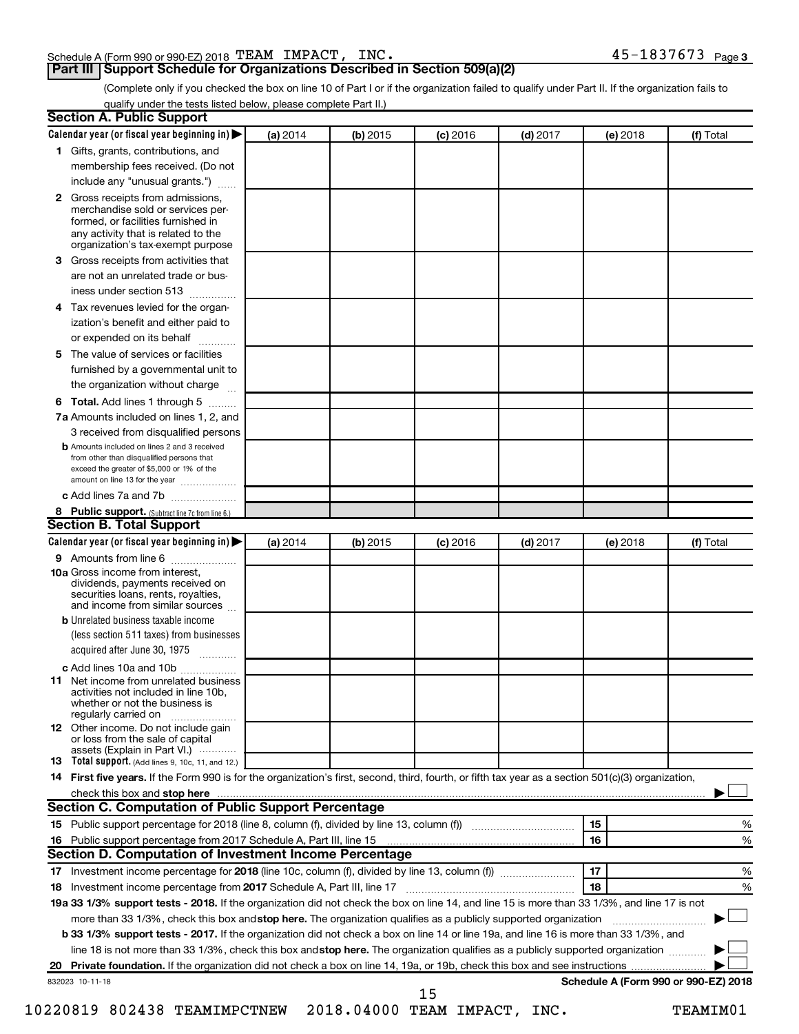Schedule A (Form 990 or 990-EZ) 2018 TEAM IMPACT, INC. 45-1837673 Page 3

## Part III Support Schedule for Organizations Described in Section 509(a)(2)

(Complete only if you checked the box on line 10 of Part I or if the organization failed to qualify under Part II. If the organization fails to qualify under the tests listed below, please complete Part II.)

### Section A. Public Support

| Calendar year (or fiscal year beginning in) ▶ | (a) 2014 | (b) 2015 | (c) 2016 | (d) 2017 | (e) 2018 | (f) Total |
|---|---|---|---|---|---|---|
| **1** Gifts, grants, contributions, and membership fees received. (Do not include any "unusual grants.") | | | | | | |
| **2** Gross receipts from admissions, merchandise sold or services performed, or facilities furnished in any activity that is related to the organization's tax-exempt purpose | | | | | | |
| **3** Gross receipts from activities that are not an unrelated trade or business under section 513 | | | | | | |
| **4** Tax revenues levied for the organization's benefit and either paid to or expended on its behalf | | | | | | |
| **5** The value of services or facilities furnished by a governmental unit to the organization without charge | | | | | | |
| **6 Total.** Add lines 1 through 5 | | | | | | |
| **7a** Amounts included on lines 1, 2, and 3 received from disqualified persons | | | | | | |
| **b** Amounts included on lines 2 and 3 received from other than disqualified persons that exceed the greater of $5,000 or 1% of the amount on line 13 for the year | | | | | | |
| **c** Add lines 7a and 7b | | | | | | |
| **8 Public support.** (Subtract line 7c from line 6.) | | | | | | |

### Section B. Total Support

| Calendar year (or fiscal year beginning in) ▶ | (a) 2014 | (b) 2015 | (c) 2016 | (d) 2017 | (e) 2018 | (f) Total |
|---|---|---|---|---|---|---|
| **9** Amounts from line 6 | | | | | | |
| **10a** Gross income from interest, dividends, payments received on securities loans, rents, royalties, and income from similar sources | | | | | | |
| **b** Unrelated business taxable income (less section 511 taxes) from businesses acquired after June 30, 1975 | | | | | | |
| **c** Add lines 10a and 10b | | | | | | |
| **11** Net income from unrelated business activities not included in line 10b, whether or not the business is regularly carried on | | | | | | |
| **12** Other income. Do not include gain or loss from the sale of capital assets (Explain in Part VI.) | | | | | | |
| **13 Total support.** (Add lines 9, 10c, 11, and 12.) | | | | | | |

**14 First five years.** If the Form 990 is for the organization's first, second, third, fourth, or fifth tax year as a section 501(c)(3) organization, check this box and **stop here** ▶ ☐

### Section C. Computation of Public Support Percentage

| | | | |
|---|---|---|---|
| **15** Public support percentage for 2018 (line 8, column (f), divided by line 13, column (f)) | 15 | | % |
| **16** Public support percentage from 2017 Schedule A, Part III, line 15 | 16 | | % |

### Section D. Computation of Investment Income Percentage

| | | | |
|---|---|---|---|
| **17** Investment income percentage for **2018** (line 10c, column (f), divided by line 13, column (f)) | 17 | | % |
| **18** Investment income percentage from **2017** Schedule A, Part III, line 17 | 18 | | % |

**19a 33 1/3% support tests - 2018.** If the organization did not check the box on line 14, and line 15 is more than 33 1/3%, and line 17 is not more than 33 1/3%, check this box and **stop here.** The organization qualifies as a publicly supported organization ▶ ☐

**b 33 1/3% support tests - 2017.** If the organization did not check a box on line 14 or line 19a, and line 16 is more than 33 1/3%, and line 18 is not more than 33 1/3%, check this box and **stop here.** The organization qualifies as a publicly supported organization ▶ ☐

**20 Private foundation.** If the organization did not check a box on line 14, 19a, or 19b, check this box and see instructions ▶ ☐

832023 10-11-18 **Schedule A (Form 990 or 990-EZ) 2018**

10220819 802438 TEAMIMPCTNEW 2018.04000 TEAM IMPACT, INC. TEAMIM01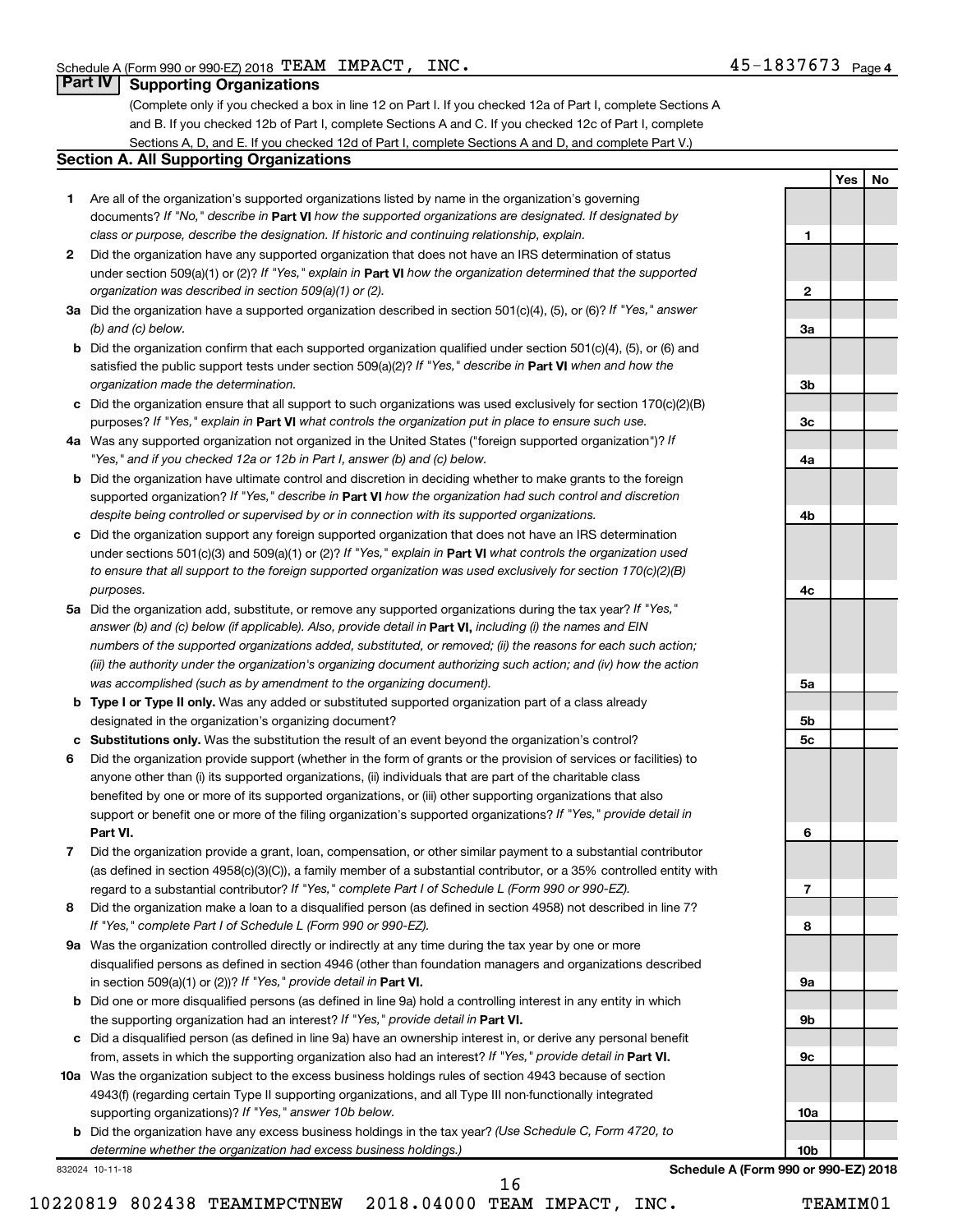Schedule A (Form 990 or 990-EZ) 2018 TEAM IMPACT, INC. 45-1837673 Page 4

## Part IV Supporting Organizations

(Complete only if you checked a box in line 12 on Part I. If you checked 12a of Part I, complete Sections A and B. If you checked 12b of Part I, complete Sections A and C. If you checked 12c of Part I, complete Sections A, D, and E. If you checked 12d of Part I, complete Sections A and D, and complete Part V.)

### Section A. All Supporting Organizations

| | | | Yes | No |
|---|---|---|---|---|
| **1** | Are all of the organization's supported organizations listed by name in the organization's governing documents? *If "No," describe in* **Part VI** *how the supported organizations are designated. If designated by class or purpose, describe the designation. If historic and continuing relationship, explain.* | **1** | | |
| **2** | Did the organization have any supported organization that does not have an IRS determination of status under section 509(a)(1) or (2)? *If "Yes," explain in* **Part VI** *how the organization determined that the supported organization was described in section 509(a)(1) or (2).* | **2** | | |
| **3a** | Did the organization have a supported organization described in section 501(c)(4), (5), or (6)? *If "Yes," answer (b) and (c) below.* | **3a** | | |
| **b** | Did the organization confirm that each supported organization qualified under section 501(c)(4), (5), or (6) and satisfied the public support tests under section 509(a)(2)? *If "Yes," describe in* **Part VI** *when and how the organization made the determination.* | **3b** | | |
| **c** | Did the organization ensure that all support to such organizations was used exclusively for section 170(c)(2)(B) purposes? *If "Yes," explain in* **Part VI** *what controls the organization put in place to ensure such use.* | **3c** | | |
| **4a** | Was any supported organization not organized in the United States ("foreign supported organization")? *If "Yes," and if you checked 12a or 12b in Part I, answer (b) and (c) below.* | **4a** | | |
| **b** | Did the organization have ultimate control and discretion in deciding whether to make grants to the foreign supported organization? *If "Yes," describe in* **Part VI** *how the organization had such control and discretion despite being controlled or supervised by or in connection with its supported organizations.* | **4b** | | |
| **c** | Did the organization support any foreign supported organization that does not have an IRS determination under sections 501(c)(3) and 509(a)(1) or (2)? *If "Yes," explain in* **Part VI** *what controls the organization used to ensure that all support to the foreign supported organization was used exclusively for section 170(c)(2)(B) purposes.* | **4c** | | |
| **5a** | Did the organization add, substitute, or remove any supported organizations during the tax year? *If "Yes," answer (b) and (c) below (if applicable). Also, provide detail in* **Part VI,** *including (i) the names and EIN numbers of the supported organizations added, substituted, or removed; (ii) the reasons for each such action; (iii) the authority under the organization's organizing document authorizing such action; and (iv) how the action was accomplished (such as by amendment to the organizing document).* | **5a** | | |
| **b** | **Type I or Type II only.** Was any added or substituted supported organization part of a class already designated in the organization's organizing document? | **5b** | | |
| **c** | **Substitutions only.** Was the substitution the result of an event beyond the organization's control? | **5c** | | |
| **6** | Did the organization provide support (whether in the form of grants or the provision of services or facilities) to anyone other than (i) its supported organizations, (ii) individuals that are part of the charitable class benefited by one or more of its supported organizations, or (iii) other supporting organizations that also support or benefit one or more of the filing organization's supported organizations? *If "Yes," provide detail in* **Part VI.** | **6** | | |
| **7** | Did the organization provide a grant, loan, compensation, or other similar payment to a substantial contributor (as defined in section 4958(c)(3)(C)), a family member of a substantial contributor, or a 35% controlled entity with regard to a substantial contributor? *If "Yes," complete Part I of Schedule L (Form 990 or 990-EZ).* | **7** | | |
| **8** | Did the organization make a loan to a disqualified person (as defined in section 4958) not described in line 7? *If "Yes," complete Part I of Schedule L (Form 990 or 990-EZ).* | **8** | | |
| **9a** | Was the organization controlled directly or indirectly at any time during the tax year by one or more disqualified persons as defined in section 4946 (other than foundation managers and organizations described in section 509(a)(1) or (2))? *If "Yes," provide detail in* **Part VI.** | **9a** | | |
| **b** | Did one or more disqualified persons (as defined in line 9a) hold a controlling interest in any entity in which the supporting organization had an interest? *If "Yes," provide detail in* **Part VI.** | **9b** | | |
| **c** | Did a disqualified person (as defined in line 9a) have an ownership interest in, or derive any personal benefit from, assets in which the supporting organization also had an interest? *If "Yes," provide detail in* **Part VI.** | **9c** | | |
| **10a** | Was the organization subject to the excess business holdings rules of section 4943 because of section 4943(f) (regarding certain Type II supporting organizations, and all Type III non-functionally integrated supporting organizations)? *If "Yes," answer 10b below.* | **10a** | | |
| **b** | Did the organization have any excess business holdings in the tax year? *(Use Schedule C, Form 4720, to determine whether the organization had excess business holdings.)* | **10b** | | |

832024 10-11-18 **Schedule A (Form 990 or 990-EZ) 2018**

10220819 802438 TEAMIMPCTNEW 2018.04000 TEAM IMPACT, INC. TEAMIM01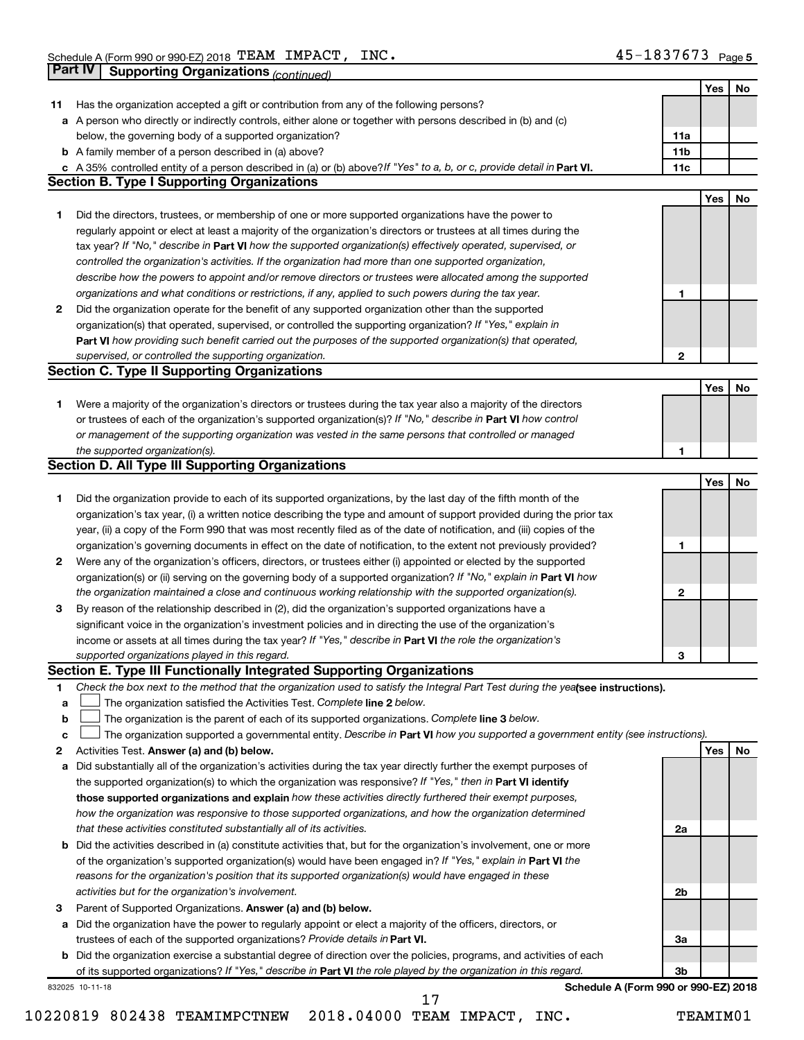Schedule A (Form 990 or 990-EZ) 2018 TEAM IMPACT, INC. 45-1837673 Page 5

## Part IV Supporting Organizations *(continued)*

| | | | Yes | No |
|---|---|---|---|---|
| **11** | Has the organization accepted a gift or contribution from any of the following persons? | | | |
| **a** | A person who directly or indirectly controls, either alone or together with persons described in (b) and (c) below, the governing body of a supported organization? | 11a | | |
| **b** | A family member of a person described in (a) above? | 11b | | |
| **c** | A 35% controlled entity of a person described in (a) or (b) above? *If "Yes" to a, b, or c, provide detail in* **Part VI.** | 11c | | |

### Section B. Type I Supporting Organizations

| | | | Yes | No |
|---|---|---|---|---|
| **1** | Did the directors, trustees, or membership of one or more supported organizations have the power to regularly appoint or elect at least a majority of the organization's directors or trustees at all times during the tax year? *If "No," describe in* **Part VI** *how the supported organization(s) effectively operated, supervised, or controlled the organization's activities. If the organization had more than one supported organization, describe how the powers to appoint and/or remove directors or trustees were allocated among the supported organizations and what conditions or restrictions, if any, applied to such powers during the tax year.* | 1 | | |
| **2** | Did the organization operate for the benefit of any supported organization other than the supported organization(s) that operated, supervised, or controlled the supporting organization? *If "Yes," explain in* **Part VI** *how providing such benefit carried out the purposes of the supported organization(s) that operated, supervised, or controlled the supporting organization.* | 2 | | |

### Section C. Type II Supporting Organizations

| | | | Yes | No |
|---|---|---|---|---|
| **1** | Were a majority of the organization's directors or trustees during the tax year also a majority of the directors or trustees of each of the organization's supported organization(s)? *If "No," describe in* **Part VI** *how control or management of the supporting organization was vested in the same persons that controlled or managed the supported organization(s).* | 1 | | |

### Section D. All Type III Supporting Organizations

| | | | Yes | No |
|---|---|---|---|---|
| **1** | Did the organization provide to each of its supported organizations, by the last day of the fifth month of the organization's tax year, (i) a written notice describing the type and amount of support provided during the prior tax year, (ii) a copy of the Form 990 that was most recently filed as of the date of notification, and (iii) copies of the organization's governing documents in effect on the date of notification, to the extent not previously provided? | 1 | | |
| **2** | Were any of the organization's officers, directors, or trustees either (i) appointed or elected by the supported organization(s) or (ii) serving on the governing body of a supported organization? *If "No," explain in* **Part VI** *how the organization maintained a close and continuous working relationship with the supported organization(s).* | 2 | | |
| **3** | By reason of the relationship described in (2), did the organization's supported organizations have a significant voice in the organization's investment policies and in directing the use of the organization's income or assets at all times during the tax year? *If "Yes," describe in* **Part VI** *the role the organization's supported organizations played in this regard.* | 3 | | |

### Section E. Type III Functionally Integrated Supporting Organizations

**1** *Check the box next to the method that the organization used to satisfy the Integral Part Test during the year* **(see instructions).**

- **a** ☐ The organization satisfied the Activities Test. *Complete* **line 2** *below.*
- **b** ☐ The organization is the parent of each of its supported organizations. *Complete* **line 3** *below.*
- **c** ☐ The organization supported a governmental entity. *Describe in* **Part VI** *how you supported a government entity (see instructions).*

| | | | Yes | No |
|---|---|---|---|---|
| **2** | Activities Test. **Answer (a) and (b) below.** | | | |
| **a** | Did substantially all of the organization's activities during the tax year directly further the exempt purposes of the supported organization(s) to which the organization was responsive? *If "Yes," then in* **Part VI identify those supported organizations and explain** *how these activities directly furthered their exempt purposes, how the organization was responsive to those supported organizations, and how the organization determined that these activities constituted substantially all of its activities.* | 2a | | |
| **b** | Did the activities described in (a) constitute activities that, but for the organization's involvement, one or more of the organization's supported organization(s) would have been engaged in? *If "Yes," explain in* **Part VI** *the reasons for the organization's position that its supported organization(s) would have engaged in these activities but for the organization's involvement.* | 2b | | |
| **3** | Parent of Supported Organizations. **Answer (a) and (b) below.** | | | |
| **a** | Did the organization have the power to regularly appoint or elect a majority of the officers, directors, or trustees of each of the supported organizations? *Provide details in* **Part VI.** | 3a | | |
| **b** | Did the organization exercise a substantial degree of direction over the policies, programs, and activities of each of its supported organizations? *If "Yes," describe in* **Part VI** *the role played by the organization in this regard.* | 3b | | |

832025 10-11-18 **Schedule A (Form 990 or 990-EZ) 2018**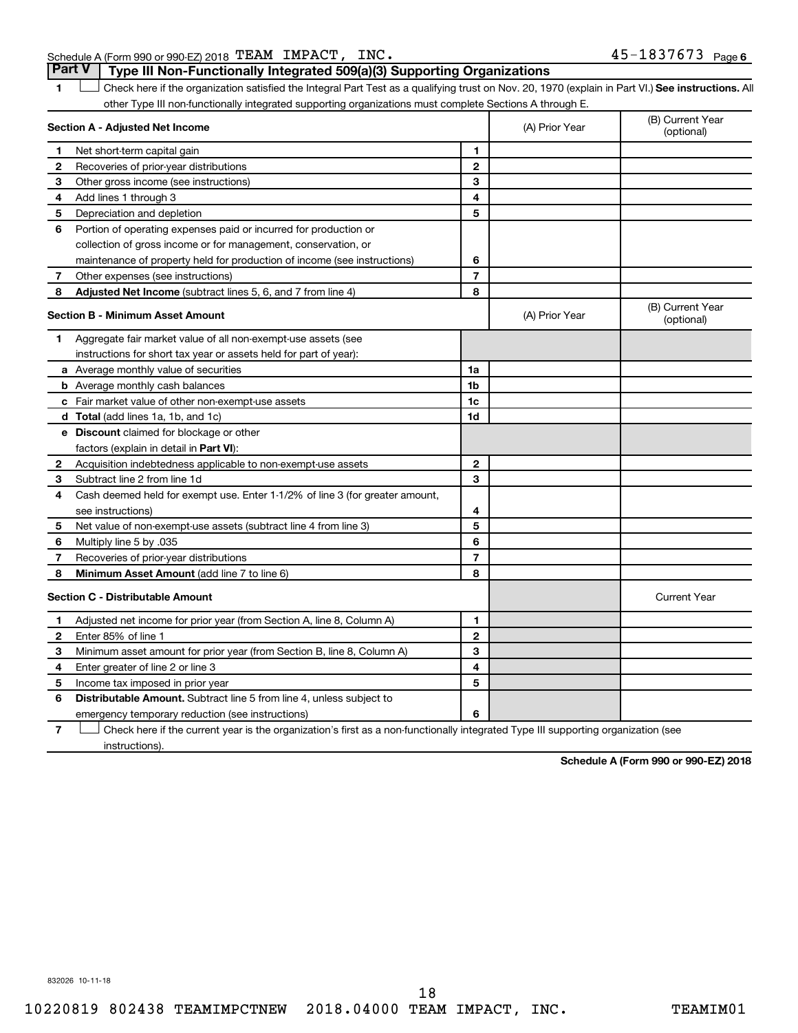Schedule A (Form 990 or 990-EZ) 2018 TEAM IMPACT, INC. 45-1837673 Page 6

## Part V | Type III Non-Functionally Integrated 509(a)(3) Supporting Organizations

**1** ☐ Check here if the organization satisfied the Integral Part Test as a qualifying trust on Nov. 20, 1970 (explain in Part VI.) **See instructions.** All other Type III non-functionally integrated supporting organizations must complete Sections A through E.

| Section A - Adjusted Net Income | | | (A) Prior Year | (B) Current Year (optional) |
|---|---|---|---|---|
| **1** | Net short-term capital gain | 1 | | |
| **2** | Recoveries of prior-year distributions | 2 | | |
| **3** | Other gross income (see instructions) | 3 | | |
| **4** | Add lines 1 through 3 | 4 | | |
| **5** | Depreciation and depletion | 5 | | |
| **6** | Portion of operating expenses paid or incurred for production or collection of gross income or for management, conservation, or maintenance of property held for production of income (see instructions) | 6 | | |
| **7** | Other expenses (see instructions) | 7 | | |
| **8** | **Adjusted Net Income** (subtract lines 5, 6, and 7 from line 4) | 8 | | |

| Section B - Minimum Asset Amount | | | (A) Prior Year | (B) Current Year (optional) |
|---|---|---|---|---|
| **1** | Aggregate fair market value of all non-exempt-use assets (see instructions for short tax year or assets held for part of year): | | | |
| **a** | Average monthly value of securities | 1a | | |
| **b** | Average monthly cash balances | 1b | | |
| **c** | Fair market value of other non-exempt-use assets | 1c | | |
| **d** | **Total** (add lines 1a, 1b, and 1c) | 1d | | |
| **e** | **Discount** claimed for blockage or other factors (explain in detail in **Part VI**): | | | |
| **2** | Acquisition indebtedness applicable to non-exempt-use assets | 2 | | |
| **3** | Subtract line 2 from line 1d | 3 | | |
| **4** | Cash deemed held for exempt use. Enter 1-1/2% of line 3 (for greater amount, see instructions) | 4 | | |
| **5** | Net value of non-exempt-use assets (subtract line 4 from line 3) | 5 | | |
| **6** | Multiply line 5 by .035 | 6 | | |
| **7** | Recoveries of prior-year distributions | 7 | | |
| **8** | **Minimum Asset Amount** (add line 7 to line 6) | 8 | | |

| Section C - Distributable Amount | | | | Current Year |
|---|---|---|---|---|
| **1** | Adjusted net income for prior year (from Section A, line 8, Column A) | 1 | | |
| **2** | Enter 85% of line 1 | 2 | | |
| **3** | Minimum asset amount for prior year (from Section B, line 8, Column A) | 3 | | |
| **4** | Enter greater of line 2 or line 3 | 4 | | |
| **5** | Income tax imposed in prior year | 5 | | |
| **6** | **Distributable Amount.** Subtract line 5 from line 4, unless subject to emergency temporary reduction (see instructions) | 6 | | |

**7** ☐ Check here if the current year is the organization's first as a non-functionally integrated Type III supporting organization (see instructions).

**Schedule A (Form 990 or 990-EZ) 2018**

832026 10-11-18

10220819 802438 TEAMIMPCTNEW 2018.04000 TEAM IMPACT, INC. TEAMIM01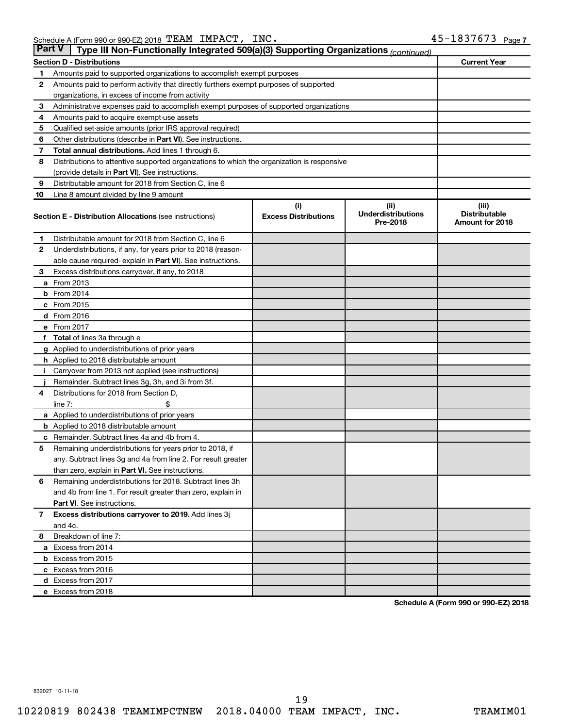Schedule A (Form 990 or 990-EZ) 2018 TEAM IMPACT, INC. 45-1837673 Page 7

## Part V Type III Non-Functionally Integrated 509(a)(3) Supporting Organizations *(continued)*

| Section D - Distributions | | Current Year |
|---|---|---|
| 1 | Amounts paid to supported organizations to accomplish exempt purposes | |
| 2 | Amounts paid to perform activity that directly furthers exempt purposes of supported organizations, in excess of income from activity | |
| 3 | Administrative expenses paid to accomplish exempt purposes of supported organizations | |
| 4 | Amounts paid to acquire exempt-use assets | |
| 5 | Qualified set-aside amounts (prior IRS approval required) | |
| 6 | Other distributions (describe in **Part VI**). See instructions. | |
| 7 | **Total annual distributions.** Add lines 1 through 6. | |
| 8 | Distributions to attentive supported organizations to which the organization is responsive (provide details in **Part VI**). See instructions. | |
| 9 | Distributable amount for 2018 from Section C, line 6 | |
| 10 | Line 8 amount divided by line 9 amount | |

| Section E - Distribution Allocations (see instructions) | (i) Excess Distributions | (ii) Underdistributions Pre-2018 | (iii) Distributable Amount for 2018 |
|---|---|---|---|
| 1 Distributable amount for 2018 from Section C, line 6 | | | |
| 2 Underdistributions, if any, for years prior to 2018 (reasonable cause required- explain in **Part VI**). See instructions. | | | |
| 3 Excess distributions carryover, if any, to 2018 | | | |
| a From 2013 | | | |
| b From 2014 | | | |
| c From 2015 | | | |
| d From 2016 | | | |
| e From 2017 | | | |
| f **Total** of lines 3a through e | | | |
| g Applied to underdistributions of prior years | | | |
| h Applied to 2018 distributable amount | | | |
| i Carryover from 2013 not applied (see instructions) | | | |
| j Remainder. Subtract lines 3g, 3h, and 3i from 3f. | | | |
| 4 Distributions for 2018 from Section D, line 7: $ | | | |
| a Applied to underdistributions of prior years | | | |
| b Applied to 2018 distributable amount | | | |
| c Remainder. Subtract lines 4a and 4b from 4. | | | |
| 5 Remaining underdistributions for years prior to 2018, if any. Subtract lines 3g and 4a from line 2. For result greater than zero, explain in **Part VI.** See instructions. | | | |
| 6 Remaining underdistributions for 2018. Subtract lines 3h and 4b from line 1. For result greater than zero, explain in **Part VI**. See instructions. | | | |
| 7 **Excess distributions carryover to 2019.** Add lines 3j and 4c. | | | |
| 8 Breakdown of line 7: | | | |
| a Excess from 2014 | | | |
| b Excess from 2015 | | | |
| c Excess from 2016 | | | |
| d Excess from 2017 | | | |
| e Excess from 2018 | | | |

**Schedule A (Form 990 or 990-EZ) 2018**

832027 10-11-18

10220819 802438 TEAMIMPCTNEW 2018.04000 TEAM IMPACT, INC. TEAMIM01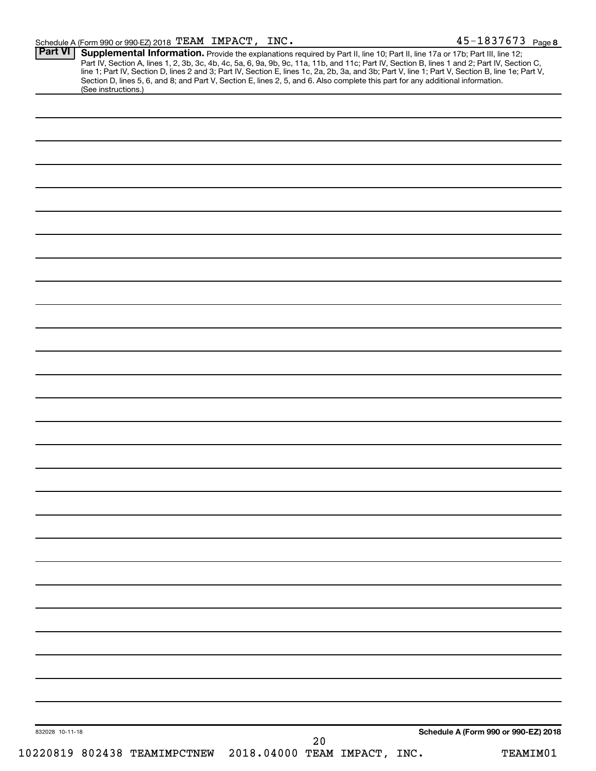Schedule A (Form 990 or 990-EZ) 2018 TEAM IMPACT, INC. 45-1837673 Page **8**

**Part VI** **Supplemental Information.** Provide the explanations required by Part II, line 10; Part II, line 17a or 17b; Part III, line 12; Part IV, Section A, lines 1, 2, 3b, 3c, 4b, 4c, 5a, 6, 9a, 9b, 9c, 11a, 11b, and 11c; Part IV, Section B, lines 1 and 2; Part IV, Section C, line 1; Part IV, Section D, lines 2 and 3; Part IV, Section E, lines 1c, 2a, 2b, 3a, and 3b; Part V, line 1; Part V, Section B, line 1e; Part V, Section D, lines 5, 6, and 8; and Part V, Section E, lines 2, 5, and 6. Also complete this part for any additional information. (See instructions.)

832028 10-11-18

**Schedule A (Form 990 or 990-EZ) 2018**

10220819 802438 TEAMIMPCTNEW 2018.04000 TEAM IMPACT, INC. TEAMIM01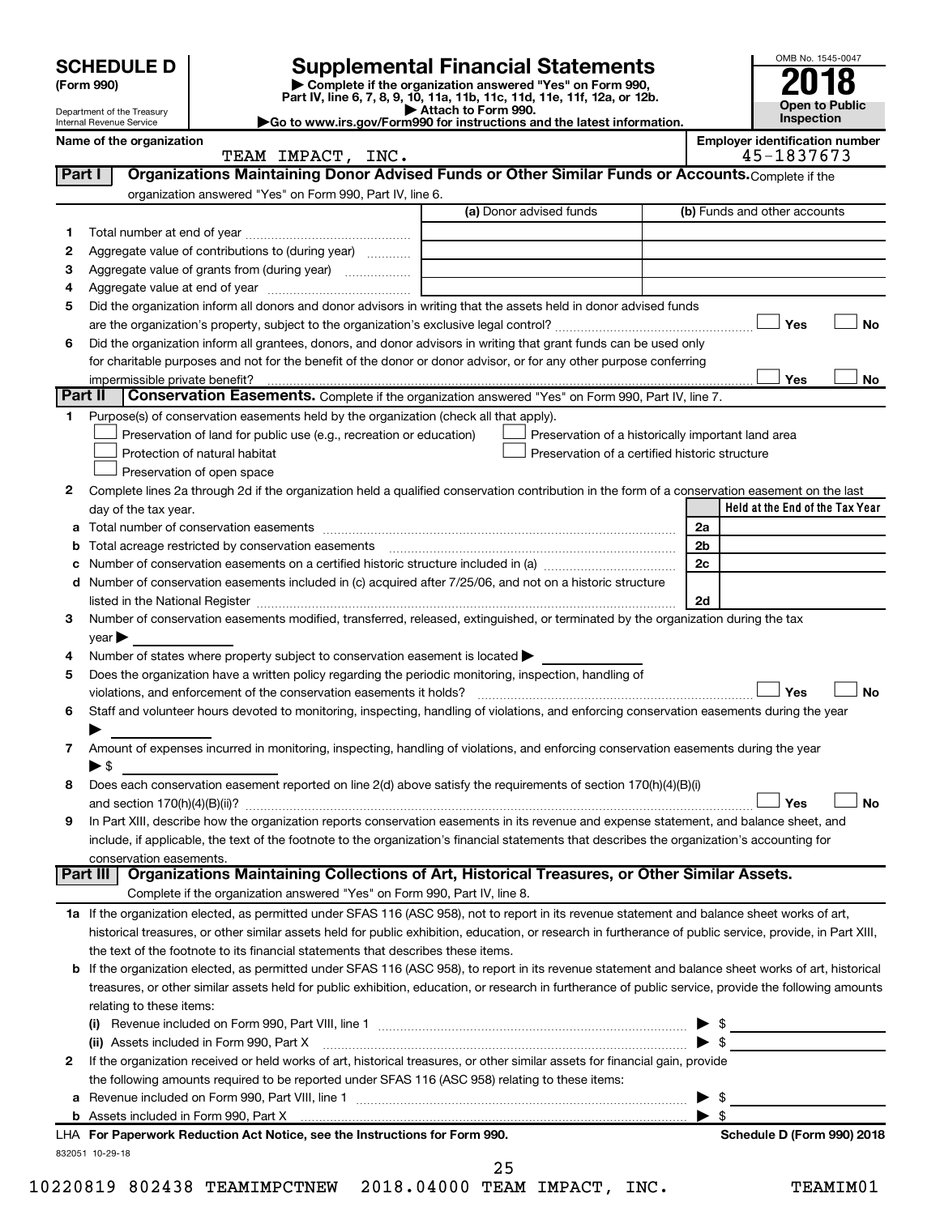# SCHEDULE D (Form 990)

Department of the Treasury
Internal Revenue Service

# Supplemental Financial Statements

▶ Complete if the organization answered "Yes" on Form 990, Part IV, line 6, 7, 8, 9, 10, 11a, 11b, 11c, 11d, 11e, 11f, 12a, or 12b.
▶ Attach to Form 990.
▶Go to www.irs.gov/Form990 for instructions and the latest information.

OMB No. 1545-0047
**2018**
**Open to Public Inspection**

**Name of the organization:** TEAM IMPACT, INC.
**Employer identification number:** 45-1837673

## Part I — Organizations Maintaining Donor Advised Funds or Other Similar Funds or Accounts.

Complete if the organization answered "Yes" on Form 990, Part IV, line 6.

| | | (a) Donor advised funds | (b) Funds and other accounts |
|---|---|---|---|
| 1 | Total number at end of year | | |
| 2 | Aggregate value of contributions to (during year) | | |
| 3 | Aggregate value of grants from (during year) | | |
| 4 | Aggregate value at end of year | | |

5 Did the organization inform all donors and donor advisors in writing that the assets held in donor advised funds are the organization's property, subject to the organization's exclusive legal control? ☐ Yes ☐ No

6 Did the organization inform all grantees, donors, and donor advisors in writing that grant funds can be used only for charitable purposes and not for the benefit of the donor or donor advisor, or for any other purpose conferring impermissible private benefit? ☐ Yes ☐ No

## Part II — Conservation Easements.

Complete if the organization answered "Yes" on Form 990, Part IV, line 7.

1 Purpose(s) of conservation easements held by the organization (check all that apply).

- ☐ Preservation of land for public use (e.g., recreation or education)
- ☐ Protection of natural habitat
- ☐ Preservation of open space
- ☐ Preservation of a historically important land area
- ☐ Preservation of a certified historic structure

2 Complete lines 2a through 2d if the organization held a qualified conservation contribution in the form of a conservation easement on the last day of the tax year.

| | | | Held at the End of the Tax Year |
|---|---|---|---|
| a | Total number of conservation easements | 2a | |
| b | Total acreage restricted by conservation easements | 2b | |
| c | Number of conservation easements on a certified historic structure included in (a) | 2c | |
| d | Number of conservation easements included in (c) acquired after 7/25/06, and not on a historic structure listed in the National Register | 2d | |

3 Number of conservation easements modified, transferred, released, extinguished, or terminated by the organization during the tax year ▶

4 Number of states where property subject to conservation easement is located ▶

5 Does the organization have a written policy regarding the periodic monitoring, inspection, handling of violations, and enforcement of the conservation easements it holds? ☐ Yes ☐ No

6 Staff and volunteer hours devoted to monitoring, inspecting, handling of violations, and enforcing conservation easements during the year ▶

7 Amount of expenses incurred in monitoring, inspecting, handling of violations, and enforcing conservation easements during the year ▶ $

8 Does each conservation easement reported on line 2(d) above satisfy the requirements of section 170(h)(4)(B)(i) and section 170(h)(4)(B)(ii)? ☐ Yes ☐ No

9 In Part XIII, describe how the organization reports conservation easements in its revenue and expense statement, and balance sheet, and include, if applicable, the text of the footnote to the organization's financial statements that describes the organization's accounting for conservation easements.

## Part III — Organizations Maintaining Collections of Art, Historical Treasures, or Other Similar Assets.

Complete if the organization answered "Yes" on Form 990, Part IV, line 8.

1a If the organization elected, as permitted under SFAS 116 (ASC 958), not to report in its revenue statement and balance sheet works of art, historical treasures, or other similar assets held for public exhibition, education, or research in furtherance of public service, provide, in Part XIII, the text of the footnote to its financial statements that describes these items.

b If the organization elected, as permitted under SFAS 116 (ASC 958), to report in its revenue statement and balance sheet works of art, historical treasures, or other similar assets held for public exhibition, education, or research in furtherance of public service, provide the following amounts relating to these items:

(i) Revenue included on Form 990, Part VIII, line 1 ▶ $

(ii) Assets included in Form 990, Part X ▶ $

2 If the organization received or held works of art, historical treasures, or other similar assets for financial gain, provide the following amounts required to be reported under SFAS 116 (ASC 958) relating to these items:

a Revenue included on Form 990, Part VIII, line 1 ▶ $

b Assets included in Form 990, Part X ▶ $

LHA **For Paperwork Reduction Act Notice, see the Instructions for Form 990.** **Schedule D (Form 990) 2018**

832051 10-29-18

10220819 802438 TEAMIMPCTNEW 2018.04000 TEAM IMPACT, INC. TEAMIM01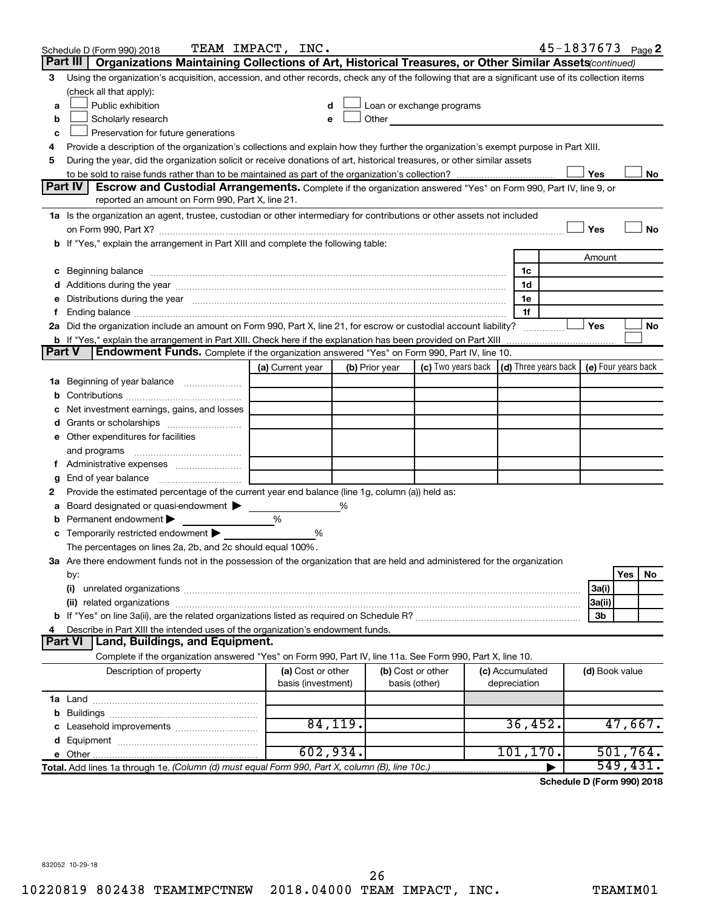Schedule D (Form 990) 2018 TEAM IMPACT, INC. 45-1837673 Page 2

## Part III | Organizations Maintaining Collections of Art, Historical Treasures, or Other Similar Assets *(continued)*

**3** Using the organization's acquisition, accession, and other records, check any of the following that are a significant use of its collection items (check all that apply):

- **a** ☐ Public exhibition
- **b** ☐ Scholarly research
- **c** ☐ Preservation for future generations
- **d** ☐ Loan or exchange programs
- **e** ☐ Other

**4** Provide a description of the organization's collections and explain how they further the organization's exempt purpose in Part XIII.

**5** During the year, did the organization solicit or receive donations of art, historical treasures, or other similar assets to be sold to raise funds rather than to be maintained as part of the organization's collection? ☐ Yes ☐ No

## Part IV | Escrow and Custodial Arrangements.

Complete if the organization answered "Yes" on Form 990, Part IV, line 9, or reported an amount on Form 990, Part X, line 21.

**1a** Is the organization an agent, trustee, custodian or other intermediary for contributions or other assets not included on Form 990, Part X? ☐ Yes ☐ No

**b** If "Yes," explain the arrangement in Part XIII and complete the following table:

| | | Amount |
|---|---|---|
| **c** Beginning balance | 1c | |
| **d** Additions during the year | 1d | |
| **e** Distributions during the year | 1e | |
| **f** Ending balance | 1f | |

**2a** Did the organization include an amount on Form 990, Part X, line 21, for escrow or custodial account liability? ☐ Yes ☐ No

**b** If "Yes," explain the arrangement in Part XIII. Check here if the explanation has been provided on Part XIII ☐

## Part V | Endowment Funds.

Complete if the organization answered "Yes" on Form 990, Part IV, line 10.

| | (a) Current year | (b) Prior year | (c) Two years back | (d) Three years back | (e) Four years back |
|---|---|---|---|---|---|
| **1a** Beginning of year balance | | | | | |
| **b** Contributions | | | | | |
| **c** Net investment earnings, gains, and losses | | | | | |
| **d** Grants or scholarships | | | | | |
| **e** Other expenditures for facilities and programs | | | | | |
| **f** Administrative expenses | | | | | |
| **g** End of year balance | | | | | |

**2** Provide the estimated percentage of the current year end balance (line 1g, column (a)) held as:

- **a** Board designated or quasi-endowment ▶ ______ %
- **b** Permanent endowment ▶ ______ %
- **c** Temporarily restricted endowment ▶ ______ %

The percentages on lines 2a, 2b, and 2c should equal 100%.

**3a** Are there endowment funds not in the possession of the organization that are held and administered for the organization by:

| | | Yes | No |
|---|---|---|---|
| (i) unrelated organizations | 3a(i) | | |
| (ii) related organizations | 3a(ii) | | |
| **b** If "Yes" on line 3a(ii), are the related organizations listed as required on Schedule R? | 3b | | |

**4** Describe in Part XIII the intended uses of the organization's endowment funds.

## Part VI | Land, Buildings, and Equipment.

Complete if the organization answered "Yes" on Form 990, Part IV, line 11a. See Form 990, Part X, line 10.

| Description of property | (a) Cost or other basis (investment) | (b) Cost or other basis (other) | (c) Accumulated depreciation | (d) Book value |
|---|---|---|---|---|
| **1a** Land | | | | |
| **b** Buildings | | | | |
| **c** Leasehold improvements | 84,119. | | 36,452. | 47,667. |
| **d** Equipment | | | | |
| **e** Other | 602,934. | | 101,170. | 501,764. |
| **Total.** Add lines 1a through 1e. *(Column (d) must equal Form 990, Part X, column (B), line 10c.)* | | | ▶ | 549,431. |

Schedule D (Form 990) 2018

832052 10-29-18

10220819 802438 TEAMIMPCTNEW 2018.04000 TEAM IMPACT, INC. TEAMIM01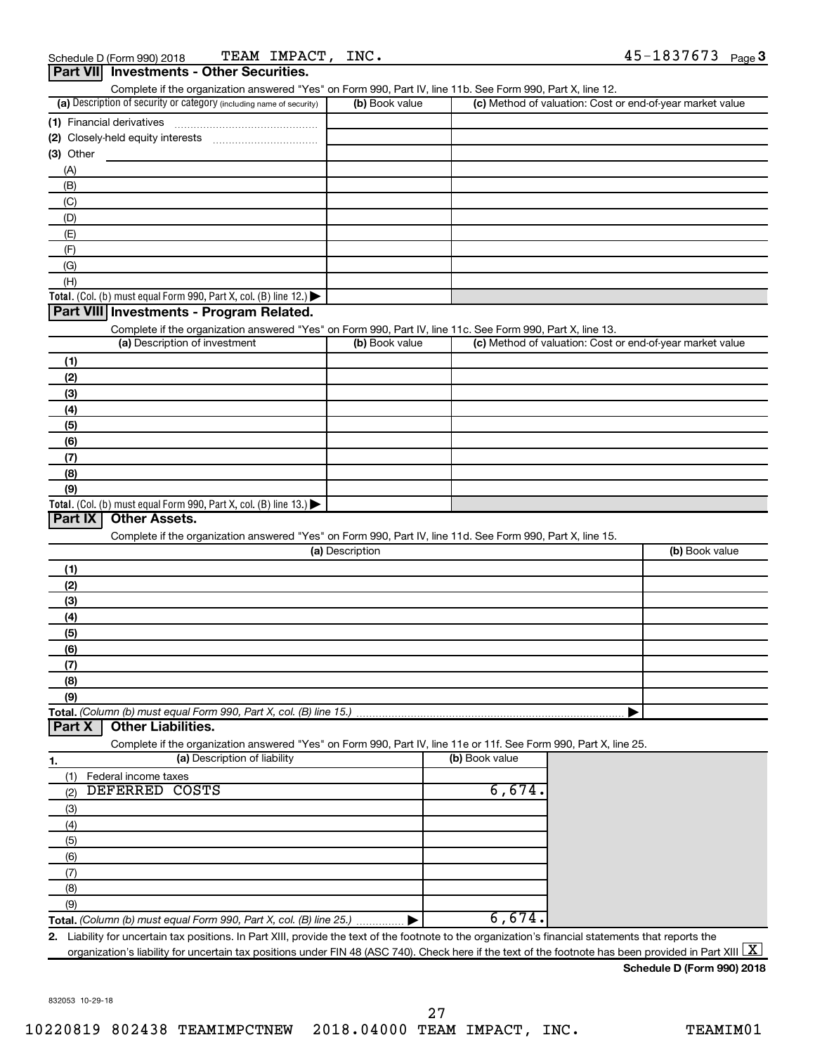Schedule D (Form 990) 2018 TEAM IMPACT, INC. 45-1837673 Page 3

## Part VII Investments - Other Securities.

Complete if the organization answered "Yes" on Form 990, Part IV, line 11b. See Form 990, Part X, line 12.

| (a) Description of security or category (including name of security) | (b) Book value | (c) Method of valuation: Cost or end-of-year market value |
|---|---|---|
| (1) Financial derivatives | | |
| (2) Closely-held equity interests | | |
| (3) Other | | |
| (A) | | |
| (B) | | |
| (C) | | |
| (D) | | |
| (E) | | |
| (F) | | |
| (G) | | |
| (H) | | |
| **Total.** (Col. (b) must equal Form 990, Part X, col. (B) line 12.) ▶ | | |

## Part VIII Investments - Program Related.

Complete if the organization answered "Yes" on Form 990, Part IV, line 11c. See Form 990, Part X, line 13.

| (a) Description of investment | (b) Book value | (c) Method of valuation: Cost or end-of-year market value |
|---|---|---|
| (1) | | |
| (2) | | |
| (3) | | |
| (4) | | |
| (5) | | |
| (6) | | |
| (7) | | |
| (8) | | |
| (9) | | |
| **Total.** (Col. (b) must equal Form 990, Part X, col. (B) line 13.) ▶ | | |

## Part IX Other Assets.

Complete if the organization answered "Yes" on Form 990, Part IV, line 11d. See Form 990, Part X, line 15.

| (a) Description | (b) Book value |
|---|---|
| (1) | |
| (2) | |
| (3) | |
| (4) | |
| (5) | |
| (6) | |
| (7) | |
| (8) | |
| (9) | |
| **Total.** *(Column (b) must equal Form 990, Part X, col. (B) line 15.)* ▶ | |

## Part X Other Liabilities.

Complete if the organization answered "Yes" on Form 990, Part IV, line 11e or 11f. See Form 990, Part X, line 25.

| 1. (a) Description of liability | (b) Book value |
|---|---|
| (1) Federal income taxes | |
| (2) DEFERRED COSTS | 6,674. |
| (3) | |
| (4) | |
| (5) | |
| (6) | |
| (7) | |
| (8) | |
| (9) | |
| **Total.** *(Column (b) must equal Form 990, Part X, col. (B) line 25.)* ▶ | 6,674. |

2. Liability for uncertain tax positions. In Part XIII, provide the text of the footnote to the organization's financial statements that reports the organization's liability for uncertain tax positions under FIN 48 (ASC 740). Check here if the text of the footnote has been provided in Part XIII [X]

**Schedule D (Form 990) 2018**

832053 10-29-18

10220819 802438 TEAMIMPCTNEW 2018.04000 TEAM IMPACT, INC. TEAMIM01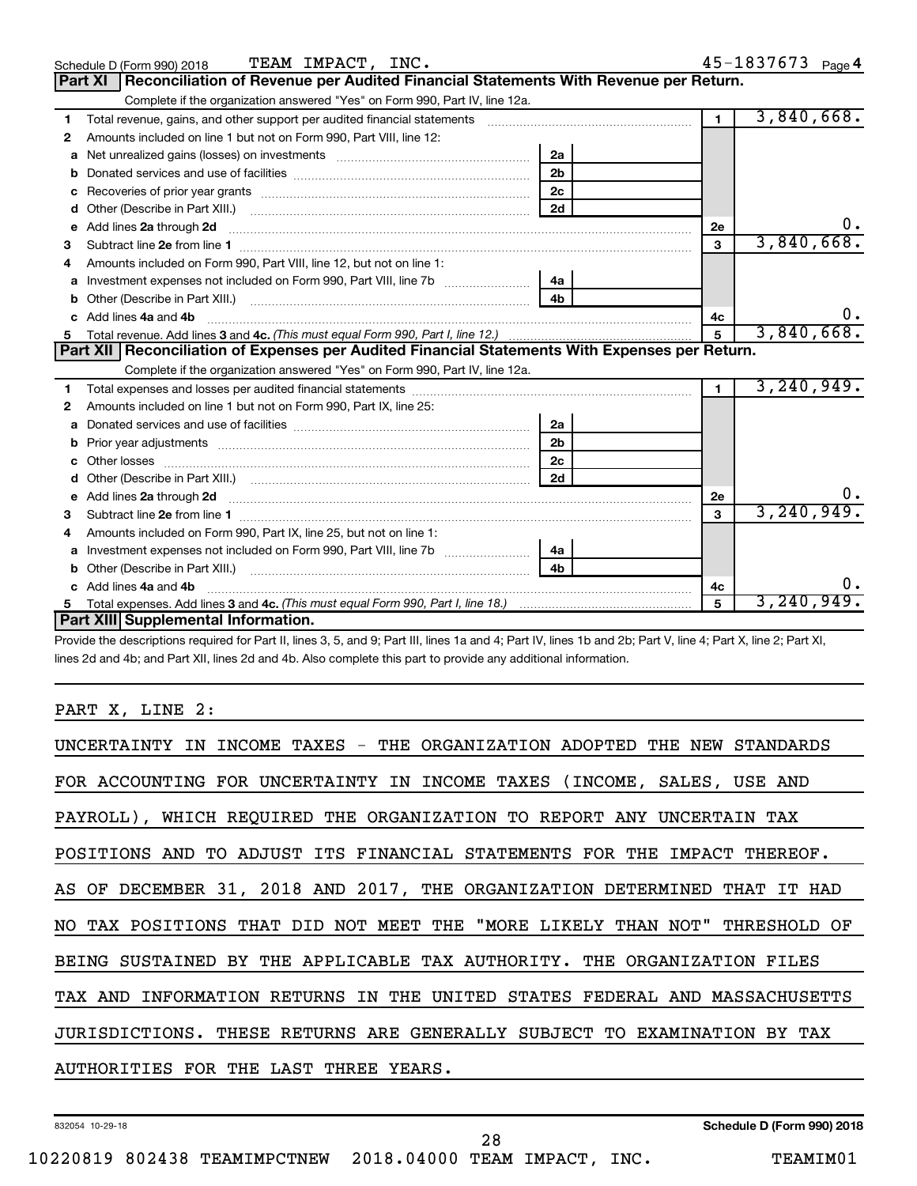Schedule D (Form 990) 2018 TEAM IMPACT, INC. 45-1837673 Page 4

## Part XI Reconciliation of Revenue per Audited Financial Statements With Revenue per Return.

Complete if the organization answered "Yes" on Form 990, Part IV, line 12a.

| | | | | | |
|---|---|---|---|---|---|
| 1 | Total revenue, gains, and other support per audited financial statements | | | 1 | 3,840,668. |
| 2 | Amounts included on line 1 but not on Form 990, Part VIII, line 12: | | | | |
| a | Net unrealized gains (losses) on investments | 2a | | | |
| b | Donated services and use of facilities | 2b | | | |
| c | Recoveries of prior year grants | 2c | | | |
| d | Other (Describe in Part XIII.) | 2d | | | |
| e | Add lines 2a through 2d | | | 2e | 0. |
| 3 | Subtract line 2e from line 1 | | | 3 | 3,840,668. |
| 4 | Amounts included on Form 990, Part VIII, line 12, but not on line 1: | | | | |
| a | Investment expenses not included on Form 990, Part VIII, line 7b | 4a | | | |
| b | Other (Describe in Part XIII.) | 4b | | | |
| c | Add lines 4a and 4b | | | 4c | 0. |
| 5 | Total revenue. Add lines 3 and 4c. *(This must equal Form 990, Part I, line 12.)* | | | 5 | 3,840,668. |

## Part XII Reconciliation of Expenses per Audited Financial Statements With Expenses per Return.

Complete if the organization answered "Yes" on Form 990, Part IV, line 12a.

| | | | | | |
|---|---|---|---|---|---|
| 1 | Total expenses and losses per audited financial statements | | | 1 | 3,240,949. |
| 2 | Amounts included on line 1 but not on Form 990, Part IX, line 25: | | | | |
| a | Donated services and use of facilities | 2a | | | |
| b | Prior year adjustments | 2b | | | |
| c | Other losses | 2c | | | |
| d | Other (Describe in Part XIII.) | 2d | | | |
| e | Add lines 2a through 2d | | | 2e | 0. |
| 3 | Subtract line 2e from line 1 | | | 3 | 3,240,949. |
| 4 | Amounts included on Form 990, Part IX, line 25, but not on line 1: | | | | |
| a | Investment expenses not included on Form 990, Part VIII, line 7b | 4a | | | |
| b | Other (Describe in Part XIII.) | 4b | | | |
| c | Add lines 4a and 4b | | | 4c | 0. |
| 5 | Total expenses. Add lines 3 and 4c. *(This must equal Form 990, Part I, line 18.)* | | | 5 | 3,240,949. |

## Part XIII Supplemental Information.

Provide the descriptions required for Part II, lines 3, 5, and 9; Part III, lines 1a and 4; Part IV, lines 1b and 2b; Part V, line 4; Part X, line 2; Part XI, lines 2d and 4b; and Part XII, lines 2d and 4b. Also complete this part to provide any additional information.

PART X, LINE 2:

UNCERTAINTY IN INCOME TAXES - THE ORGANIZATION ADOPTED THE NEW STANDARDS FOR ACCOUNTING FOR UNCERTAINTY IN INCOME TAXES (INCOME, SALES, USE AND PAYROLL), WHICH REQUIRED THE ORGANIZATION TO REPORT ANY UNCERTAIN TAX POSITIONS AND TO ADJUST ITS FINANCIAL STATEMENTS FOR THE IMPACT THEREOF. AS OF DECEMBER 31, 2018 AND 2017, THE ORGANIZATION DETERMINED THAT IT HAD NO TAX POSITIONS THAT DID NOT MEET THE "MORE LIKELY THAN NOT" THRESHOLD OF BEING SUSTAINED BY THE APPLICABLE TAX AUTHORITY. THE ORGANIZATION FILES TAX AND INFORMATION RETURNS IN THE UNITED STATES FEDERAL AND MASSACHUSETTS JURISDICTIONS. THESE RETURNS ARE GENERALLY SUBJECT TO EXAMINATION BY TAX AUTHORITIES FOR THE LAST THREE YEARS.

832054 10-29-18 Schedule D (Form 990) 2018

10220819 802438 TEAMIMPCTNEW 2018.04000 TEAM IMPACT, INC. TEAMIM01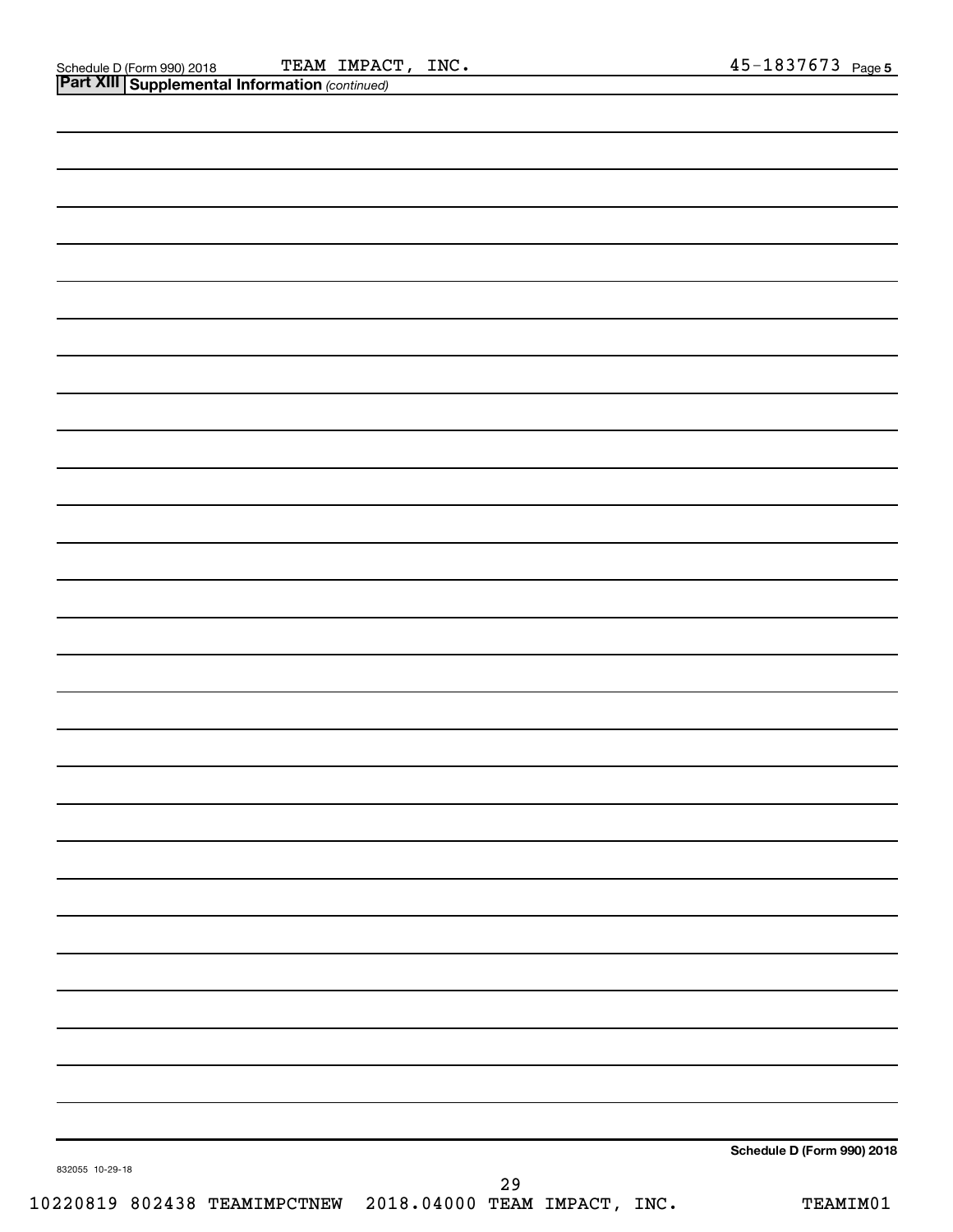Schedule D (Form 990) 2018 TEAM IMPACT, INC. 45-1837673 Page 5

**Part XIII Supplemental Information** *(continued)*

Schedule D (Form 990) 2018

832055 10-29-18

29

10220819 802438 TEAMIMPCTNEW 2018.04000 TEAM IMPACT, INC. TEAMIM01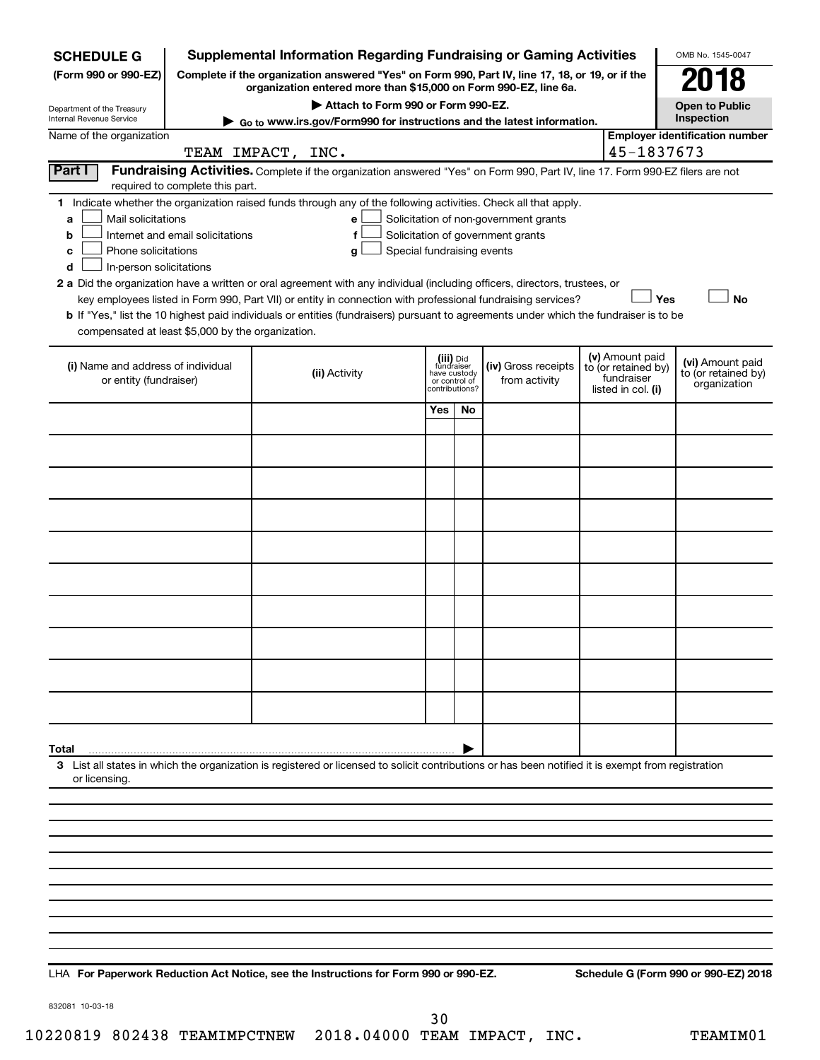**SCHEDULE G**
**(Form 990 or 990-EZ)**

Department of the Treasury
Internal Revenue Service

# Supplemental Information Regarding Fundraising or Gaming Activities

**Complete if the organization answered "Yes" on Form 990, Part IV, line 17, 18, or 19, or if the organization entered more than $15,000 on Form 990-EZ, line 6a.**

▶ **Attach to Form 990 or Form 990-EZ.**

▶ **Go to www.irs.gov/Form990 for instructions and the latest information.**

OMB No. 1545-0047

**2018**

**Open to Public Inspection**

Name of the organization: TEAM IMPACT, INC.

**Employer identification number:** 45-1837673

## Part I — Fundraising Activities.

Complete if the organization answered "Yes" on Form 990, Part IV, line 17. Form 990-EZ filers are not required to complete this part.

**1** Indicate whether the organization raised funds through any of the following activities. Check all that apply.

- **a** ☐ Mail solicitations
- **b** ☐ Internet and email solicitations
- **c** ☐ Phone solicitations
- **d** ☐ In-person solicitations
- **e** ☐ Solicitation of non-government grants
- **f** ☐ Solicitation of government grants
- **g** ☐ Special fundraising events

**2 a** Did the organization have a written or oral agreement with any individual (including officers, directors, trustees, or key employees listed in Form 990, Part VII) or entity in connection with professional fundraising services? ☐ **Yes** ☐ **No**

**b** If "Yes," list the 10 highest paid individuals or entities (fundraisers) pursuant to agreements under which the fundraiser is to be compensated at least $5,000 by the organization.

| (i) Name and address of individual or entity (fundraiser) | (ii) Activity | (iii) Did fundraiser have custody or control of contributions? | | (iv) Gross receipts from activity | (v) Amount paid to (or retained by) fundraiser listed in col. (i) | (vi) Amount paid to (or retained by) organization |
|---|---|---|---|---|---|---|
| | | Yes | No | | | |
| | | | | | | |
| | | | | | | |
| | | | | | | |
| | | | | | | |
| | | | | | | |
| | | | | | | |
| | | | | | | |
| | | | | | | |
| | | | | | | |
| | | | | | | |
| **Total** | | | | | | |

**3** List all states in which the organization is registered or licensed to solicit contributions or has been notified it is exempt from registration or licensing.

LHA **For Paperwork Reduction Act Notice, see the Instructions for Form 990 or 990-EZ.** **Schedule G (Form 990 or 990-EZ) 2018**

832081 10-03-18

10220819 802438 TEAMIMPCTNEW 2018.04000 TEAM IMPACT, INC. TEAMIM01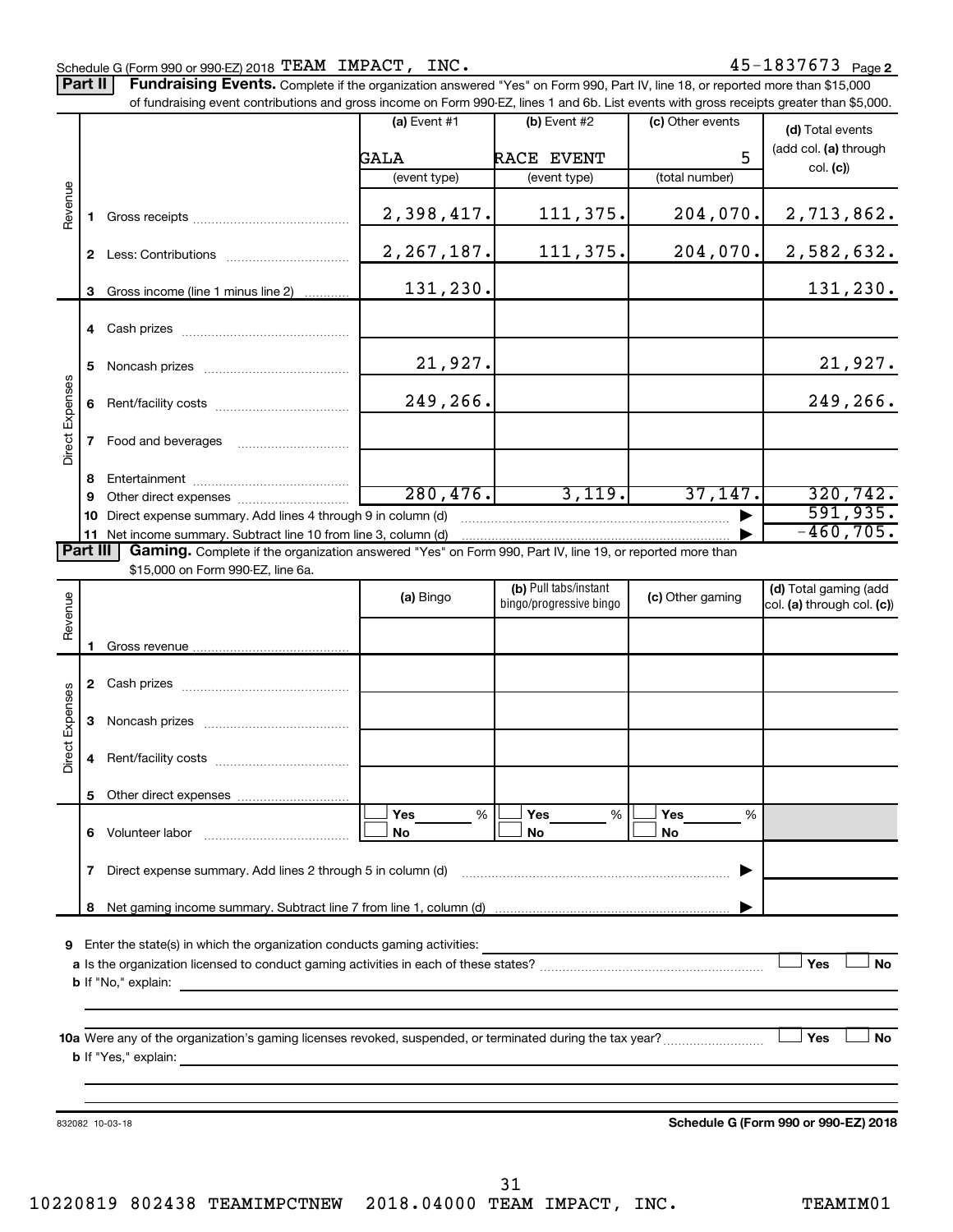Schedule G (Form 990 or 990-EZ) 2018 TEAM IMPACT, INC. 45-1837673 Page **2**

**Part II** **Fundraising Events.** Complete if the organization answered "Yes" on Form 990, Part IV, line 18, or reported more than $15,000 of fundraising event contributions and gross income on Form 990-EZ, lines 1 and 6b. List events with gross receipts greater than $5,000.

| | | (a) Event #1 | (b) Event #2 | (c) Other events | (d) Total events (add col. (a) through col. (c)) |
|---|---|---|---|---|---|
| | | GALA | RACE EVENT | 5 | |
| | | (event type) | (event type) | (total number) | |
| Revenue | 1 Gross receipts | 2,398,417. | 111,375. | 204,070. | 2,713,862. |
| | 2 Less: Contributions | 2,267,187. | 111,375. | 204,070. | 2,582,632. |
| | 3 Gross income (line 1 minus line 2) | 131,230. | | | 131,230. |
| Direct Expenses | 4 Cash prizes | | | | |
| | 5 Noncash prizes | 21,927. | | | 21,927. |
| | 6 Rent/facility costs | 249,266. | | | 249,266. |
| | 7 Food and beverages | | | | |
| | 8 Entertainment | | | | |
| | 9 Other direct expenses | 280,476. | 3,119. | 37,147. | 320,742. |
| | 10 Direct expense summary. Add lines 4 through 9 in column (d) | | | ▶ | 591,935. |
| | 11 Net income summary. Subtract line 10 from line 3, column (d) | | | ▶ | -460,705. |

**Part III** **Gaming.** Complete if the organization answered "Yes" on Form 990, Part IV, line 19, or reported more than $15,000 on Form 990-EZ, line 6a.

| | | (a) Bingo | (b) Pull tabs/instant bingo/progressive bingo | (c) Other gaming | (d) Total gaming (add col. (a) through col. (c)) |
|---|---|---|---|---|---|
| Revenue | 1 Gross revenue | | | | |
| Direct Expenses | 2 Cash prizes | | | | |
| | 3 Noncash prizes | | | | |
| | 4 Rent/facility costs | | | | |
| | 5 Other direct expenses | | | | |
| | 6 Volunteer labor | ☐ Yes ____ % ☐ No | ☐ Yes ____ % ☐ No | ☐ Yes ____ % ☐ No | |
| | 7 Direct expense summary. Add lines 2 through 5 in column (d) | | | ▶ | |
| | 8 Net gaming income summary. Subtract line 7 from line 1, column (d) | | | ▶ | |

**9** Enter the state(s) in which the organization conducts gaming activities: ____________

**a** Is the organization licensed to conduct gaming activities in each of these states? ☐ Yes ☐ No

**b** If "No," explain: ____________

**10a** Were any of the organization's gaming licenses revoked, suspended, or terminated during the tax year? ☐ Yes ☐ No

**b** If "Yes," explain: ____________

832082 10-03-18 **Schedule G (Form 990 or 990-EZ) 2018**

10220819 802438 TEAMIMPCTNEW 2018.04000 TEAM IMPACT, INC. TEAMIM01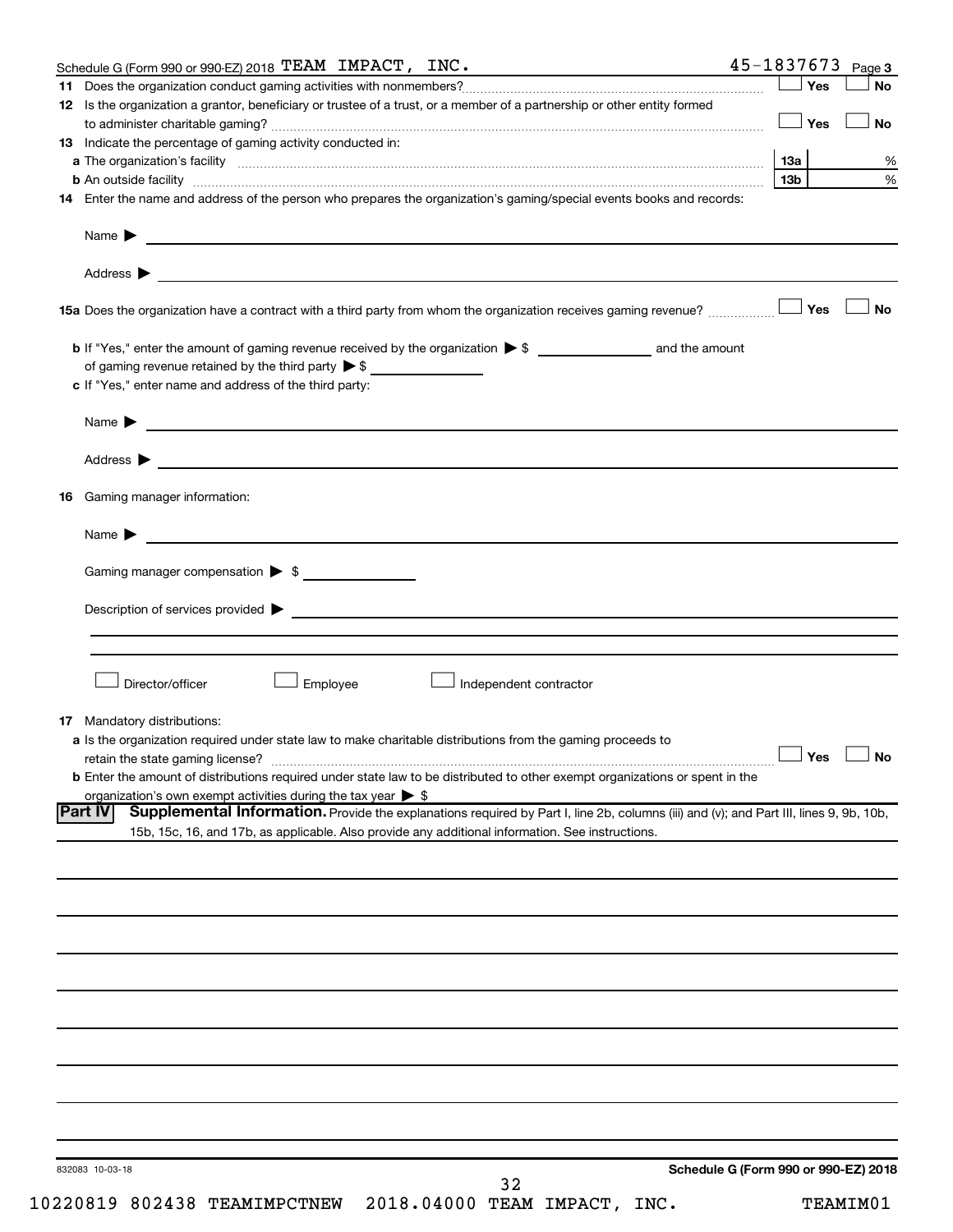Schedule G (Form 990 or 990-EZ) 2018 TEAM IMPACT, INC. 45-1837673 Page 3

**11** Does the organization conduct gaming activities with nonmembers? ☐ Yes ☐ No

**12** Is the organization a grantor, beneficiary or trustee of a trust, or a member of a partnership or other entity formed to administer charitable gaming? ☐ Yes ☐ No

**13** Indicate the percentage of gaming activity conducted in:

**a** The organization's facility **13a** %

**b** An outside facility **13b** %

**14** Enter the name and address of the person who prepares the organization's gaming/special events books and records:

Name ▶

Address ▶

**15a** Does the organization have a contract with a third party from whom the organization receives gaming revenue? ☐ Yes ☐ No

**b** If "Yes," enter the amount of gaming revenue received by the organization ▶ $ \_\_\_\_\_\_\_\_ and the amount of gaming revenue retained by the third party ▶ $ \_\_\_\_\_\_\_\_

**c** If "Yes," enter name and address of the third party:

Name ▶

Address ▶

**16** Gaming manager information:

Name ▶

Gaming manager compensation ▶ $

Description of services provided ▶

☐ Director/officer ☐ Employee ☐ Independent contractor

**17** Mandatory distributions:

**a** Is the organization required under state law to make charitable distributions from the gaming proceeds to retain the state gaming license? ☐ Yes ☐ No

**b** Enter the amount of distributions required under state law to be distributed to other exempt organizations or spent in the organization's own exempt activities during the tax year ▶ $

**Part IV** **Supplemental Information.** Provide the explanations required by Part I, line 2b, columns (iii) and (v); and Part III, lines 9, 9b, 10b, 15b, 15c, 16, and 17b, as applicable. Also provide any additional information. See instructions.

832083 10-03-18 **Schedule G (Form 990 or 990-EZ) 2018**

10220819 802438 TEAMIMPCTNEW 2018.04000 TEAM IMPACT, INC. TEAMIM01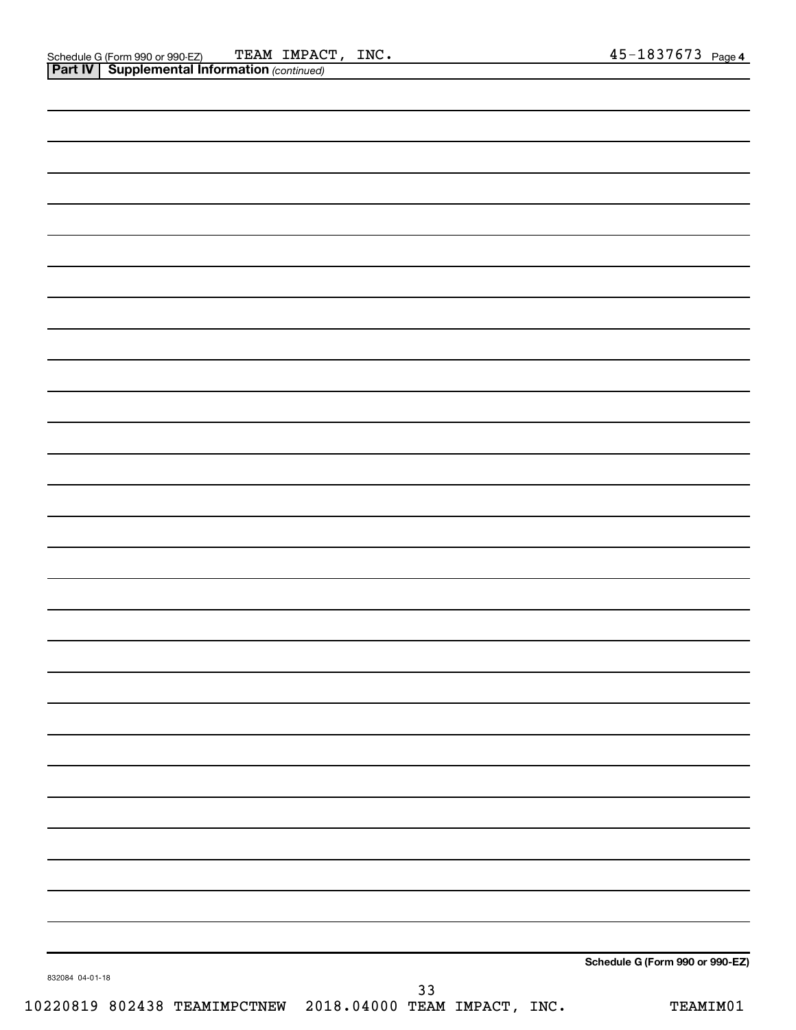Schedule G (Form 990 or 990-EZ) TEAM IMPACT, INC. 45-1837673 Page 4

**Part IV | Supplemental Information** *(continued)*

**Schedule G (Form 990 or 990-EZ)**

832084 04-01-18

10220819 802438 TEAMIMPCTNEW 2018.04000 TEAM IMPACT, INC. TEAMIM01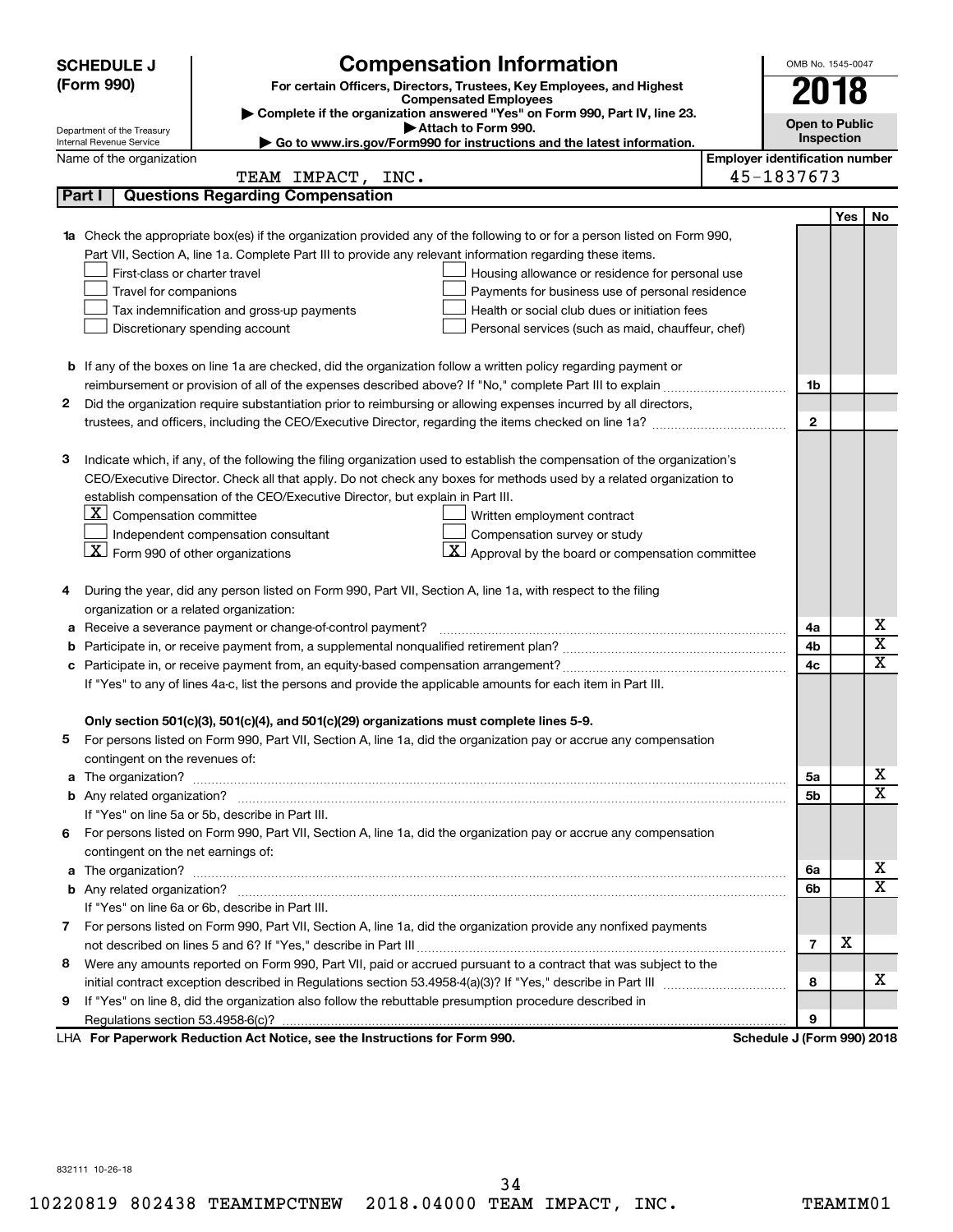**SCHEDULE J (Form 990)**

Department of the Treasury
Internal Revenue Service

# Compensation Information

**For certain Officers, Directors, Trustees, Key Employees, and Highest Compensated Employees**

▶ Complete if the organization answered "Yes" on Form 990, Part IV, line 23.
▶ Attach to Form 990.
▶ Go to www.irs.gov/Form990 for instructions and the latest information.

OMB No. 1545-0047

**2018**

**Open to Public Inspection**

Name of the organization: TEAM IMPACT, INC.

Employer identification number: 45-1837673

## Part I Questions Regarding Compensation

| | | | Yes | No |
|---|---|---|---|---|
| **1a** | Check the appropriate box(es) if the organization provided any of the following to or for a person listed on Form 990, Part VII, Section A, line 1a. Complete Part III to provide any relevant information regarding these items.<br>☐ First-class or charter travel ☐ Housing allowance or residence for personal use<br>☐ Travel for companions ☐ Payments for business use of personal residence<br>☐ Tax indemnification and gross-up payments ☐ Health or social club dues or initiation fees<br>☐ Discretionary spending account ☐ Personal services (such as maid, chauffeur, chef) | | | |
| **b** | If any of the boxes on line 1a are checked, did the organization follow a written policy regarding payment or reimbursement or provision of all of the expenses described above? If "No," complete Part III to explain | 1b | | |
| **2** | Did the organization require substantiation prior to reimbursing or allowing expenses incurred by all directors, trustees, and officers, including the CEO/Executive Director, regarding the items checked on line 1a? | 2 | | |
| **3** | Indicate which, if any, of the following the filing organization used to establish the compensation of the organization's CEO/Executive Director. Check all that apply. Do not check any boxes for methods used by a related organization to establish compensation of the CEO/Executive Director, but explain in Part III.<br>☒ Compensation committee ☐ Written employment contract<br>☐ Independent compensation consultant ☐ Compensation survey or study<br>☒ Form 990 of other organizations ☒ Approval by the board or compensation committee | | | |
| **4** | During the year, did any person listed on Form 990, Part VII, Section A, line 1a, with respect to the filing organization or a related organization: | | | |
| **a** | Receive a severance payment or change-of-control payment? | 4a | | X |
| **b** | Participate in, or receive payment from, a supplemental nonqualified retirement plan? | 4b | | X |
| **c** | Participate in, or receive payment from, an equity-based compensation arrangement? | 4c | | X |
| | If "Yes" to any of lines 4a-c, list the persons and provide the applicable amounts for each item in Part III. | | | |
| | **Only section 501(c)(3), 501(c)(4), and 501(c)(29) organizations must complete lines 5-9.** | | | |
| **5** | For persons listed on Form 990, Part VII, Section A, line 1a, did the organization pay or accrue any compensation contingent on the revenues of: | | | |
| **a** | The organization? | 5a | | X |
| **b** | Any related organization? | 5b | | X |
| | If "Yes" on line 5a or 5b, describe in Part III. | | | |
| **6** | For persons listed on Form 990, Part VII, Section A, line 1a, did the organization pay or accrue any compensation contingent on the net earnings of: | | | |
| **a** | The organization? | 6a | | X |
| **b** | Any related organization? | 6b | | X |
| | If "Yes" on line 6a or 6b, describe in Part III. | | | |
| **7** | For persons listed on Form 990, Part VII, Section A, line 1a, did the organization provide any nonfixed payments not described on lines 5 and 6? If "Yes," describe in Part III | 7 | X | |
| **8** | Were any amounts reported on Form 990, Part VII, paid or accrued pursuant to a contract that was subject to the initial contract exception described in Regulations section 53.4958-4(a)(3)? If "Yes," describe in Part III | 8 | | X |
| **9** | If "Yes" on line 8, did the organization also follow the rebuttable presumption procedure described in Regulations section 53.4958-6(c)? | 9 | | |

LHA **For Paperwork Reduction Act Notice, see the Instructions for Form 990.** **Schedule J (Form 990) 2018**

832111 10-26-18

10220819 802438 TEAMIMPCTNEW 2018.04000 TEAM IMPACT, INC. TEAMIM01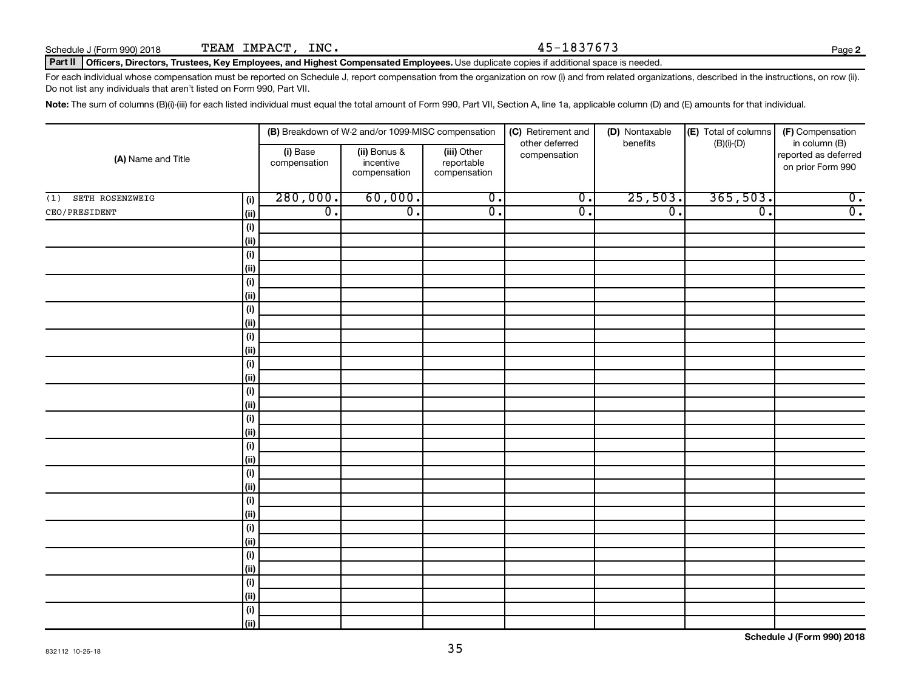Schedule J (Form 990) 2018 TEAM IMPACT, INC. 45-1837673

**Part II** **Officers, Directors, Trustees, Key Employees, and Highest Compensated Employees.** Use duplicate copies if additional space is needed.

For each individual whose compensation must be reported on Schedule J, report compensation from the organization on row (i) and from related organizations, described in the instructions, on row (ii). Do not list any individuals that aren't listed on Form 990, Part VII.

**Note:** The sum of columns (B)(i)-(iii) for each listed individual must equal the total amount of Form 990, Part VII, Section A, line 1a, applicable column (D) and (E) amounts for that individual.

| (A) Name and Title | | (B) Breakdown of W-2 and/or 1099-MISC compensation | | | (C) Retirement and other deferred compensation | (D) Nontaxable benefits | (E) Total of columns (B)(i)-(D) | (F) Compensation in column (B) reported as deferred on prior Form 990 |
|---|---|---|---|---|---|---|---|---|
| | | (i) Base compensation | (ii) Bonus & incentive compensation | (iii) Other reportable compensation | | | | |
| (1) SETH ROSENZWEIG | (i) | 280,000. | 60,000. | 0. | 0. | 25,503. | 365,503. | 0. |
| CEO/PRESIDENT | (ii) | 0. | 0. | 0. | 0. | 0. | 0. | 0. |
| | (i) | | | | | | | |
| | (ii) | | | | | | | |
| | (i) | | | | | | | |
| | (ii) | | | | | | | |
| | (i) | | | | | | | |
| | (ii) | | | | | | | |
| | (i) | | | | | | | |
| | (ii) | | | | | | | |
| | (i) | | | | | | | |
| | (ii) | | | | | | | |
| | (i) | | | | | | | |
| | (ii) | | | | | | | |
| | (i) | | | | | | | |
| | (ii) | | | | | | | |
| | (i) | | | | | | | |
| | (ii) | | | | | | | |
| | (i) | | | | | | | |
| | (ii) | | | | | | | |
| | (i) | | | | | | | |
| | (ii) | | | | | | | |
| | (i) | | | | | | | |
| | (ii) | | | | | | | |
| | (i) | | | | | | | |
| | (ii) | | | | | | | |
| | (i) | | | | | | | |
| | (ii) | | | | | | | |
| | (i) | | | | | | | |
| | (ii) | | | | | | | |
| | (i) | | | | | | | |
| | (ii) | | | | | | | |

832112 10-26-18

**Schedule J (Form 990) 2018**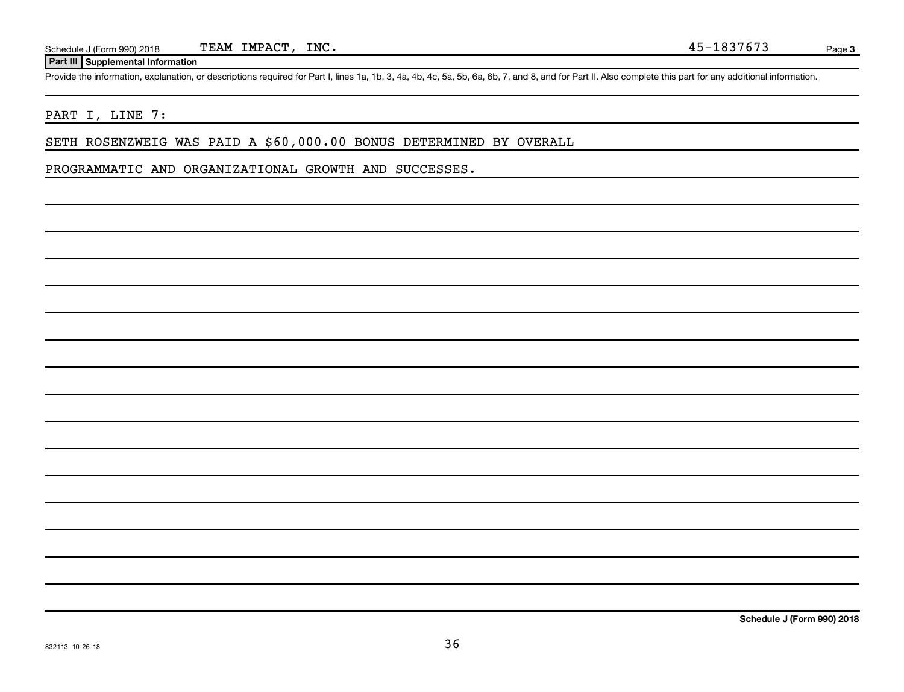Schedule J (Form 990) 2018 TEAM IMPACT, INC. 45-1837673

## Part III Supplemental Information

Provide the information, explanation, or descriptions required for Part I, lines 1a, 1b, 3, 4a, 4b, 4c, 5a, 5b, 6a, 6b, 7, and 8, and for Part II. Also complete this part for any additional information.

PART I, LINE 7:

SETH ROSENZWEIG WAS PAID A $60,000.00 BONUS DETERMINED BY OVERALL PROGRAMMATIC AND ORGANIZATIONAL GROWTH AND SUCCESSES.

Schedule J (Form 990) 2018

832113 10-26-18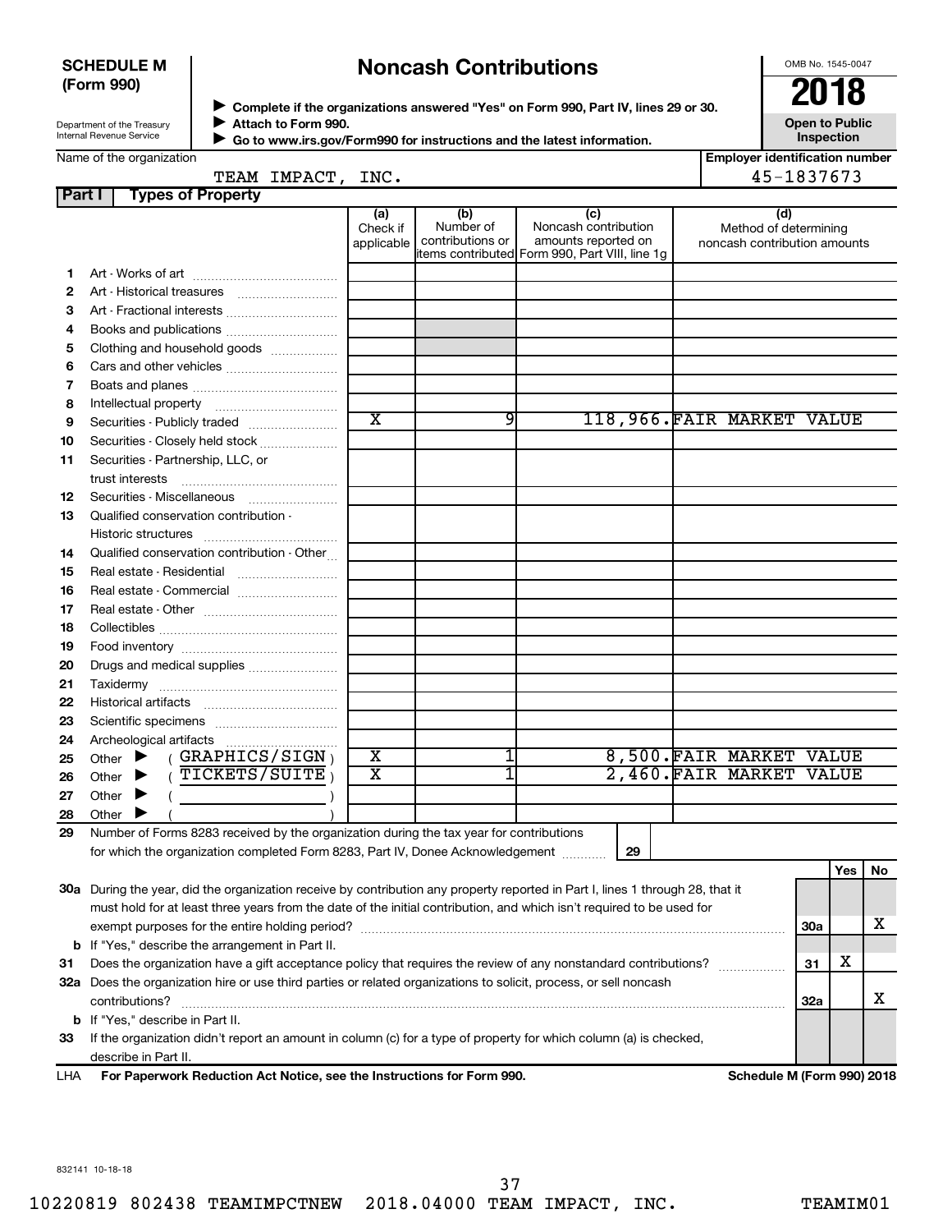**SCHEDULE M (Form 990)**

Department of the Treasury
Internal Revenue Service

# Noncash Contributions

▶ Complete if the organizations answered "Yes" on Form 990, Part IV, lines 29 or 30.
▶ Attach to Form 990.
▶ Go to www.irs.gov/Form990 for instructions and the latest information.

OMB No. 1545-0047

**2018**

**Open to Public Inspection**

Name of the organization: TEAM IMPACT, INC.

Employer identification number: 45-1837673

## Part I Types of Property

| | | (a) Check if applicable | (b) Number of contributions or items contributed | (c) Noncash contribution amounts reported on Form 990, Part VIII, line 1g | (d) Method of determining noncash contribution amounts |
|---|---|---|---|---|---|
| 1 | Art - Works of art | | | | |
| 2 | Art - Historical treasures | | | | |
| 3 | Art - Fractional interests | | | | |
| 4 | Books and publications | | | | |
| 5 | Clothing and household goods | | | | |
| 6 | Cars and other vehicles | | | | |
| 7 | Boats and planes | | | | |
| 8 | Intellectual property | | | | |
| 9 | Securities - Publicly traded | X | 9 | 118,966. | FAIR MARKET VALUE |
| 10 | Securities - Closely held stock | | | | |
| 11 | Securities - Partnership, LLC, or trust interests | | | | |
| 12 | Securities - Miscellaneous | | | | |
| 13 | Qualified conservation contribution - Historic structures | | | | |
| 14 | Qualified conservation contribution - Other | | | | |
| 15 | Real estate - Residential | | | | |
| 16 | Real estate - Commercial | | | | |
| 17 | Real estate - Other | | | | |
| 18 | Collectibles | | | | |
| 19 | Food inventory | | | | |
| 20 | Drugs and medical supplies | | | | |
| 21 | Taxidermy | | | | |
| 22 | Historical artifacts | | | | |
| 23 | Scientific specimens | | | | |
| 24 | Archeological artifacts | | | | |
| 25 | Other ▶ ( GRAPHICS/SIGN ) | X | 1 | 8,500. | FAIR MARKET VALUE |
| 26 | Other ▶ ( TICKETS/SUITE ) | X | 1 | 2,460. | FAIR MARKET VALUE |
| 27 | Other ▶ ( ) | | | | |
| 28 | Other ▶ ( ) | | | | |

29 Number of Forms 8283 received by the organization during the tax year for contributions for which the organization completed Form 8283, Part IV, Donee Acknowledgement ..... 29

| | | | Yes | No |
|---|---|---|---|---|
| 30a | During the year, did the organization receive by contribution any property reported in Part I, lines 1 through 28, that it must hold for at least three years from the date of the initial contribution, and which isn't required to be used for exempt purposes for the entire holding period? | 30a | | X |
| b | If "Yes," describe the arrangement in Part II. | | | |
| 31 | Does the organization have a gift acceptance policy that requires the review of any nonstandard contributions? | 31 | X | |
| 32a | Does the organization hire or use third parties or related organizations to solicit, process, or sell noncash contributions? | 32a | | X |
| b | If "Yes," describe in Part II. | | | |
| 33 | If the organization didn't report an amount in column (c) for a type of property for which column (a) is checked, describe in Part II. | | | |

LHA **For Paperwork Reduction Act Notice, see the Instructions for Form 990.** **Schedule M (Form 990) 2018**

832141 10-18-18

10220819 802438 TEAMIMPCTNEW 2018.04000 TEAM IMPACT, INC. TEAMIM01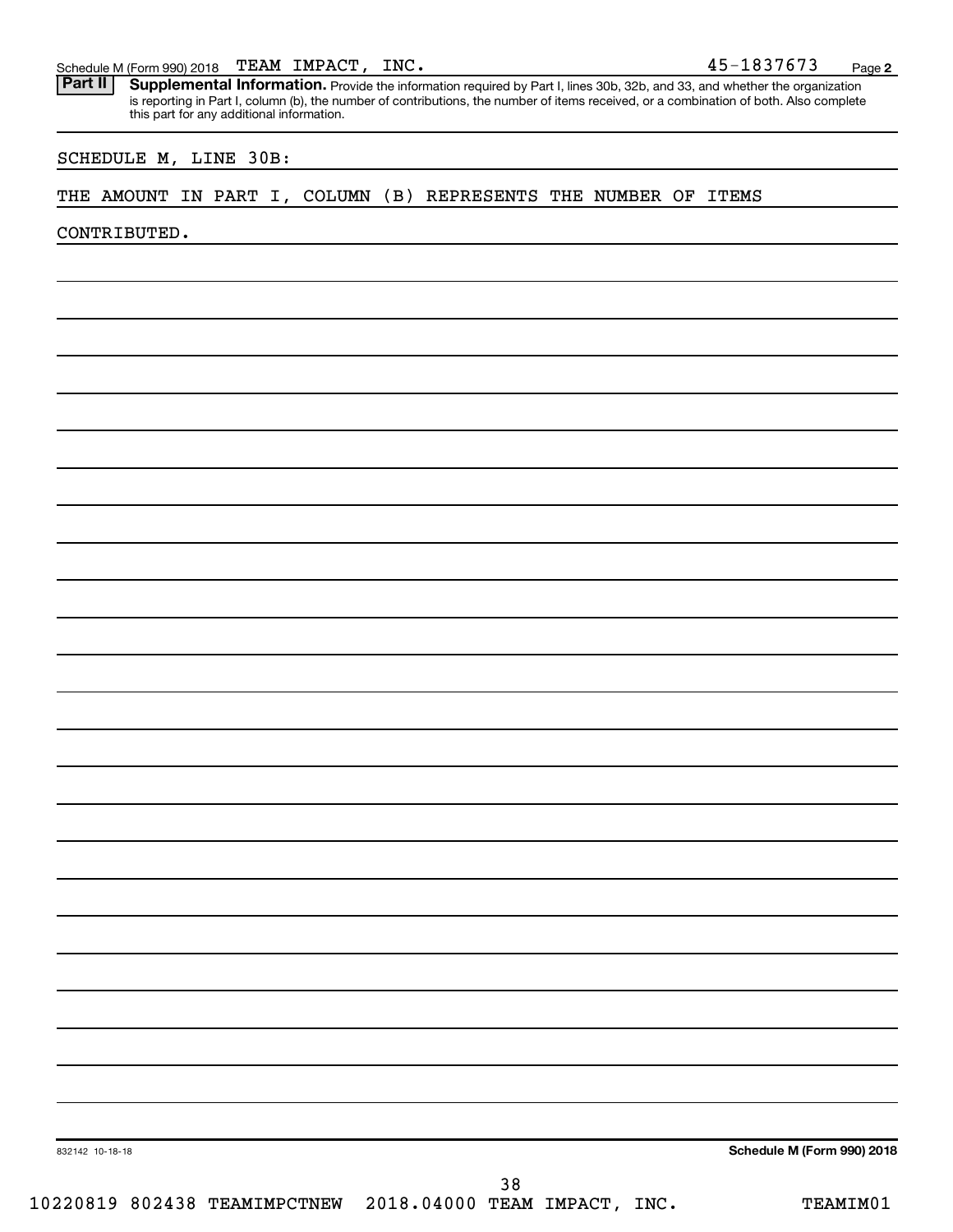Schedule M (Form 990) 2018 TEAM IMPACT, INC. 45-1837673 Page 2

**Part II** **Supplemental Information.** Provide the information required by Part I, lines 30b, 32b, and 33, and whether the organization is reporting in Part I, column (b), the number of contributions, the number of items received, or a combination of both. Also complete this part for any additional information.

SCHEDULE M, LINE 30B:

THE AMOUNT IN PART I, COLUMN (B) REPRESENTS THE NUMBER OF ITEMS CONTRIBUTED.

832142 10-18-18 **Schedule M (Form 990) 2018**

10220819 802438 TEAMIMPCTNEW 2018.04000 TEAM IMPACT, INC. TEAMIM01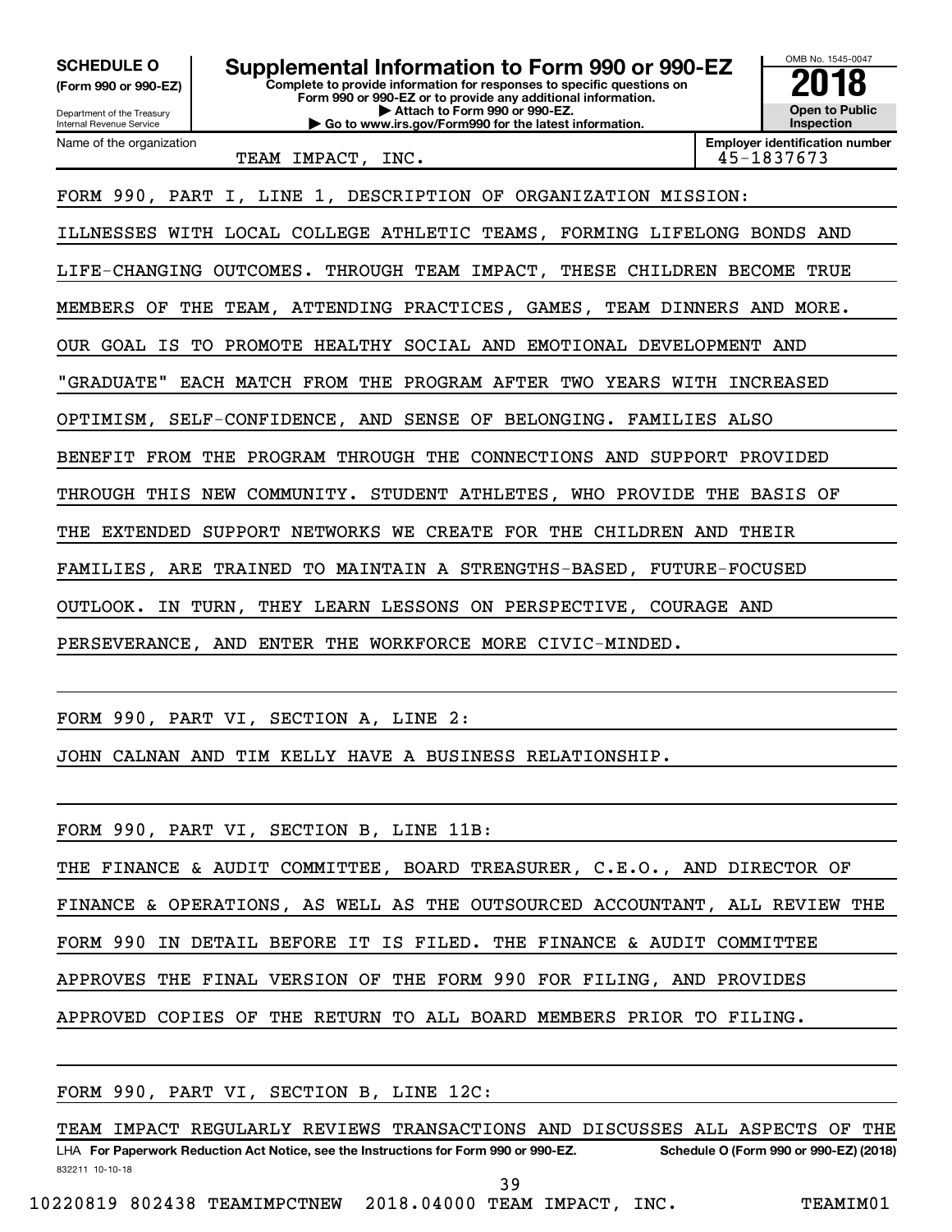**SCHEDULE O**
**(Form 990 or 990-EZ)**

Department of the Treasury
Internal Revenue Service

# Supplemental Information to Form 990 or 990-EZ

**Complete to provide information for responses to specific questions on Form 990 or 990-EZ or to provide any additional information.**
**▶ Attach to Form 990 or 990-EZ.**
**▶ Go to www.irs.gov/Form990 for the latest information.**

OMB No. 1545-0047
**2018**
**Open to Public Inspection**

Name of the organization: TEAM IMPACT, INC.
**Employer identification number:** 45-1837673

FORM 990, PART I, LINE 1, DESCRIPTION OF ORGANIZATION MISSION:

ILLNESSES WITH LOCAL COLLEGE ATHLETIC TEAMS, FORMING LIFELONG BONDS AND LIFE-CHANGING OUTCOMES. THROUGH TEAM IMPACT, THESE CHILDREN BECOME TRUE MEMBERS OF THE TEAM, ATTENDING PRACTICES, GAMES, TEAM DINNERS AND MORE. OUR GOAL IS TO PROMOTE HEALTHY SOCIAL AND EMOTIONAL DEVELOPMENT AND "GRADUATE" EACH MATCH FROM THE PROGRAM AFTER TWO YEARS WITH INCREASED OPTIMISM, SELF-CONFIDENCE, AND SENSE OF BELONGING. FAMILIES ALSO BENEFIT FROM THE PROGRAM THROUGH THE CONNECTIONS AND SUPPORT PROVIDED THROUGH THIS NEW COMMUNITY. STUDENT ATHLETES, WHO PROVIDE THE BASIS OF THE EXTENDED SUPPORT NETWORKS WE CREATE FOR THE CHILDREN AND THEIR FAMILIES, ARE TRAINED TO MAINTAIN A STRENGTHS-BASED, FUTURE-FOCUSED OUTLOOK. IN TURN, THEY LEARN LESSONS ON PERSPECTIVE, COURAGE AND PERSEVERANCE, AND ENTER THE WORKFORCE MORE CIVIC-MINDED.

FORM 990, PART VI, SECTION A, LINE 2:

JOHN CALNAN AND TIM KELLY HAVE A BUSINESS RELATIONSHIP.

FORM 990, PART VI, SECTION B, LINE 11B:

THE FINANCE & AUDIT COMMITTEE, BOARD TREASURER, C.E.O., AND DIRECTOR OF FINANCE & OPERATIONS, AS WELL AS THE OUTSOURCED ACCOUNTANT, ALL REVIEW THE FORM 990 IN DETAIL BEFORE IT IS FILED. THE FINANCE & AUDIT COMMITTEE APPROVES THE FINAL VERSION OF THE FORM 990 FOR FILING, AND PROVIDES APPROVED COPIES OF THE RETURN TO ALL BOARD MEMBERS PRIOR TO FILING.

FORM 990, PART VI, SECTION B, LINE 12C:

TEAM IMPACT REGULARLY REVIEWS TRANSACTIONS AND DISCUSSES ALL ASPECTS OF THE

LHA **For Paperwork Reduction Act Notice, see the Instructions for Form 990 or 990-EZ.** **Schedule O (Form 990 or 990-EZ) (2018)**

832211 10-10-18

10220819 802438 TEAMIMPCTNEW 2018.04000 TEAM IMPACT, INC. TEAMIM01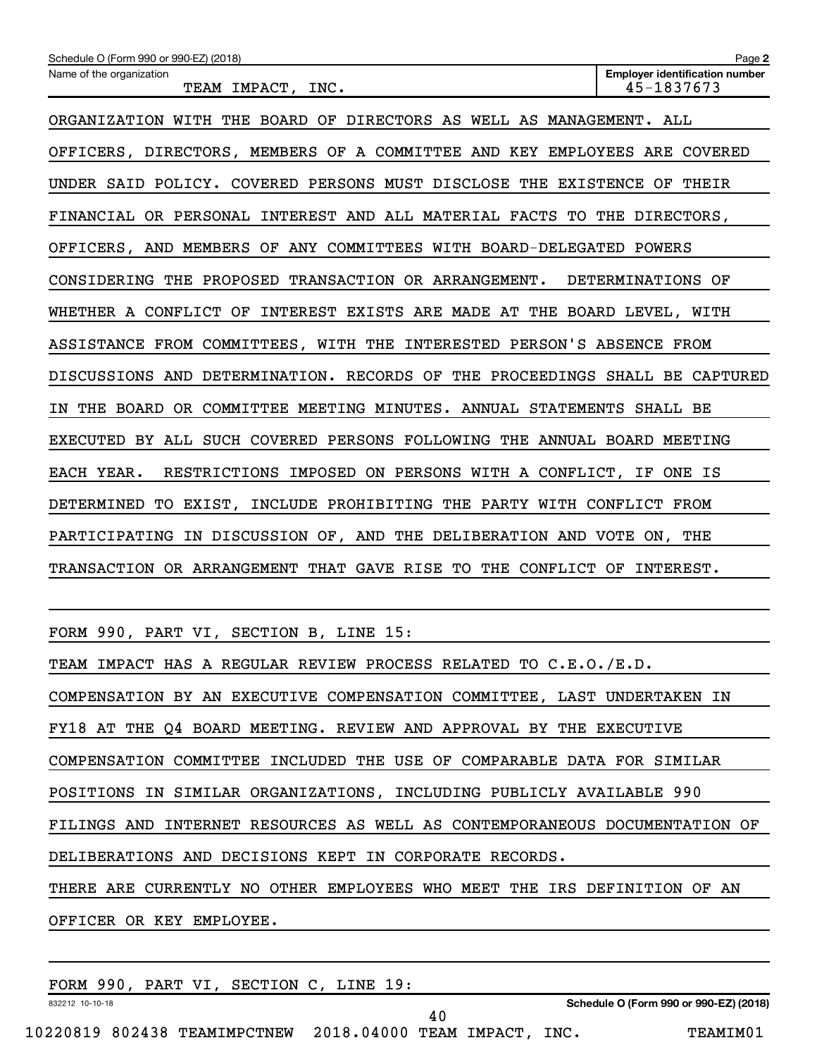Name of the organization: TEAM IMPACT, INC.

Employer identification number: 45-1837673

ORGANIZATION WITH THE BOARD OF DIRECTORS AS WELL AS MANAGEMENT. ALL OFFICERS, DIRECTORS, MEMBERS OF A COMMITTEE AND KEY EMPLOYEES ARE COVERED UNDER SAID POLICY. COVERED PERSONS MUST DISCLOSE THE EXISTENCE OF THEIR FINANCIAL OR PERSONAL INTEREST AND ALL MATERIAL FACTS TO THE DIRECTORS, OFFICERS, AND MEMBERS OF ANY COMMITTEES WITH BOARD-DELEGATED POWERS CONSIDERING THE PROPOSED TRANSACTION OR ARRANGEMENT. DETERMINATIONS OF WHETHER A CONFLICT OF INTEREST EXISTS ARE MADE AT THE BOARD LEVEL, WITH ASSISTANCE FROM COMMITTEES, WITH THE INTERESTED PERSON'S ABSENCE FROM DISCUSSIONS AND DETERMINATION. RECORDS OF THE PROCEEDINGS SHALL BE CAPTURED IN THE BOARD OR COMMITTEE MEETING MINUTES. ANNUAL STATEMENTS SHALL BE EXECUTED BY ALL SUCH COVERED PERSONS FOLLOWING THE ANNUAL BOARD MEETING EACH YEAR. RESTRICTIONS IMPOSED ON PERSONS WITH A CONFLICT, IF ONE IS DETERMINED TO EXIST, INCLUDE PROHIBITING THE PARTY WITH CONFLICT FROM PARTICIPATING IN DISCUSSION OF, AND THE DELIBERATION AND VOTE ON, THE TRANSACTION OR ARRANGEMENT THAT GAVE RISE TO THE CONFLICT OF INTEREST.

FORM 990, PART VI, SECTION B, LINE 15:

TEAM IMPACT HAS A REGULAR REVIEW PROCESS RELATED TO C.E.O./E.D. COMPENSATION BY AN EXECUTIVE COMPENSATION COMMITTEE, LAST UNDERTAKEN IN FY18 AT THE Q4 BOARD MEETING. REVIEW AND APPROVAL BY THE EXECUTIVE COMPENSATION COMMITTEE INCLUDED THE USE OF COMPARABLE DATA FOR SIMILAR POSITIONS IN SIMILAR ORGANIZATIONS, INCLUDING PUBLICLY AVAILABLE 990 FILINGS AND INTERNET RESOURCES AS WELL AS CONTEMPORANEOUS DOCUMENTATION OF DELIBERATIONS AND DECISIONS KEPT IN CORPORATE RECORDS.

THERE ARE CURRENTLY NO OTHER EMPLOYEES WHO MEET THE IRS DEFINITION OF AN OFFICER OR KEY EMPLOYEE.

FORM 990, PART VI, SECTION C, LINE 19: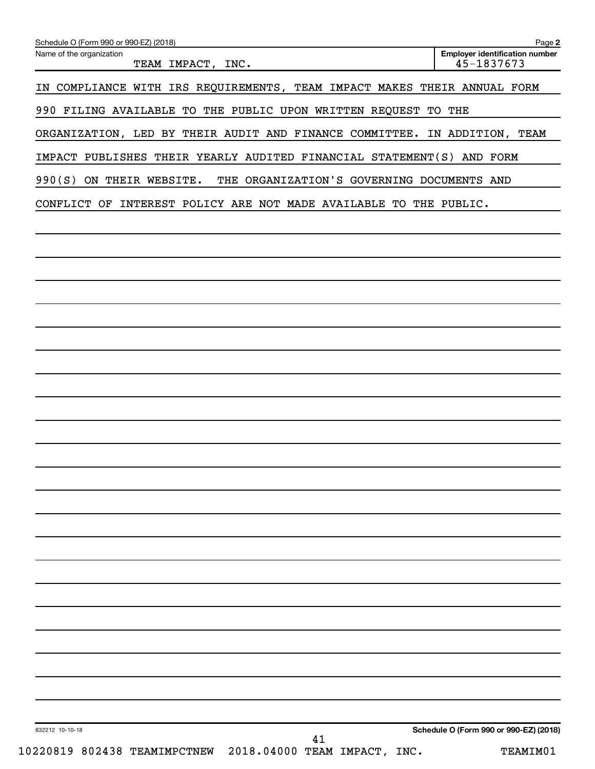Schedule O (Form 990 or 990-EZ) (2018)

| Name of the organization | Employer identification number |
| --- | --- |
| TEAM IMPACT, INC. | 45-1837673 |

IN COMPLIANCE WITH IRS REQUIREMENTS, TEAM IMPACT MAKES THEIR ANNUAL FORM 990 FILING AVAILABLE TO THE PUBLIC UPON WRITTEN REQUEST TO THE ORGANIZATION, LED BY THEIR AUDIT AND FINANCE COMMITTEE. IN ADDITION, TEAM IMPACT PUBLISHES THEIR YEARLY AUDITED FINANCIAL STATEMENT(S) AND FORM 990(S) ON THEIR WEBSITE. THE ORGANIZATION'S GOVERNING DOCUMENTS AND CONFLICT OF INTEREST POLICY ARE NOT MADE AVAILABLE TO THE PUBLIC.

832212 10-10-18

Schedule O (Form 990 or 990-EZ) (2018)

10220819 802438 TEAMIMPCTNEW 2018.04000 TEAM IMPACT, INC. TEAMIM01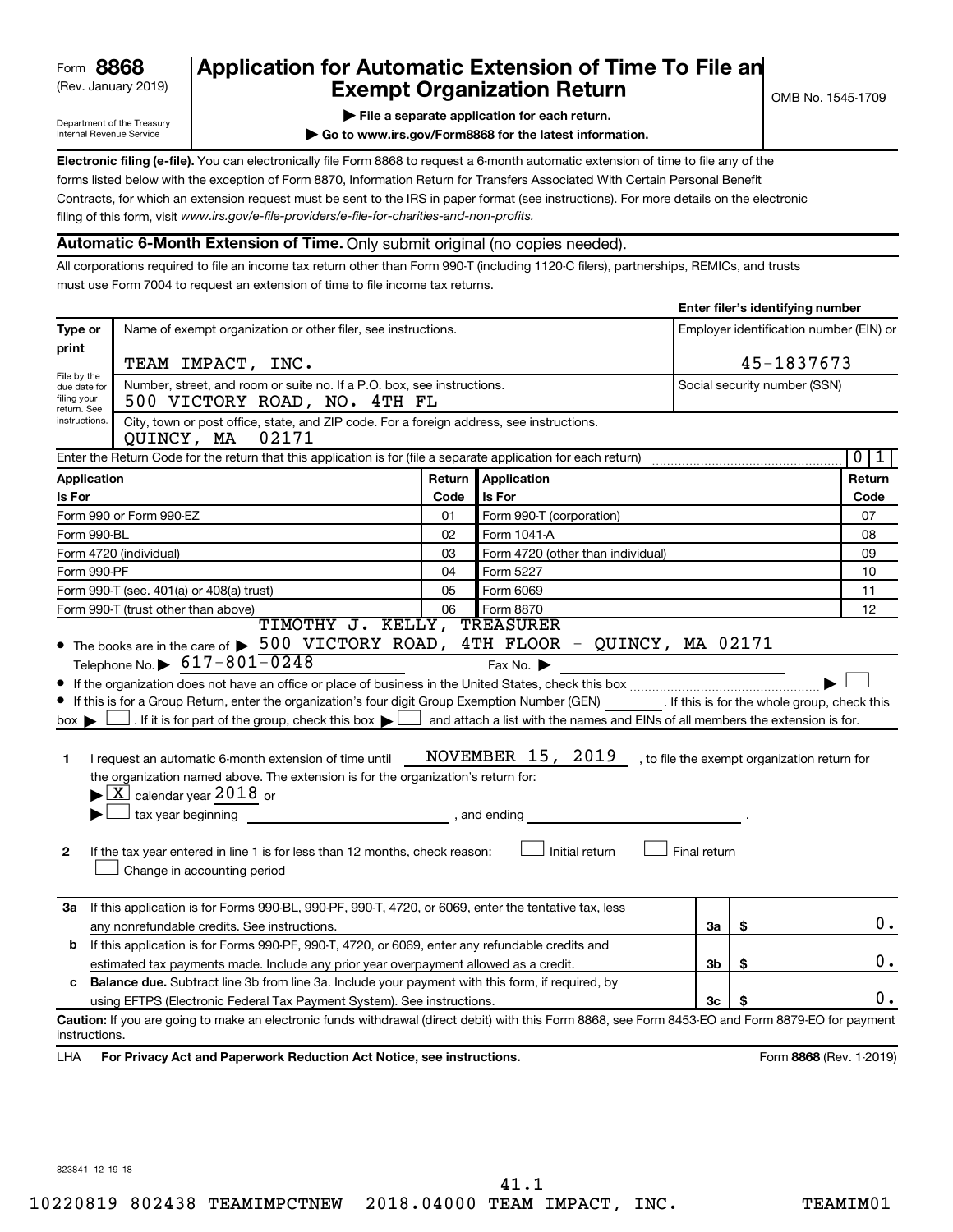Form **8868**
(Rev. January 2019)

Department of the Treasury
Internal Revenue Service

# Application for Automatic Extension of Time To File an Exempt Organization Return

▶ **File a separate application for each return.**

▶ **Go to www.irs.gov/Form8868 for the latest information.**

OMB No. 1545-1709

**Electronic filing (e-file).** You can electronically file Form 8868 to request a 6-month automatic extension of time to file any of the forms listed below with the exception of Form 8870, Information Return for Transfers Associated With Certain Personal Benefit Contracts, for which an extension request must be sent to the IRS in paper format (see instructions). For more details on the electronic filing of this form, visit *www.irs.gov/e-file-providers/e-file-for-charities-and-non-profits.*

**Automatic 6-Month Extension of Time.** Only submit original (no copies needed).

All corporations required to file an income tax return other than Form 990-T (including 1120-C filers), partnerships, REMICs, and trusts must use Form 7004 to request an extension of time to file income tax returns.

**Enter filer's identifying number**

| Type or print | | |
|---|---|---|
| File by the due date for filing your return. See instructions. | Name of exempt organization or other filer, see instructions.<br>TEAM IMPACT, INC. | Employer identification number (EIN) or<br>45-1837673 |
| | Number, street, and room or suite no. If a P.O. box, see instructions.<br>500 VICTORY ROAD, NO. 4TH FL | Social security number (SSN) |
| | City, town or post office, state, and ZIP code. For a foreign address, see instructions.<br>QUINCY, MA 02171 | |

Enter the Return Code for the return that this application is for (file a separate application for each return) ..... 0 1

| Application Is For | Return Code | Application Is For | Return Code |
|---|---|---|---|
| Form 990 or Form 990-EZ | 01 | Form 990-T (corporation) | 07 |
| Form 990-BL | 02 | Form 1041-A | 08 |
| Form 4720 (individual) | 03 | Form 4720 (other than individual) | 09 |
| Form 990-PF | 04 | Form 5227 | 10 |
| Form 990-T (sec. 401(a) or 408(a) trust) | 05 | Form 6069 | 11 |
| Form 990-T (trust other than above) | 06 | Form 8870 | 12 |

- The books are in the care of ▶ TIMOTHY J. KELLY, TREASURER
  500 VICTORY ROAD, 4TH FLOOR - QUINCY, MA 02171
  Telephone No. ▶ 617-801-0248 Fax No. ▶
- If the organization does not have an office or place of business in the United States, check this box ..... ▶ ☐
- If this is for a Group Return, enter the organization's four digit Group Exemption Number (GEN) ______ . If this is for the whole group, check this box ▶ ☐ . If it is for part of the group, check this box ▶ ☐ and attach a list with the names and EINs of all members the extension is for.

**1** I request an automatic 6-month extension of time until NOVEMBER 15, 2019 , to file the exempt organization return for the organization named above. The extension is for the organization's return for:
▶ ☒ calendar year 2018 or
▶ ☐ tax year beginning ______ , and ending ______ .

**2** If the tax year entered in line 1 is for less than 12 months, check reason: ☐ Initial return ☐ Final return
☐ Change in accounting period

| | | | |
|---|---|---|---|
| **3a** If this application is for Forms 990-BL, 990-PF, 990-T, 4720, or 6069, enter the tentative tax, less any nonrefundable credits. See instructions. | **3a** | $ | 0. |
| **b** If this application is for Forms 990-PF, 990-T, 4720, or 6069, enter any refundable credits and estimated tax payments made. Include any prior year overpayment allowed as a credit. | **3b** | $ | 0. |
| **c** **Balance due.** Subtract line 3b from line 3a. Include your payment with this form, if required, by using EFTPS (Electronic Federal Tax Payment System). See instructions. | **3c** | $ | 0. |

**Caution:** If you are going to make an electronic funds withdrawal (direct debit) with this Form 8868, see Form 8453-EO and Form 8879-EO for payment instructions.

LHA **For Privacy Act and Paperwork Reduction Act Notice, see instructions.** Form **8868** (Rev. 1-2019)

823841 12-19-18

41.1

10220819 802438 TEAMIMPCTNEW 2018.04000 TEAM IMPACT, INC. TEAMIM01